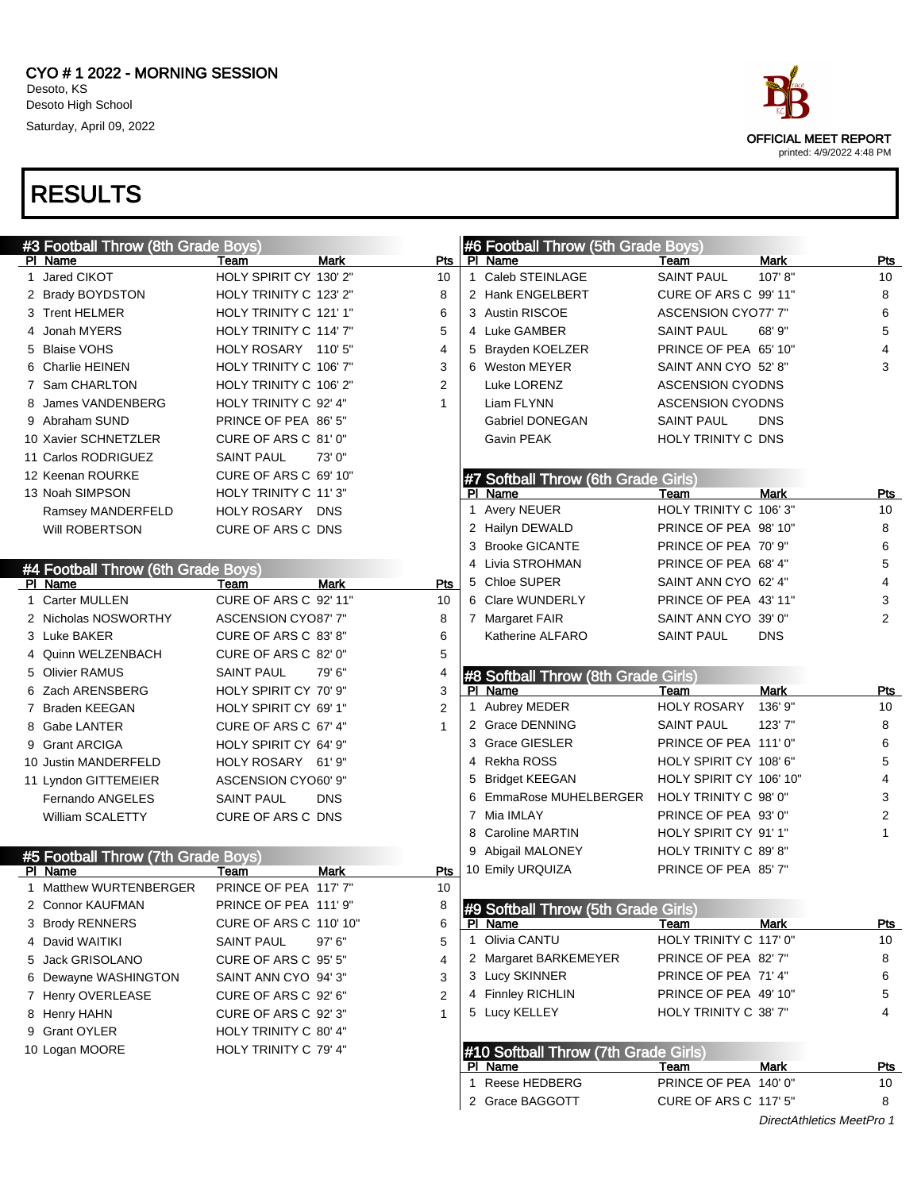CYO # 1 2022 - MORNING SESSION
Desoto, KS
Desoto High School
Saturday, April 09, 2022

OFFICIAL MEET REPORT
printed: 4/9/2022 4:48 PM

# RESULTS

## #3 Football Throw (8th Grade Boys)

| Pl | Name | Team | Mark | Pts |
|---|---|---|---|---|
| 1 | Jared CIKOT | HOLY SPIRIT CY | 130' 2" | 10 |
| 2 | Brady BOYDSTON | HOLY TRINITY C | 123' 2" | 8 |
| 3 | Trent HELMER | HOLY TRINITY C | 121' 1" | 6 |
| 4 | Jonah MYERS | HOLY TRINITY C | 114' 7" | 5 |
| 5 | Blaise VOHS | HOLY ROSARY | 110' 5" | 4 |
| 6 | Charlie HEINEN | HOLY TRINITY C | 106' 7" | 3 |
| 7 | Sam CHARLTON | HOLY TRINITY C | 106' 2" | 2 |
| 8 | James VANDENBERG | HOLY TRINITY C | 92' 4" | 1 |
| 9 | Abraham SUND | PRINCE OF PEA | 86' 5" | |
| 10 | Xavier SCHNETZLER | CURE OF ARS C | 81' 0" | |
| 11 | Carlos RODRIGUEZ | SAINT PAUL | 73' 0" | |
| 12 | Keenan ROURKE | CURE OF ARS C | 69' 10" | |
| 13 | Noah SIMPSON | HOLY TRINITY C | 11' 3" | |
| | Ramsey MANDERFELD | HOLY ROSARY | DNS | |
| | Will ROBERTSON | CURE OF ARS C | DNS | |

## #4 Football Throw (6th Grade Boys)

| Pl | Name | Team | Mark | Pts |
|---|---|---|---|---|
| 1 | Carter MULLEN | CURE OF ARS C | 92' 11" | 10 |
| 2 | Nicholas NOSWORTHY | ASCENSION CYO | 87' 7" | 8 |
| 3 | Luke BAKER | CURE OF ARS C | 83' 8" | 6 |
| 4 | Quinn WELZENBACH | CURE OF ARS C | 82' 0" | 5 |
| 5 | Olivier RAMUS | SAINT PAUL | 79' 6" | 4 |
| 6 | Zach ARENSBERG | HOLY SPIRIT CY | 70' 9" | 3 |
| 7 | Braden KEEGAN | HOLY SPIRIT CY | 69' 1" | 2 |
| 8 | Gabe LANTER | CURE OF ARS C | 67' 4" | 1 |
| 9 | Grant ARCIGA | HOLY SPIRIT CY | 64' 9" | |
| 10 | Justin MANDERFELD | HOLY ROSARY | 61' 9" | |
| 11 | Lyndon GITTEMEIER | ASCENSION CYO | 60' 9" | |
| | Fernando ANGELES | SAINT PAUL | DNS | |
| | William SCALETTY | CURE OF ARS C | DNS | |

## #5 Football Throw (7th Grade Boys)

| Pl | Name | Team | Mark | Pts |
|---|---|---|---|---|
| 1 | Matthew WURTENBERGER | PRINCE OF PEA | 117' 7" | 10 |
| 2 | Connor KAUFMAN | PRINCE OF PEA | 111' 9" | 8 |
| 3 | Brody RENNERS | CURE OF ARS C | 110' 10" | 6 |
| 4 | David WAITIKI | SAINT PAUL | 97' 6" | 5 |
| 5 | Jack GRISOLANO | CURE OF ARS C | 95' 5" | 4 |
| 6 | Dewayne WASHINGTON | SAINT ANN CYO | 94' 3" | 3 |
| 7 | Henry OVERLEASE | CURE OF ARS C | 92' 6" | 2 |
| 8 | Henry HAHN | CURE OF ARS C | 92' 3" | 1 |
| 9 | Grant OYLER | HOLY TRINITY C | 80' 4" | |
| 10 | Logan MOORE | HOLY TRINITY C | 79' 4" | |

## #6 Football Throw (5th Grade Boys)

| Pl | Name | Team | Mark | Pts |
|---|---|---|---|---|
| 1 | Caleb STEINLAGE | SAINT PAUL | 107' 8" | 10 |
| 2 | Hank ENGELBERT | CURE OF ARS C | 99' 11" | 8 |
| 3 | Austin RISCOE | ASCENSION CYO | 77' 7" | 6 |
| 4 | Luke GAMBER | SAINT PAUL | 68' 9" | 5 |
| 5 | Brayden KOELZER | PRINCE OF PEA | 65' 10" | 4 |
| 6 | Weston MEYER | SAINT ANN CYO | 52' 8" | 3 |
| | Luke LORENZ | ASCENSION CYO | DNS | |
| | Liam FLYNN | ASCENSION CYO | DNS | |
| | Gabriel DONEGAN | SAINT PAUL | DNS | |
| | Gavin PEAK | HOLY TRINITY C | DNS | |

## #7 Softball Throw (6th Grade Girls)

| Pl | Name | Team | Mark | Pts |
|---|---|---|---|---|
| 1 | Avery NEUER | HOLY TRINITY C | 106' 3" | 10 |
| 2 | Hailyn DEWALD | PRINCE OF PEA | 98' 10" | 8 |
| 3 | Brooke GICANTE | PRINCE OF PEA | 70' 9" | 6 |
| 4 | Livia STROHMAN | PRINCE OF PEA | 68' 4" | 5 |
| 5 | Chloe SUPER | SAINT ANN CYO | 62' 4" | 4 |
| 6 | Clare WUNDERLY | PRINCE OF PEA | 43' 11" | 3 |
| 7 | Margaret FAIR | SAINT ANN CYO | 39' 0" | 2 |
| | Katherine ALFARO | SAINT PAUL | DNS | |

## #8 Softball Throw (8th Grade Girls)

| Pl | Name | Team | Mark | Pts |
|---|---|---|---|---|
| 1 | Aubrey MEDER | HOLY ROSARY | 136' 9" | 10 |
| 2 | Grace DENNING | SAINT PAUL | 123' 7" | 8 |
| 3 | Grace GIESLER | PRINCE OF PEA | 111' 0" | 6 |
| 4 | Rekha ROSS | HOLY SPIRIT CY | 108' 6" | 5 |
| 5 | Bridget KEEGAN | HOLY SPIRIT CY | 106' 10" | 4 |
| 6 | EmmaRose MUHELBERGER | HOLY TRINITY C | 98' 0" | 3 |
| 7 | Mia IMLAY | PRINCE OF PEA | 93' 0" | 2 |
| 8 | Caroline MARTIN | HOLY SPIRIT CY | 91' 1" | 1 |
| 9 | Abigail MALONEY | HOLY TRINITY C | 89' 8" | |
| 10 | Emily URQUIZA | PRINCE OF PEA | 85' 7" | |

## #9 Softball Throw (5th Grade Girls)

| Pl | Name | Team | Mark | Pts |
|---|---|---|---|---|
| 1 | Olivia CANTU | HOLY TRINITY C | 117' 0" | 10 |
| 2 | Margaret BARKEMEYER | PRINCE OF PEA | 82' 7" | 8 |
| 3 | Lucy SKINNER | PRINCE OF PEA | 71' 4" | 6 |
| 4 | Finnley RICHLIN | PRINCE OF PEA | 49' 10" | 5 |
| 5 | Lucy KELLEY | HOLY TRINITY C | 38' 7" | 4 |

## #10 Softball Throw (7th Grade Girls)

| Pl | Name | Team | Mark | Pts |
|---|---|---|---|---|
| 1 | Reese HEDBERG | PRINCE OF PEA | 140' 0" | 10 |
| 2 | Grace BAGGOTT | CURE OF ARS C | 117' 5" | 8 |

*DirectAthletics MeetPro 1*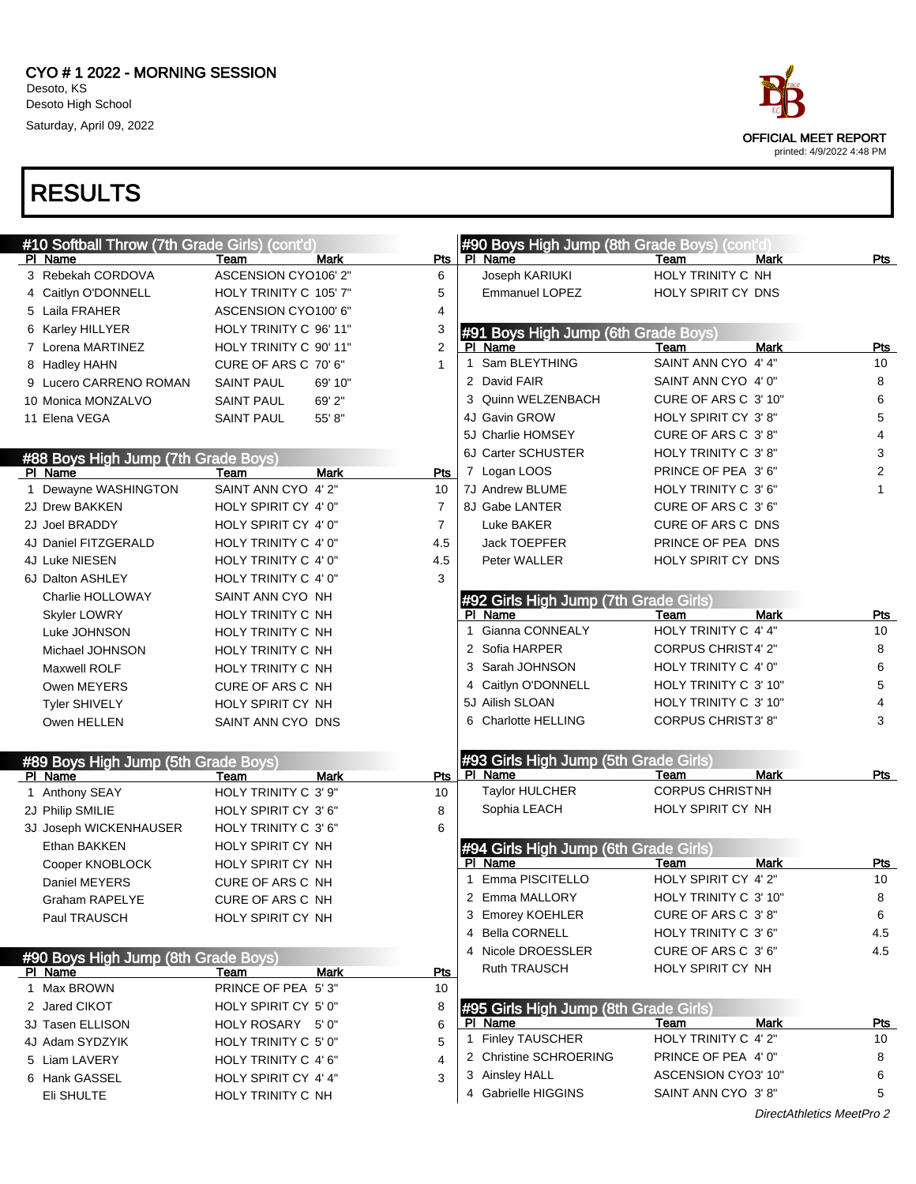CYO # 1 2022 - MORNING SESSION
Desoto, KS
Desoto High School
Saturday, April 09, 2022

OFFICIAL MEET REPORT
printed: 4/9/2022 4:48 PM

# RESULTS

## #10 Softball Throw (7th Grade Girls) (cont'd)

| Pl | Name | Team | Mark | Pts |
|---|---|---|---|---|
| 3 | Rebekah CORDOVA | ASCENSION CYO | 106' 2" | 6 |
| 4 | Caitlyn O'DONNELL | HOLY TRINITY C | 105' 7" | 5 |
| 5 | Laila FRAHER | ASCENSION CYO | 100' 6" | 4 |
| 6 | Karley HILLYER | HOLY TRINITY C | 96' 11" | 3 |
| 7 | Lorena MARTINEZ | HOLY TRINITY C | 90' 11" | 2 |
| 8 | Hadley HAHN | CURE OF ARS C | 70' 6" | 1 |
| 9 | Lucero CARRENO ROMAN | SAINT PAUL | 69' 10" | |
| 10 | Monica MONZALVO | SAINT PAUL | 69' 2" | |
| 11 | Elena VEGA | SAINT PAUL | 55' 8" | |

## #88 Boys High Jump (7th Grade Boys)

| Pl | Name | Team | Mark | Pts |
|---|---|---|---|---|
| 1 | Dewayne WASHINGTON | SAINT ANN CYO | 4' 2" | 10 |
| 2J | Drew BAKKEN | HOLY SPIRIT CY | 4' 0" | 7 |
| 2J | Joel BRADDY | HOLY SPIRIT CY | 4' 0" | 7 |
| 4J | Daniel FITZGERALD | HOLY TRINITY C | 4' 0" | 4.5 |
| 4J | Luke NIESEN | HOLY TRINITY C | 4' 0" | 4.5 |
| 6J | Dalton ASHLEY | HOLY TRINITY C | 4' 0" | 3 |
| | Charlie HOLLOWAY | SAINT ANN CYO | NH | |
| | Skyler LOWRY | HOLY TRINITY C | NH | |
| | Luke JOHNSON | HOLY TRINITY C | NH | |
| | Michael JOHNSON | HOLY TRINITY C | NH | |
| | Maxwell ROLF | HOLY TRINITY C | NH | |
| | Owen MEYERS | CURE OF ARS C | NH | |
| | Tyler SHIVELY | HOLY SPIRIT CY | NH | |
| | Owen HELLEN | SAINT ANN CYO | DNS | |

## #89 Boys High Jump (5th Grade Boys)

| Pl | Name | Team | Mark | Pts |
|---|---|---|---|---|
| 1 | Anthony SEAY | HOLY TRINITY C | 3' 9" | 10 |
| 2J | Philip SMILIE | HOLY SPIRIT CY | 3' 6" | 8 |
| 3J | Joseph WICKENHAUSER | HOLY TRINITY C | 3' 6" | 6 |
| | Ethan BAKKEN | HOLY SPIRIT CY | NH | |
| | Cooper KNOBLOCK | HOLY SPIRIT CY | NH | |
| | Daniel MEYERS | CURE OF ARS C | NH | |
| | Graham RAPELYE | CURE OF ARS C | NH | |
| | Paul TRAUSCH | HOLY SPIRIT CY | NH | |

## #90 Boys High Jump (8th Grade Boys)

| Pl | Name | Team | Mark | Pts |
|---|---|---|---|---|
| 1 | Max BROWN | PRINCE OF PEA | 5' 3" | 10 |
| 2 | Jared CIKOT | HOLY SPIRIT CY | 5' 0" | 8 |
| 3J | Tasen ELLISON | HOLY ROSARY | 5' 0" | 6 |
| 4J | Adam SYDZYIK | HOLY TRINITY C | 5' 0" | 5 |
| 5 | Liam LAVERY | HOLY TRINITY C | 4' 6" | 4 |
| 6 | Hank GASSEL | HOLY SPIRIT CY | 4' 4" | 3 |
| | Eli SHULTE | HOLY TRINITY C | NH | |
| | Joseph KARIUKI | HOLY TRINITY C | NH | |
| | Emmanuel LOPEZ | HOLY SPIRIT CY | DNS | |

## #91 Boys High Jump (6th Grade Boys)

| Pl | Name | Team | Mark | Pts |
|---|---|---|---|---|
| 1 | Sam BLEYTHING | SAINT ANN CYO | 4' 4" | 10 |
| 2 | David FAIR | SAINT ANN CYO | 4' 0" | 8 |
| 3 | Quinn WELZENBACH | CURE OF ARS C | 3' 10" | 6 |
| 4J | Gavin GROW | HOLY SPIRIT CY | 3' 8" | 5 |
| 5J | Charlie HOMSEY | CURE OF ARS C | 3' 8" | 4 |
| 6J | Carter SCHUSTER | HOLY TRINITY C | 3' 8" | 3 |
| 7 | Logan LOOS | PRINCE OF PEA | 3' 6" | 2 |
| 7J | Andrew BLUME | HOLY TRINITY C | 3' 6" | 1 |
| 8J | Gabe LANTER | CURE OF ARS C | 3' 6" | |
| | Luke BAKER | CURE OF ARS C | DNS | |
| | Jack TOEPFER | PRINCE OF PEA | DNS | |
| | Peter WALLER | HOLY SPIRIT CY | DNS | |

## #92 Girls High Jump (7th Grade Girls)

| Pl | Name | Team | Mark | Pts |
|---|---|---|---|---|
| 1 | Gianna CONNEALY | HOLY TRINITY C | 4' 4" | 10 |
| 2 | Sofia HARPER | CORPUS CHRIST | 4' 2" | 8 |
| 3 | Sarah JOHNSON | HOLY TRINITY C | 4' 0" | 6 |
| 4 | Caitlyn O'DONNELL | HOLY TRINITY C | 3' 10" | 5 |
| 5J | Ailish SLOAN | HOLY TRINITY C | 3' 10" | 4 |
| 6 | Charlotte HELLING | CORPUS CHRIST | 3' 8" | 3 |

## #93 Girls High Jump (5th Grade Girls)

| Pl | Name | Team | Mark | Pts |
|---|---|---|---|---|
| | Taylor HULCHER | CORPUS CHRIST | NH | |
| | Sophia LEACH | HOLY SPIRIT CY | NH | |

## #94 Girls High Jump (6th Grade Girls)

| Pl | Name | Team | Mark | Pts |
|---|---|---|---|---|
| 1 | Emma PISCITELLO | HOLY SPIRIT CY | 4' 2" | 10 |
| 2 | Emma MALLORY | HOLY TRINITY C | 3' 10" | 8 |
| 3 | Emorey KOEHLER | CURE OF ARS C | 3' 8" | 6 |
| 4 | Bella CORNELL | HOLY TRINITY C | 3' 6" | 4.5 |
| 4 | Nicole DROESSLER | CURE OF ARS C | 3' 6" | 4.5 |
| | Ruth TRAUSCH | HOLY SPIRIT CY | NH | |

## #95 Girls High Jump (8th Grade Girls)

| Pl | Name | Team | Mark | Pts |
|---|---|---|---|---|
| 1 | Finley TAUSCHER | HOLY TRINITY C | 4' 2" | 10 |
| 2 | Christine SCHROERING | PRINCE OF PEA | 4' 0" | 8 |
| 3 | Ainsley HALL | ASCENSION CYO | 3' 10" | 6 |
| 4 | Gabrielle HIGGINS | SAINT ANN CYO | 3' 8" | 5 |

*DirectAthletics MeetPro 2*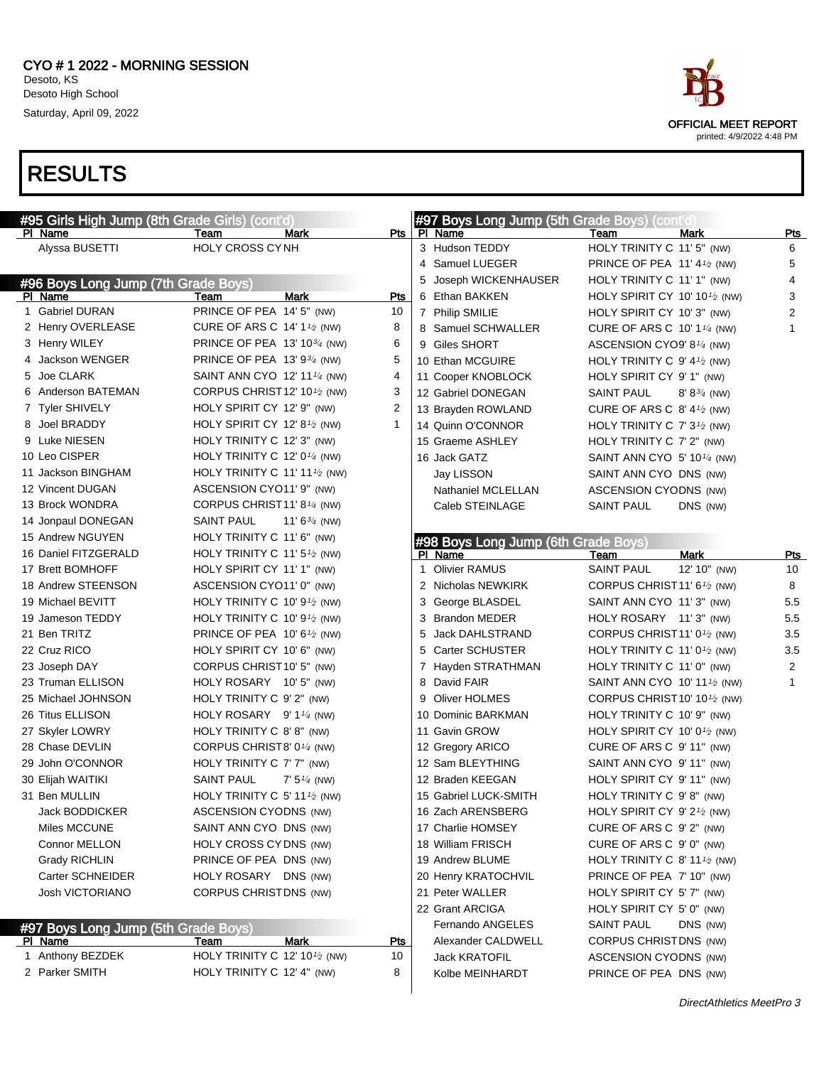# CYO # 1 2022 - MORNING SESSION

Desoto, KS
Desoto High School
Saturday, April 09, 2022

OFFICIAL MEET REPORT
printed: 4/9/2022 4:48 PM

# RESULTS

## #95 Girls High Jump (8th Grade Girls) (cont'd)

| Pl | Name | Team | Mark | Pts |
|---|---|---|---|---|
| | Alyssa BUSETTI | HOLY CROSS CY | NH | |

## #96 Boys Long Jump (7th Grade Boys)

| Pl | Name | Team | Mark | Pts |
|---|---|---|---|---|
| 1 | Gabriel DURAN | PRINCE OF PEA | 14' 5" (NW) | 10 |
| 2 | Henry OVERLEASE | CURE OF ARS C | 14' 1½ (NW) | 8 |
| 3 | Henry WILEY | PRINCE OF PEA | 13' 10¾ (NW) | 6 |
| 4 | Jackson WENGER | PRINCE OF PEA | 13' 9¾ (NW) | 5 |
| 5 | Joe CLARK | SAINT ANN CYO | 12' 11¼ (NW) | 4 |
| 6 | Anderson BATEMAN | CORPUS CHRIST | 12' 10½ (NW) | 3 |
| 7 | Tyler SHIVELY | HOLY SPIRIT CY | 12' 9" (NW) | 2 |
| 8 | Joel BRADDY | HOLY SPIRIT CY | 12' 8½ (NW) | 1 |
| 9 | Luke NIESEN | HOLY TRINITY C | 12' 3" (NW) | |
| 10 | Leo CISPER | HOLY TRINITY C | 12' 0¼ (NW) | |
| 11 | Jackson BINGHAM | HOLY TRINITY C | 11' 11½ (NW) | |
| 12 | Vincent DUGAN | ASCENSION CYO | 11' 9" (NW) | |
| 13 | Brock WONDRA | CORPUS CHRIST | 11' 8¼ (NW) | |
| 14 | Jonpaul DONEGAN | SAINT PAUL | 11' 6¾ (NW) | |
| 15 | Andrew NGUYEN | HOLY TRINITY C | 11' 6" (NW) | |
| 16 | Daniel FITZGERALD | HOLY TRINITY C | 11' 5½ (NW) | |
| 17 | Brett BOMHOFF | HOLY SPIRIT CY | 11' 1" (NW) | |
| 18 | Andrew STEENSON | ASCENSION CYO | 11' 0" (NW) | |
| 19 | Michael BEVITT | HOLY TRINITY C | 10' 9½ (NW) | |
| 19 | Jameson TEDDY | HOLY TRINITY C | 10' 9½ (NW) | |
| 21 | Ben TRITZ | PRINCE OF PEA | 10' 6½ (NW) | |
| 22 | Cruz RICO | HOLY SPIRIT CY | 10' 6" (NW) | |
| 23 | Joseph DAY | CORPUS CHRIST | 10' 5" (NW) | |
| 23 | Truman ELLISON | HOLY ROSARY | 10' 5" (NW) | |
| 25 | Michael JOHNSON | HOLY TRINITY C | 9' 2" (NW) | |
| 26 | Titus ELLISON | HOLY ROSARY | 9' 1¼ (NW) | |
| 27 | Skyler LOWRY | HOLY TRINITY C | 8' 8" (NW) | |
| 28 | Chase DEVLIN | CORPUS CHRIST | 8' 0¼ (NW) | |
| 29 | John O'CONNOR | HOLY TRINITY C | 7' 7" (NW) | |
| 30 | Elijah WAITIKI | SAINT PAUL | 7' 5¼ (NW) | |
| 31 | Ben MULLIN | HOLY TRINITY C | 5' 11½ (NW) | |
| | Jack BODDICKER | ASCENSION CYO | DNS (NW) | |
| | Miles MCCUNE | SAINT ANN CYO | DNS (NW) | |
| | Connor MELLON | HOLY CROSS CY | DNS (NW) | |
| | Grady RICHLIN | PRINCE OF PEA | DNS (NW) | |
| | Carter SCHNEIDER | HOLY ROSARY | DNS (NW) | |
| | Josh VICTORIANO | CORPUS CHRIST | DNS (NW) | |

## #97 Boys Long Jump (5th Grade Boys)

| Pl | Name | Team | Mark | Pts |
|---|---|---|---|---|
| 1 | Anthony BEZDEK | HOLY TRINITY C | 12' 10½ (NW) | 10 |
| 2 | Parker SMITH | HOLY TRINITY C | 12' 4" (NW) | 8 |
| 3 | Hudson TEDDY | HOLY TRINITY C | 11' 5" (NW) | 6 |
| 4 | Samuel LUEGER | PRINCE OF PEA | 11' 4½ (NW) | 5 |
| 5 | Joseph WICKENHAUSER | HOLY TRINITY C | 11' 1" (NW) | 4 |
| 6 | Ethan BAKKEN | HOLY SPIRIT CY | 10' 10½ (NW) | 3 |
| 7 | Philip SMILIE | HOLY SPIRIT CY | 10' 3" (NW) | 2 |
| 8 | Samuel SCHWALLER | CURE OF ARS C | 10' 1¼ (NW) | 1 |
| 9 | Giles SHORT | ASCENSION CYO | 9' 8¼ (NW) | |
| 10 | Ethan MCGUIRE | HOLY TRINITY C | 9' 4½ (NW) | |
| 11 | Cooper KNOBLOCK | HOLY SPIRIT CY | 9' 1" (NW) | |
| 12 | Gabriel DONEGAN | SAINT PAUL | 8' 8¾ (NW) | |
| 13 | Brayden ROWLAND | CURE OF ARS C | 8' 4½ (NW) | |
| 14 | Quinn O'CONNOR | HOLY TRINITY C | 7' 3½ (NW) | |
| 15 | Graeme ASHLEY | HOLY TRINITY C | 7' 2" (NW) | |
| 16 | Jack GATZ | SAINT ANN CYO | 5' 10¼ (NW) | |
| | Jay LISSON | SAINT ANN CYO | DNS (NW) | |
| | Nathaniel MCLELLAN | ASCENSION CYO | DNS (NW) | |
| | Caleb STEINLAGE | SAINT PAUL | DNS (NW) | |

## #98 Boys Long Jump (6th Grade Boys)

| Pl | Name | Team | Mark | Pts |
|---|---|---|---|---|
| 1 | Olivier RAMUS | SAINT PAUL | 12' 10" (NW) | 10 |
| 2 | Nicholas NEWKIRK | CORPUS CHRIST | 11' 6½ (NW) | 8 |
| 3 | George BLASDEL | SAINT ANN CYO | 11' 3" (NW) | 5.5 |
| 3 | Brandon MEDER | HOLY ROSARY | 11' 3" (NW) | 5.5 |
| 5 | Jack DAHLSTRAND | CORPUS CHRIST | 11' 0½ (NW) | 3.5 |
| 5 | Carter SCHUSTER | HOLY TRINITY C | 11' 0½ (NW) | 3.5 |
| 7 | Hayden STRATHMAN | HOLY TRINITY C | 11' 0" (NW) | 2 |
| 8 | David FAIR | SAINT ANN CYO | 10' 11½ (NW) | 1 |
| 9 | Oliver HOLMES | CORPUS CHRIST | 10' 10½ (NW) | |
| 10 | Dominic BARKMAN | HOLY TRINITY C | 10' 9" (NW) | |
| 11 | Gavin GROW | HOLY SPIRIT CY | 10' 0½ (NW) | |
| 12 | Gregory ARICO | CURE OF ARS C | 9' 11" (NW) | |
| 12 | Sam BLEYTHING | SAINT ANN CYO | 9' 11" (NW) | |
| 12 | Braden KEEGAN | HOLY SPIRIT CY | 9' 11" (NW) | |
| 15 | Gabriel LUCK-SMITH | HOLY TRINITY C | 9' 8" (NW) | |
| 16 | Zach ARENSBERG | HOLY SPIRIT CY | 9' 2½ (NW) | |
| 17 | Charlie HOMSEY | CURE OF ARS C | 9' 2" (NW) | |
| 18 | William FRISCH | CURE OF ARS C | 9' 0" (NW) | |
| 19 | Andrew BLUME | HOLY TRINITY C | 8' 11½ (NW) | |
| 20 | Henry KRATOCHVIL | PRINCE OF PEA | 7' 10" (NW) | |
| 21 | Peter WALLER | HOLY SPIRIT CY | 5' 7" (NW) | |
| 22 | Grant ARCIGA | HOLY SPIRIT CY | 5' 0" (NW) | |
| | Fernando ANGELES | SAINT PAUL | DNS (NW) | |
| | Alexander CALDWELL | CORPUS CHRIST | DNS (NW) | |
| | Jack KRATOFIL | ASCENSION CYO | DNS (NW) | |
| | Kolbe MEINHARDT | PRINCE OF PEA | DNS (NW) | |

*DirectAthletics MeetPro 3*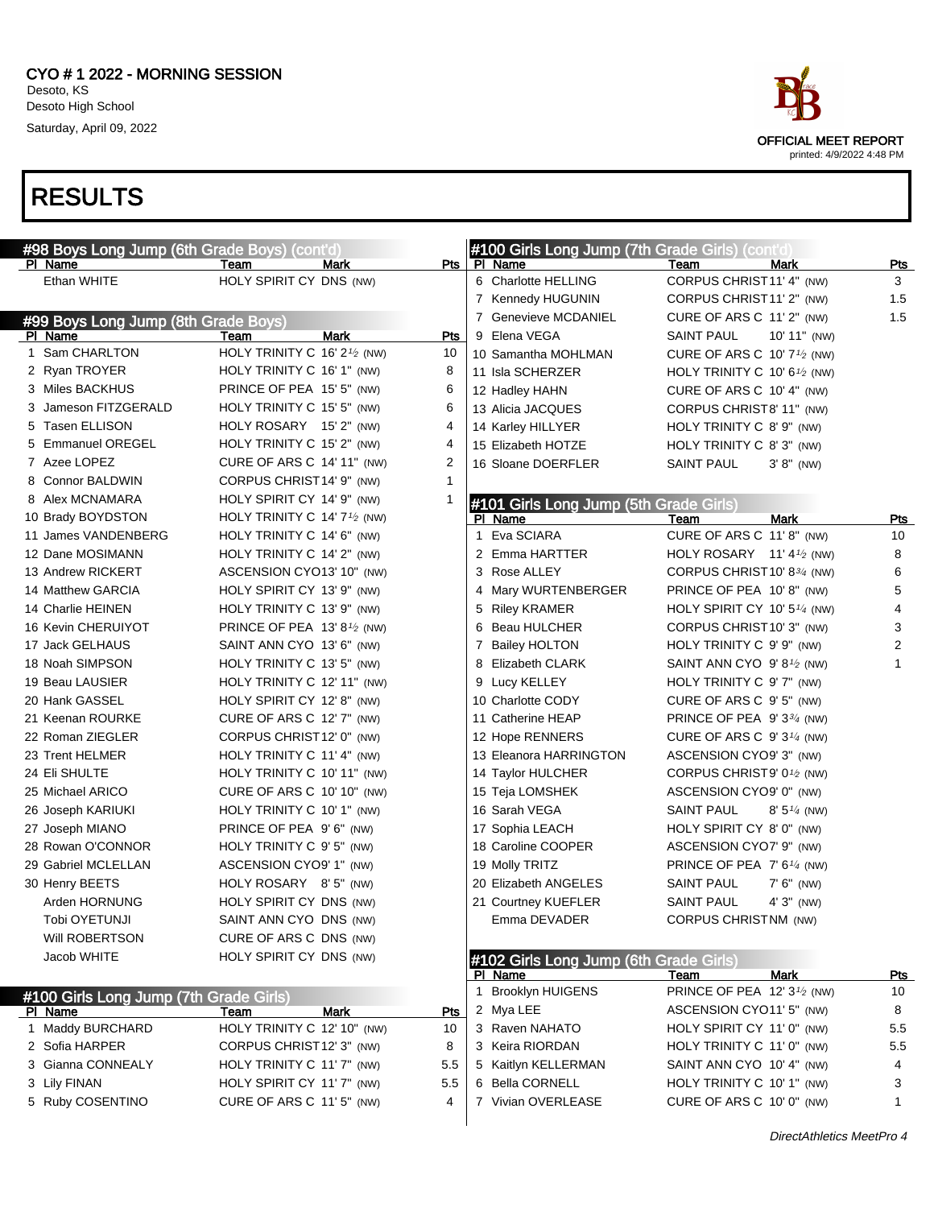# CYO # 1 2022 - MORNING SESSION

Desoto, KS
Desoto High School
Saturday, April 09, 2022

OFFICIAL MEET REPORT
printed: 4/9/2022 4:48 PM

## RESULTS

### #98 Boys Long Jump (6th Grade Boys) (cont'd)

| Pl | Name | Team | Mark | Pts |
|---|---|---|---|---|
| | Ethan WHITE | HOLY SPIRIT CY | DNS (NW) | |

### #99 Boys Long Jump (8th Grade Boys)

| Pl | Name | Team | Mark | Pts |
|---|---|---|---|---|
| 1 | Sam CHARLTON | HOLY TRINITY C | 16' 2½ (NW) | 10 |
| 2 | Ryan TROYER | HOLY TRINITY C | 16' 1" (NW) | 8 |
| 3 | Miles BACKHUS | PRINCE OF PEA | 15' 5" (NW) | 6 |
| 3 | Jameson FITZGERALD | HOLY TRINITY C | 15' 5" (NW) | 6 |
| 5 | Tasen ELLISON | HOLY ROSARY | 15' 2" (NW) | 4 |
| 5 | Emmanuel OREGEL | HOLY TRINITY C | 15' 2" (NW) | 4 |
| 7 | Azee LOPEZ | CURE OF ARS C | 14' 11" (NW) | 2 |
| 8 | Connor BALDWIN | CORPUS CHRIST | 14' 9" (NW) | 1 |
| 8 | Alex MCNAMARA | HOLY SPIRIT CY | 14' 9" (NW) | 1 |
| 10 | Brady BOYDSTON | HOLY TRINITY C | 14' 7½ (NW) | |
| 11 | James VANDENBERG | HOLY TRINITY C | 14' 6" (NW) | |
| 12 | Dane MOSIMANN | HOLY TRINITY C | 14' 2" (NW) | |
| 13 | Andrew RICKERT | ASCENSION CYO | 13' 10" (NW) | |
| 14 | Matthew GARCIA | HOLY SPIRIT CY | 13' 9" (NW) | |
| 14 | Charlie HEINEN | HOLY TRINITY C | 13' 9" (NW) | |
| 16 | Kevin CHERUIYOT | PRINCE OF PEA | 13' 8½ (NW) | |
| 17 | Jack GELHAUS | SAINT ANN CYO | 13' 6" (NW) | |
| 18 | Noah SIMPSON | HOLY TRINITY C | 13' 5" (NW) | |
| 19 | Beau LAUSIER | HOLY TRINITY C | 12' 11" (NW) | |
| 20 | Hank GASSEL | HOLY SPIRIT CY | 12' 8" (NW) | |
| 21 | Keenan ROURKE | CURE OF ARS C | 12' 7" (NW) | |
| 22 | Roman ZIEGLER | CORPUS CHRIST | 12' 0" (NW) | |
| 23 | Trent HELMER | HOLY TRINITY C | 11' 4" (NW) | |
| 24 | Eli SHULTE | HOLY TRINITY C | 10' 11" (NW) | |
| 25 | Michael ARICO | CURE OF ARS C | 10' 10" (NW) | |
| 26 | Joseph KARIUKI | HOLY TRINITY C | 10' 1" (NW) | |
| 27 | Joseph MIANO | PRINCE OF PEA | 9' 6" (NW) | |
| 28 | Rowan O'CONNOR | HOLY TRINITY C | 9' 5" (NW) | |
| 29 | Gabriel MCLELLAN | ASCENSION CYO | 9' 1" (NW) | |
| 30 | Henry BEETS | HOLY ROSARY | 8' 5" (NW) | |
| | Arden HORNUNG | HOLY SPIRIT CY | DNS (NW) | |
| | Tobi OYETUNJI | SAINT ANN CYO | DNS (NW) | |
| | Will ROBERTSON | CURE OF ARS C | DNS (NW) | |
| | Jacob WHITE | HOLY SPIRIT CY | DNS (NW) | |

### #100 Girls Long Jump (7th Grade Girls)

| Pl | Name | Team | Mark | Pts |
|---|---|---|---|---|
| 1 | Maddy BURCHARD | HOLY TRINITY C | 12' 10" (NW) | 10 |
| 2 | Sofia HARPER | CORPUS CHRIST | 12' 3" (NW) | 8 |
| 3 | Gianna CONNEALY | HOLY TRINITY C | 11' 7" (NW) | 5.5 |
| 3 | Lily FINAN | HOLY SPIRIT CY | 11' 7" (NW) | 5.5 |
| 5 | Ruby COSENTINO | CURE OF ARS C | 11' 5" (NW) | 4 |
| 6 | Charlotte HELLING | CORPUS CHRIST | 11' 4" (NW) | 3 |
| 7 | Kennedy HUGUNIN | CORPUS CHRIST | 11' 2" (NW) | 1.5 |
| 7 | Genevieve MCDANIEL | CURE OF ARS C | 11' 2" (NW) | 1.5 |
| 9 | Elena VEGA | SAINT PAUL | 10' 11" (NW) | |
| 10 | Samantha MOHLMAN | CURE OF ARS C | 10' 7½ (NW) | |
| 11 | Isla SCHERZER | HOLY TRINITY C | 10' 6½ (NW) | |
| 12 | Hadley HAHN | CURE OF ARS C | 10' 4" (NW) | |
| 13 | Alicia JACQUES | CORPUS CHRIST | 8' 11" (NW) | |
| 14 | Karley HILLYER | HOLY TRINITY C | 8' 9" (NW) | |
| 15 | Elizabeth HOTZE | HOLY TRINITY C | 8' 3" (NW) | |
| 16 | Sloane DOERFLER | SAINT PAUL | 3' 8" (NW) | |

### #101 Girls Long Jump (5th Grade Girls)

| Pl | Name | Team | Mark | Pts |
|---|---|---|---|---|
| 1 | Eva SCIARA | CURE OF ARS C | 11' 8" (NW) | 10 |
| 2 | Emma HARTTER | HOLY ROSARY | 11' 4½ (NW) | 8 |
| 3 | Rose ALLEY | CORPUS CHRIST | 10' 8¾ (NW) | 6 |
| 4 | Mary WURTENBERGER | PRINCE OF PEA | 10' 8" (NW) | 5 |
| 5 | Riley KRAMER | HOLY SPIRIT CY | 10' 5¼ (NW) | 4 |
| 6 | Beau HULCHER | CORPUS CHRIST | 10' 3" (NW) | 3 |
| 7 | Bailey HOLTON | HOLY TRINITY C | 9' 9" (NW) | 2 |
| 8 | Elizabeth CLARK | SAINT ANN CYO | 9' 8½ (NW) | 1 |
| 9 | Lucy KELLEY | HOLY TRINITY C | 9' 7" (NW) | |
| 10 | Charlotte CODY | CURE OF ARS C | 9' 5" (NW) | |
| 11 | Catherine HEAP | PRINCE OF PEA | 9' 3¾ (NW) | |
| 12 | Hope RENNERS | CURE OF ARS C | 9' 3¼ (NW) | |
| 13 | Eleanora HARRINGTON | ASCENSION CYO | 9' 3" (NW) | |
| 14 | Taylor HULCHER | CORPUS CHRIST | 9' 0½ (NW) | |
| 15 | Teja LOMSHEK | ASCENSION CYO | 9' 0" (NW) | |
| 16 | Sarah VEGA | SAINT PAUL | 8' 5¼ (NW) | |
| 17 | Sophia LEACH | HOLY SPIRIT CY | 8' 0" (NW) | |
| 18 | Caroline COOPER | ASCENSION CYO | 7' 9" (NW) | |
| 19 | Molly TRITZ | PRINCE OF PEA | 7' 6¼ (NW) | |
| 20 | Elizabeth ANGELES | SAINT PAUL | 7' 6" (NW) | |
| 21 | Courtney KUEFLER | SAINT PAUL | 4' 3" (NW) | |
| | Emma DEVADER | CORPUS CHRIST | NM (NW) | |

### #102 Girls Long Jump (6th Grade Girls)

| Pl | Name | Team | Mark | Pts |
|---|---|---|---|---|
| 1 | Brooklyn HUIGENS | PRINCE OF PEA | 12' 3½ (NW) | 10 |
| 2 | Mya LEE | ASCENSION CYO | 11' 5" (NW) | 8 |
| 3 | Raven NAHATO | HOLY SPIRIT CY | 11' 0" (NW) | 5.5 |
| 3 | Keira RIORDAN | HOLY TRINITY C | 11' 0" (NW) | 5.5 |
| 5 | Kaitlyn KELLERMAN | SAINT ANN CYO | 10' 4" (NW) | 4 |
| 6 | Bella CORNELL | HOLY TRINITY C | 10' 1" (NW) | 3 |
| 7 | Vivian OVERLEASE | CURE OF ARS C | 10' 0" (NW) | 1 |

*DirectAthletics MeetPro 4*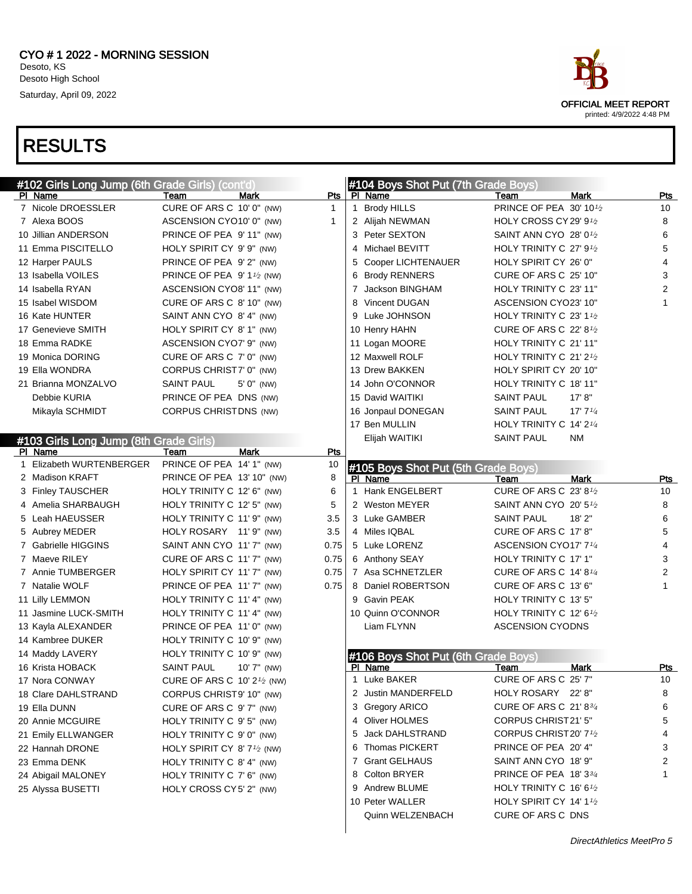CYO # 1 2022 - MORNING SESSION
Desoto, KS
Desoto High School
Saturday, April 09, 2022

OFFICIAL MEET REPORT
printed: 4/9/2022 4:48 PM

# RESULTS

## #102 Girls Long Jump (6th Grade Girls) (cont'd)

| Pl | Name | Team | Mark | Pts |
|---|---|---|---|---|
| 7 | Nicole DROESSLER | CURE OF ARS C | 10' 0" (NW) | 1 |
| 7 | Alexa BOOS | ASCENSION CYO | 10' 0" (NW) | 1 |
| 10 | Jillian ANDERSON | PRINCE OF PEA | 9' 11" (NW) | |
| 11 | Emma PISCITELLO | HOLY SPIRIT CY | 9' 9" (NW) | |
| 12 | Harper PAULS | PRINCE OF PEA | 9' 2" (NW) | |
| 13 | Isabella VOILES | PRINCE OF PEA | 9' 1½ (NW) | |
| 14 | Isabella RYAN | ASCENSION CYO | 8' 11" (NW) | |
| 15 | Isabel WISDOM | CURE OF ARS C | 8' 10" (NW) | |
| 16 | Kate HUNTER | SAINT ANN CYO | 8' 4" (NW) | |
| 17 | Genevieve SMITH | HOLY SPIRIT CY | 8' 1" (NW) | |
| 18 | Emma RADKE | ASCENSION CYO | 7' 9" (NW) | |
| 19 | Monica DORING | CURE OF ARS C | 7' 0" (NW) | |
| 19 | Ella WONDRA | CORPUS CHRIST | 7' 0" (NW) | |
| 21 | Brianna MONZALVO | SAINT PAUL | 5' 0" (NW) | |
| | Debbie KURIA | PRINCE OF PEA | DNS (NW) | |
| | Mikayla SCHMIDT | CORPUS CHRIST | DNS (NW) | |

## #103 Girls Long Jump (8th Grade Girls)

| Pl | Name | Team | Mark | Pts |
|---|---|---|---|---|
| 1 | Elizabeth WURTENBERGER | PRINCE OF PEA | 14' 1" (NW) | 10 |
| 2 | Madison KRAFT | PRINCE OF PEA | 13' 10" (NW) | 8 |
| 3 | Finley TAUSCHER | HOLY TRINITY C | 12' 6" (NW) | 6 |
| 4 | Amelia SHARBAUGH | HOLY TRINITY C | 12' 5" (NW) | 5 |
| 5 | Leah HAEUSSER | HOLY TRINITY C | 11' 9" (NW) | 3.5 |
| 5 | Aubrey MEDER | HOLY ROSARY | 11' 9" (NW) | 3.5 |
| 7 | Gabrielle HIGGINS | SAINT ANN CYO | 11' 7" (NW) | 0.75 |
| 7 | Maeve RILEY | CURE OF ARS C | 11' 7" (NW) | 0.75 |
| 7 | Annie TUMBERGER | HOLY SPIRIT CY | 11' 7" (NW) | 0.75 |
| 7 | Natalie WOLF | PRINCE OF PEA | 11' 7" (NW) | 0.75 |
| 11 | Lilly LEMMON | HOLY TRINITY C | 11' 4" (NW) | |
| 11 | Jasmine LUCK-SMITH | HOLY TRINITY C | 11' 4" (NW) | |
| 13 | Kayla ALEXANDER | PRINCE OF PEA | 11' 0" (NW) | |
| 14 | Kambree DUKER | HOLY TRINITY C | 10' 9" (NW) | |
| 14 | Maddy LAVERY | HOLY TRINITY C | 10' 9" (NW) | |
| 16 | Krista HOBACK | SAINT PAUL | 10' 7" (NW) | |
| 17 | Nora CONWAY | CURE OF ARS C | 10' 2½ (NW) | |
| 18 | Clare DAHLSTRAND | CORPUS CHRIST | 9' 10" (NW) | |
| 19 | Ella DUNN | CURE OF ARS C | 9' 7" (NW) | |
| 20 | Annie MCGUIRE | HOLY TRINITY C | 9' 5" (NW) | |
| 21 | Emily ELLWANGER | HOLY TRINITY C | 9' 0" (NW) | |
| 22 | Hannah DRONE | HOLY SPIRIT CY | 8' 7½ (NW) | |
| 23 | Emma DENK | HOLY TRINITY C | 8' 4" (NW) | |
| 24 | Abigail MALONEY | HOLY TRINITY C | 7' 6" (NW) | |
| 25 | Alyssa BUSETTI | HOLY CROSS CY | 5' 2" (NW) | |

## #104 Boys Shot Put (7th Grade Boys)

| Pl | Name | Team | Mark | Pts |
|---|---|---|---|---|
| 1 | Brody HILLS | PRINCE OF PEA | 30' 10½ | 10 |
| 2 | Alijah NEWMAN | HOLY CROSS CY | 29' 9½ | 8 |
| 3 | Peter SEXTON | SAINT ANN CYO | 28' 0½ | 6 |
| 4 | Michael BEVITT | HOLY TRINITY C | 27' 9½ | 5 |
| 5 | Cooper LICHTENAUER | HOLY SPIRIT CY | 26' 0" | 4 |
| 6 | Brody RENNERS | CURE OF ARS C | 25' 10" | 3 |
| 7 | Jackson BINGHAM | HOLY TRINITY C | 23' 11" | 2 |
| 8 | Vincent DUGAN | ASCENSION CYO | 23' 10" | 1 |
| 9 | Luke JOHNSON | HOLY TRINITY C | 23' 1½ | |
| 10 | Henry HAHN | CURE OF ARS C | 22' 8½ | |
| 11 | Logan MOORE | HOLY TRINITY C | 21' 11" | |
| 12 | Maxwell ROLF | HOLY TRINITY C | 21' 2½ | |
| 13 | Drew BAKKEN | HOLY SPIRIT CY | 20' 10" | |
| 14 | John O'CONNOR | HOLY TRINITY C | 18' 11" | |
| 15 | David WAITIKI | SAINT PAUL | 17' 8" | |
| 16 | Jonpaul DONEGAN | SAINT PAUL | 17' 7¼ | |
| 17 | Ben MULLIN | HOLY TRINITY C | 14' 2¼ | |
| | Elijah WAITIKI | SAINT PAUL | NM | |

## #105 Boys Shot Put (5th Grade Boys)

| Pl | Name | Team | Mark | Pts |
|---|---|---|---|---|
| 1 | Hank ENGELBERT | CURE OF ARS C | 23' 8½ | 10 |
| 2 | Weston MEYER | SAINT ANN CYO | 20' 5½ | 8 |
| 3 | Luke GAMBER | SAINT PAUL | 18' 2" | 6 |
| 4 | Miles IQBAL | CURE OF ARS C | 17' 8" | 5 |
| 5 | Luke LORENZ | ASCENSION CYO | 17' 7¼ | 4 |
| 6 | Anthony SEAY | HOLY TRINITY C | 17' 1" | 3 |
| 7 | Asa SCHNETZLER | CURE OF ARS C | 14' 8¼ | 2 |
| 8 | Daniel ROBERTSON | CURE OF ARS C | 13' 6" | 1 |
| 9 | Gavin PEAK | HOLY TRINITY C | 13' 5" | |
| 10 | Quinn O'CONNOR | HOLY TRINITY C | 12' 6½ | |
| | Liam FLYNN | ASCENSION CYO | DNS | |

## #106 Boys Shot Put (6th Grade Boys)

| Pl | Name | Team | Mark | Pts |
|---|---|---|---|---|
| 1 | Luke BAKER | CURE OF ARS C | 25' 7" | 10 |
| 2 | Justin MANDERFELD | HOLY ROSARY | 22' 8" | 8 |
| 3 | Gregory ARICO | CURE OF ARS C | 21' 8¾ | 6 |
| 4 | Oliver HOLMES | CORPUS CHRIST | 21' 5" | 5 |
| 5 | Jack DAHLSTRAND | CORPUS CHRIST | 20' 7½ | 4 |
| 6 | Thomas PICKERT | PRINCE OF PEA | 20' 4" | 3 |
| 7 | Grant GELHAUS | SAINT ANN CYO | 18' 9" | 2 |
| 8 | Colton BRYER | PRINCE OF PEA | 18' 3¾ | 1 |
| 9 | Andrew BLUME | HOLY TRINITY C | 16' 6½ | |
| 10 | Peter WALLER | HOLY SPIRIT CY | 14' 1½ | |
| | Quinn WELZENBACH | CURE OF ARS C | DNS | |

*DirectAthletics MeetPro 5*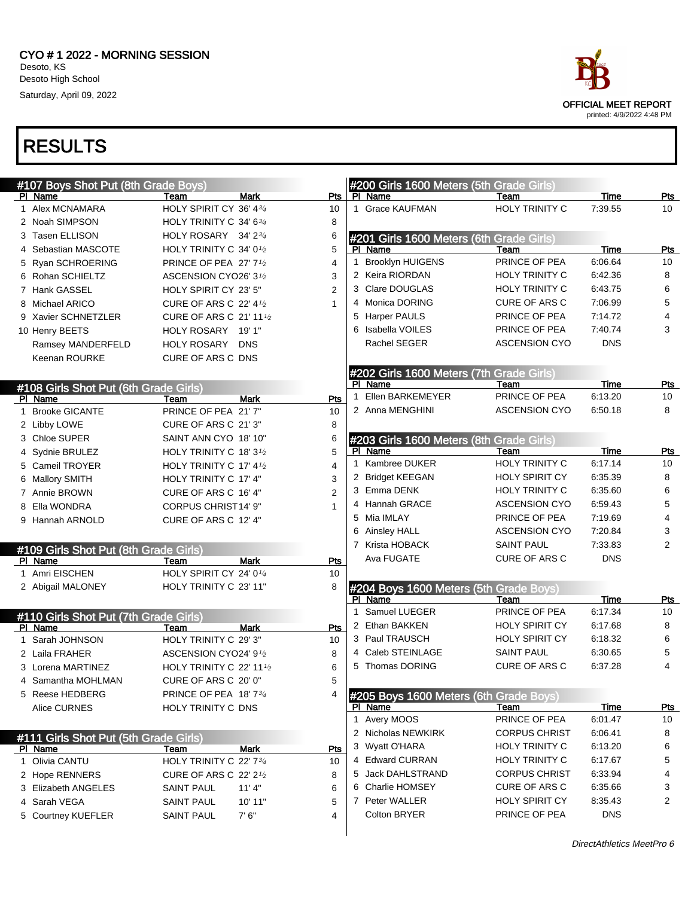# CYO # 1 2022 - MORNING SESSION

Desoto, KS
Desoto High School
Saturday, April 09, 2022

OFFICIAL MEET REPORT
printed: 4/9/2022 4:48 PM

# RESULTS

## #107 Boys Shot Put (8th Grade Boys)

| Pl | Name | Team | Mark | Pts |
|---|---|---|---|---|
| 1 | Alex MCNAMARA | HOLY SPIRIT CY | 36' 4¾ | 10 |
| 2 | Noah SIMPSON | HOLY TRINITY C | 34' 6¾ | 8 |
| 3 | Tasen ELLISON | HOLY ROSARY | 34' 2¾ | 6 |
| 4 | Sebastian MASCOTE | HOLY TRINITY C | 34' 0½ | 5 |
| 5 | Ryan SCHROERING | PRINCE OF PEA | 27' 7½ | 4 |
| 6 | Rohan SCHIELTZ | ASCENSION CYO | 26' 3½ | 3 |
| 7 | Hank GASSEL | HOLY SPIRIT CY | 23' 5" | 2 |
| 8 | Michael ARICO | CURE OF ARS C | 22' 4½ | 1 |
| 9 | Xavier SCHNETZLER | CURE OF ARS C | 21' 11½ | |
| 10 | Henry BEETS | HOLY ROSARY | 19' 1" | |
| | Ramsey MANDERFELD | HOLY ROSARY | DNS | |
| | Keenan ROURKE | CURE OF ARS C | DNS | |

## #108 Girls Shot Put (6th Grade Girls)

| Pl | Name | Team | Mark | Pts |
|---|---|---|---|---|
| 1 | Brooke GICANTE | PRINCE OF PEA | 21' 7" | 10 |
| 2 | Libby LOWE | CURE OF ARS C | 21' 3" | 8 |
| 3 | Chloe SUPER | SAINT ANN CYO | 18' 10" | 6 |
| 4 | Sydnie BRULEZ | HOLY TRINITY C | 18' 3½ | 5 |
| 5 | Cameil TROYER | HOLY TRINITY C | 17' 4½ | 4 |
| 6 | Mallory SMITH | HOLY TRINITY C | 17' 4" | 3 |
| 7 | Annie BROWN | CURE OF ARS C | 16' 4" | 2 |
| 8 | Ella WONDRA | CORPUS CHRIST | 14' 9" | 1 |
| 9 | Hannah ARNOLD | CURE OF ARS C | 12' 4" | |

## #109 Girls Shot Put (8th Grade Girls)

| Pl | Name | Team | Mark | Pts |
|---|---|---|---|---|
| 1 | Amri EISCHEN | HOLY SPIRIT CY | 24' 0¼ | 10 |
| 2 | Abigail MALONEY | HOLY TRINITY C | 23' 11" | 8 |

## #110 Girls Shot Put (7th Grade Girls)

| Pl | Name | Team | Mark | Pts |
|---|---|---|---|---|
| 1 | Sarah JOHNSON | HOLY TRINITY C | 29' 3" | 10 |
| 2 | Laila FRAHER | ASCENSION CYO | 24' 9½ | 8 |
| 3 | Lorena MARTINEZ | HOLY TRINITY C | 22' 11½ | 6 |
| 4 | Samantha MOHLMAN | CURE OF ARS C | 20' 0" | 5 |
| 5 | Reese HEDBERG | PRINCE OF PEA | 18' 7¾ | 4 |
| | Alice CURNES | HOLY TRINITY C | DNS | |

## #111 Girls Shot Put (5th Grade Girls)

| Pl | Name | Team | Mark | Pts |
|---|---|---|---|---|
| 1 | Olivia CANTU | HOLY TRINITY C | 22' 7¾ | 10 |
| 2 | Hope RENNERS | CURE OF ARS C | 22' 2½ | 8 |
| 3 | Elizabeth ANGELES | SAINT PAUL | 11' 4" | 6 |
| 4 | Sarah VEGA | SAINT PAUL | 10' 11" | 5 |
| 5 | Courtney KUEFLER | SAINT PAUL | 7' 6" | 4 |

## #200 Girls 1600 Meters (5th Grade Girls)

| Pl | Name | Team | Time | Pts |
|---|---|---|---|---|
| 1 | Grace KAUFMAN | HOLY TRINITY C | 7:39.55 | 10 |

## #201 Girls 1600 Meters (6th Grade Girls)

| Pl | Name | Team | Time | Pts |
|---|---|---|---|---|
| 1 | Brooklyn HUIGENS | PRINCE OF PEA | 6:06.64 | 10 |
| 2 | Keira RIORDAN | HOLY TRINITY C | 6:42.36 | 8 |
| 3 | Clare DOUGLAS | HOLY TRINITY C | 6:43.75 | 6 |
| 4 | Monica DORING | CURE OF ARS C | 7:06.99 | 5 |
| 5 | Harper PAULS | PRINCE OF PEA | 7:14.72 | 4 |
| 6 | Isabella VOILES | PRINCE OF PEA | 7:40.74 | 3 |
| | Rachel SEGER | ASCENSION CYO | DNS | |

## #202 Girls 1600 Meters (7th Grade Girls)

| Pl | Name | Team | Time | Pts |
|---|---|---|---|---|
| 1 | Ellen BARKEMEYER | PRINCE OF PEA | 6:13.20 | 10 |
| 2 | Anna MENGHINI | ASCENSION CYO | 6:50.18 | 8 |

## #203 Girls 1600 Meters (8th Grade Girls)

| Pl | Name | Team | Time | Pts |
|---|---|---|---|---|
| 1 | Kambree DUKER | HOLY TRINITY C | 6:17.14 | 10 |
| 2 | Bridget KEEGAN | HOLY SPIRIT CY | 6:35.39 | 8 |
| 3 | Emma DENK | HOLY TRINITY C | 6:35.60 | 6 |
| 4 | Hannah GRACE | ASCENSION CYO | 6:59.43 | 5 |
| 5 | Mia IMLAY | PRINCE OF PEA | 7:19.69 | 4 |
| 6 | Ainsley HALL | ASCENSION CYO | 7:20.84 | 3 |
| 7 | Krista HOBACK | SAINT PAUL | 7:33.83 | 2 |
| | Ava FUGATE | CURE OF ARS C | DNS | |

## #204 Boys 1600 Meters (5th Grade Boys)

| Pl | Name | Team | Time | Pts |
|---|---|---|---|---|
| 1 | Samuel LUEGER | PRINCE OF PEA | 6:17.34 | 10 |
| 2 | Ethan BAKKEN | HOLY SPIRIT CY | 6:17.68 | 8 |
| 3 | Paul TRAUSCH | HOLY SPIRIT CY | 6:18.32 | 6 |
| 4 | Caleb STEINLAGE | SAINT PAUL | 6:30.65 | 5 |
| 5 | Thomas DORING | CURE OF ARS C | 6:37.28 | 4 |

## #205 Boys 1600 Meters (6th Grade Boys)

| Pl | Name | Team | Time | Pts |
|---|---|---|---|---|
| 1 | Avery MOOS | PRINCE OF PEA | 6:01.47 | 10 |
| 2 | Nicholas NEWKIRK | CORPUS CHRIST | 6:06.41 | 8 |
| 3 | Wyatt O'HARA | HOLY TRINITY C | 6:13.20 | 6 |
| 4 | Edward CURRAN | HOLY TRINITY C | 6:17.67 | 5 |
| 5 | Jack DAHLSTRAND | CORPUS CHRIST | 6:33.94 | 4 |
| 6 | Charlie HOMSEY | CURE OF ARS C | 6:35.66 | 3 |
| 7 | Peter WALLER | HOLY SPIRIT CY | 8:35.43 | 2 |
| | Colton BRYER | PRINCE OF PEA | DNS | |

*DirectAthletics MeetPro 6*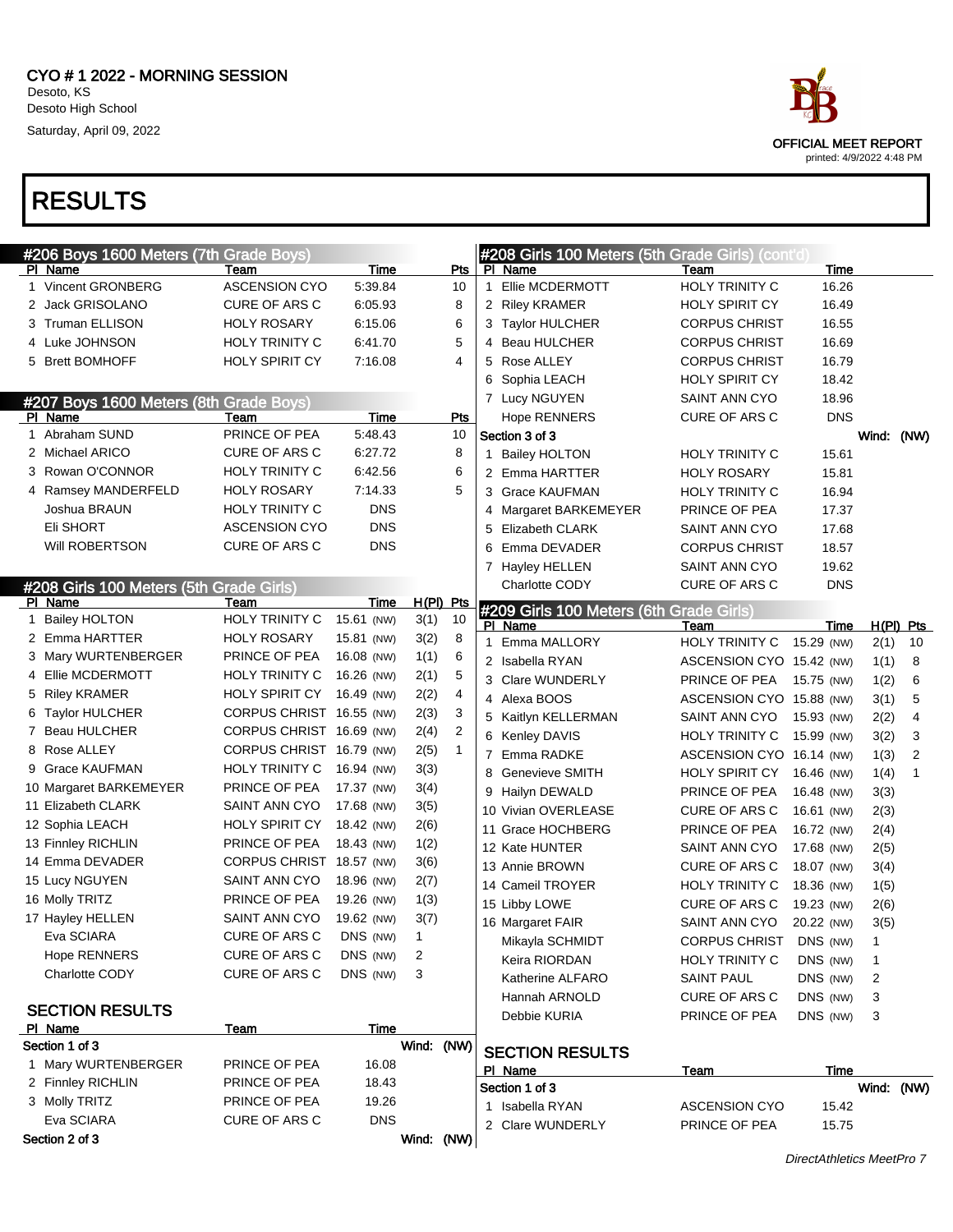# CYO # 1 2022 - MORNING SESSION

Desoto, KS
Desoto High School
Saturday, April 09, 2022

OFFICIAL MEET REPORT
printed: 4/9/2022 4:48 PM

# RESULTS

## #206 Boys 1600 Meters (7th Grade Boys)

| Pl | Name | Team | Time | Pts |
|---|---|---|---|---|
| 1 | Vincent GRONBERG | ASCENSION CYO | 5:39.84 | 10 |
| 2 | Jack GRISOLANO | CURE OF ARS C | 6:05.93 | 8 |
| 3 | Truman ELLISON | HOLY ROSARY | 6:15.06 | 6 |
| 4 | Luke JOHNSON | HOLY TRINITY C | 6:41.70 | 5 |
| 5 | Brett BOMHOFF | HOLY SPIRIT CY | 7:16.08 | 4 |

## #207 Boys 1600 Meters (8th Grade Boys)

| Pl | Name | Team | Time | Pts |
|---|---|---|---|---|
| 1 | Abraham SUND | PRINCE OF PEA | 5:48.43 | 10 |
| 2 | Michael ARICO | CURE OF ARS C | 6:27.72 | 8 |
| 3 | Rowan O'CONNOR | HOLY TRINITY C | 6:42.56 | 6 |
| 4 | Ramsey MANDERFELD | HOLY ROSARY | 7:14.33 | 5 |
| | Joshua BRAUN | HOLY TRINITY C | DNS | |
| | Eli SHORT | ASCENSION CYO | DNS | |
| | Will ROBERTSON | CURE OF ARS C | DNS | |

## #208 Girls 100 Meters (5th Grade Girls)

| Pl | Name | Team | Time | H(Pl) | Pts |
|---|---|---|---|---|---|
| 1 | Bailey HOLTON | HOLY TRINITY C | 15.61 (NW) | 3(1) | 10 |
| 2 | Emma HARTTER | HOLY ROSARY | 15.81 (NW) | 3(2) | 8 |
| 3 | Mary WURTENBERGER | PRINCE OF PEA | 16.08 (NW) | 1(1) | 6 |
| 4 | Ellie MCDERMOTT | HOLY TRINITY C | 16.26 (NW) | 2(1) | 5 |
| 5 | Riley KRAMER | HOLY SPIRIT CY | 16.49 (NW) | 2(2) | 4 |
| 6 | Taylor HULCHER | CORPUS CHRIST | 16.55 (NW) | 2(3) | 3 |
| 7 | Beau HULCHER | CORPUS CHRIST | 16.69 (NW) | 2(4) | 2 |
| 8 | Rose ALLEY | CORPUS CHRIST | 16.79 (NW) | 2(5) | 1 |
| 9 | Grace KAUFMAN | HOLY TRINITY C | 16.94 (NW) | 3(3) | |
| 10 | Margaret BARKEMEYER | PRINCE OF PEA | 17.37 (NW) | 3(4) | |
| 11 | Elizabeth CLARK | SAINT ANN CYO | 17.68 (NW) | 3(5) | |
| 12 | Sophia LEACH | HOLY SPIRIT CY | 18.42 (NW) | 2(6) | |
| 13 | Finnley RICHLIN | PRINCE OF PEA | 18.43 (NW) | 1(2) | |
| 14 | Emma DEVADER | CORPUS CHRIST | 18.57 (NW) | 3(6) | |
| 15 | Lucy NGUYEN | SAINT ANN CYO | 18.96 (NW) | 2(7) | |
| 16 | Molly TRITZ | PRINCE OF PEA | 19.26 (NW) | 1(3) | |
| 17 | Hayley HELLEN | SAINT ANN CYO | 19.62 (NW) | 3(7) | |
| | Eva SCIARA | CURE OF ARS C | DNS (NW) | 1 | |
| | Hope RENNERS | CURE OF ARS C | DNS (NW) | 2 | |
| | Charlotte CODY | CURE OF ARS C | DNS (NW) | 3 | |

### SECTION RESULTS

| Pl | Name | Team | Time |
|---|---|---|---|
| **Section 1 of 3** | | | Wind: (NW) |
| 1 | Mary WURTENBERGER | PRINCE OF PEA | 16.08 |
| 2 | Finnley RICHLIN | PRINCE OF PEA | 18.43 |
| 3 | Molly TRITZ | PRINCE OF PEA | 19.26 |
| | Eva SCIARA | CURE OF ARS C | DNS |
| **Section 2 of 3** | | | Wind: (NW) |
| 1 | Ellie MCDERMOTT | HOLY TRINITY C | 16.26 |
| 2 | Riley KRAMER | HOLY SPIRIT CY | 16.49 |
| 3 | Taylor HULCHER | CORPUS CHRIST | 16.55 |
| 4 | Beau HULCHER | CORPUS CHRIST | 16.69 |
| 5 | Rose ALLEY | CORPUS CHRIST | 16.79 |
| 6 | Sophia LEACH | HOLY SPIRIT CY | 18.42 |
| 7 | Lucy NGUYEN | SAINT ANN CYO | 18.96 |
| | Hope RENNERS | CURE OF ARS C | DNS |
| **Section 3 of 3** | | | Wind: (NW) |
| 1 | Bailey HOLTON | HOLY TRINITY C | 15.61 |
| 2 | Emma HARTTER | HOLY ROSARY | 15.81 |
| 3 | Grace KAUFMAN | HOLY TRINITY C | 16.94 |
| 4 | Margaret BARKEMEYER | PRINCE OF PEA | 17.37 |
| 5 | Elizabeth CLARK | SAINT ANN CYO | 17.68 |
| 6 | Emma DEVADER | CORPUS CHRIST | 18.57 |
| 7 | Hayley HELLEN | SAINT ANN CYO | 19.62 |
| | Charlotte CODY | CURE OF ARS C | DNS |

## #209 Girls 100 Meters (6th Grade Girls)

| Pl | Name | Team | Time | H(Pl) | Pts |
|---|---|---|---|---|---|
| 1 | Emma MALLORY | HOLY TRINITY C | 15.29 (NW) | 2(1) | 10 |
| 2 | Isabella RYAN | ASCENSION CYO | 15.42 (NW) | 1(1) | 8 |
| 3 | Clare WUNDERLY | PRINCE OF PEA | 15.75 (NW) | 1(2) | 6 |
| 4 | Alexa BOOS | ASCENSION CYO | 15.88 (NW) | 3(1) | 5 |
| 5 | Kaitlyn KELLERMAN | SAINT ANN CYO | 15.93 (NW) | 2(2) | 4 |
| 6 | Kenley DAVIS | HOLY TRINITY C | 15.99 (NW) | 3(2) | 3 |
| 7 | Emma RADKE | ASCENSION CYO | 16.14 (NW) | 1(3) | 2 |
| 8 | Genevieve SMITH | HOLY SPIRIT CY | 16.46 (NW) | 1(4) | 1 |
| 9 | Hailyn DEWALD | PRINCE OF PEA | 16.48 (NW) | 3(3) | |
| 10 | Vivian OVERLEASE | CURE OF ARS C | 16.61 (NW) | 2(3) | |
| 11 | Grace HOCHBERG | PRINCE OF PEA | 16.72 (NW) | 2(4) | |
| 12 | Kate HUNTER | SAINT ANN CYO | 17.68 (NW) | 2(5) | |
| 13 | Annie BROWN | CURE OF ARS C | 18.07 (NW) | 3(4) | |
| 14 | Cameil TROYER | HOLY TRINITY C | 18.36 (NW) | 1(5) | |
| 15 | Libby LOWE | CURE OF ARS C | 19.23 (NW) | 2(6) | |
| 16 | Margaret FAIR | SAINT ANN CYO | 20.22 (NW) | 3(5) | |
| | Mikayla SCHMIDT | CORPUS CHRIST | DNS (NW) | 1 | |
| | Keira RIORDAN | HOLY TRINITY C | DNS (NW) | 1 | |
| | Katherine ALFARO | SAINT PAUL | DNS (NW) | 2 | |
| | Hannah ARNOLD | CURE OF ARS C | DNS (NW) | 3 | |
| | Debbie KURIA | PRINCE OF PEA | DNS (NW) | 3 | |

### SECTION RESULTS

| Pl | Name | Team | Time |
|---|---|---|---|
| **Section 1 of 3** | | | Wind: (NW) |
| 1 | Isabella RYAN | ASCENSION CYO | 15.42 |
| 2 | Clare WUNDERLY | PRINCE OF PEA | 15.75 |

*DirectAthletics MeetPro 7*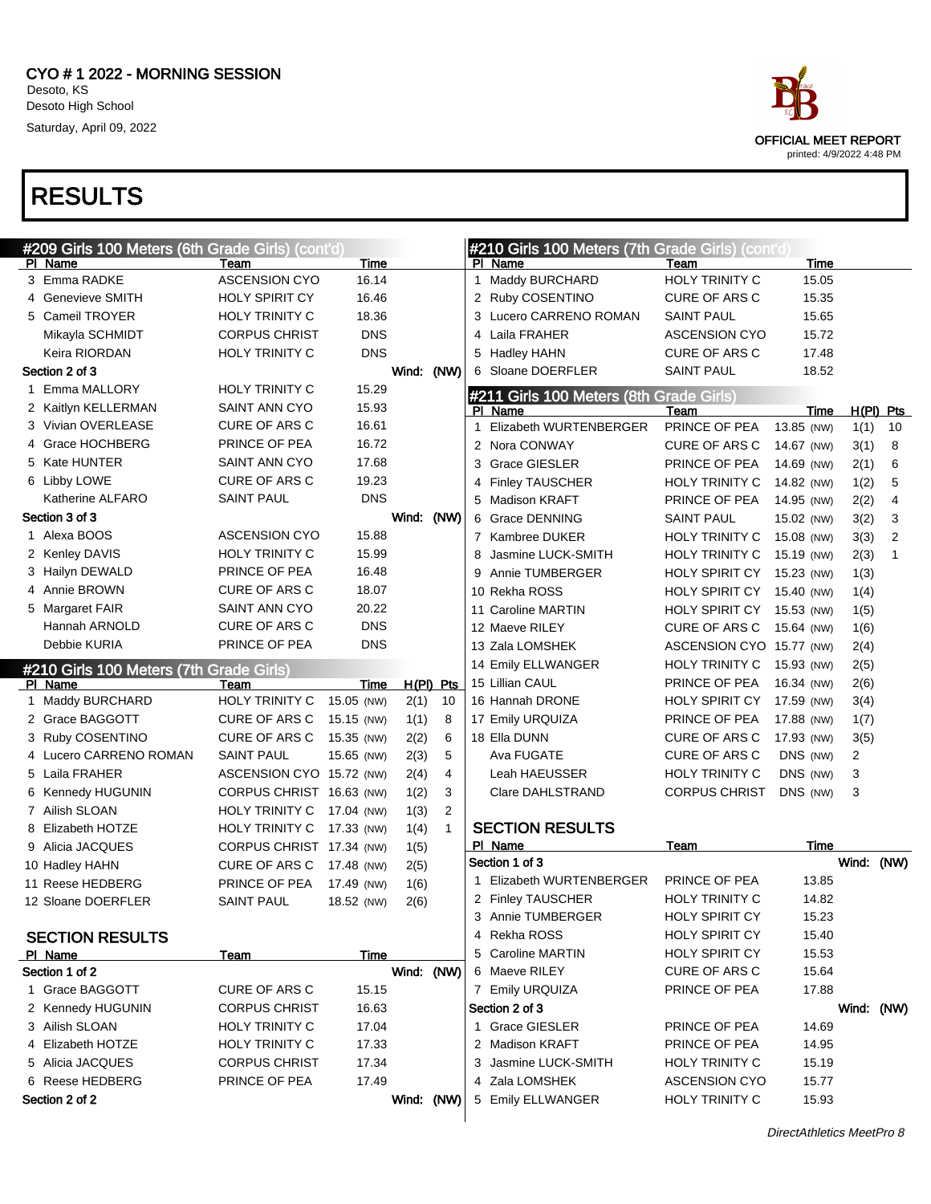# RESULTS

## #209 Girls 100 Meters (6th Grade Girls) (cont'd)

| Pl | Name | Team | Time |
|---|---|---|---|
| 3 | Emma RADKE | ASCENSION CYO | 16.14 |
| 4 | Genevieve SMITH | HOLY SPIRIT CY | 16.46 |
| 5 | Cameil TROYER | HOLY TRINITY C | 18.36 |
| | Mikayla SCHMIDT | CORPUS CHRIST | DNS |
| | Keira RIORDAN | HOLY TRINITY C | DNS |
| **Section 2 of 3** | | | **Wind: (NW)** |
| 1 | Emma MALLORY | HOLY TRINITY C | 15.29 |
| 2 | Kaitlyn KELLERMAN | SAINT ANN CYO | 15.93 |
| 3 | Vivian OVERLEASE | CURE OF ARS C | 16.61 |
| 4 | Grace HOCHBERG | PRINCE OF PEA | 16.72 |
| 5 | Kate HUNTER | SAINT ANN CYO | 17.68 |
| 6 | Libby LOWE | CURE OF ARS C | 19.23 |
| | Katherine ALFARO | SAINT PAUL | DNS |
| **Section 3 of 3** | | | **Wind: (NW)** |
| 1 | Alexa BOOS | ASCENSION CYO | 15.88 |
| 2 | Kenley DAVIS | HOLY TRINITY C | 15.99 |
| 3 | Hailyn DEWALD | PRINCE OF PEA | 16.48 |
| 4 | Annie BROWN | CURE OF ARS C | 18.07 |
| 5 | Margaret FAIR | SAINT ANN CYO | 20.22 |
| | Hannah ARNOLD | CURE OF ARS C | DNS |
| | Debbie KURIA | PRINCE OF PEA | DNS |

## #210 Girls 100 Meters (7th Grade Girls)

| Pl | Name | Team | Time | H(Pl) | Pts |
|---|---|---|---|---|---|
| 1 | Maddy BURCHARD | HOLY TRINITY C | 15.05 (NW) | 2(1) | 10 |
| 2 | Grace BAGGOTT | CURE OF ARS C | 15.15 (NW) | 1(1) | 8 |
| 3 | Ruby COSENTINO | CURE OF ARS C | 15.35 (NW) | 2(2) | 6 |
| 4 | Lucero CARRENO ROMAN | SAINT PAUL | 15.65 (NW) | 2(3) | 5 |
| 5 | Laila FRAHER | ASCENSION CYO | 15.72 (NW) | 2(4) | 4 |
| 6 | Kennedy HUGUNIN | CORPUS CHRIST | 16.63 (NW) | 1(2) | 3 |
| 7 | Ailish SLOAN | HOLY TRINITY C | 17.04 (NW) | 1(3) | 2 |
| 8 | Elizabeth HOTZE | HOLY TRINITY C | 17.33 (NW) | 1(4) | 1 |
| 9 | Alicia JACQUES | CORPUS CHRIST | 17.34 (NW) | 1(5) | |
| 10 | Hadley HAHN | CURE OF ARS C | 17.48 (NW) | 2(5) | |
| 11 | Reese HEDBERG | PRINCE OF PEA | 17.49 (NW) | 1(6) | |
| 12 | Sloane DOERFLER | SAINT PAUL | 18.52 (NW) | 2(6) | |

### SECTION RESULTS

| Pl | Name | Team | Time |
|---|---|---|---|
| **Section 1 of 2** | | | **Wind: (NW)** |
| 1 | Grace BAGGOTT | CURE OF ARS C | 15.15 |
| 2 | Kennedy HUGUNIN | CORPUS CHRIST | 16.63 |
| 3 | Ailish SLOAN | HOLY TRINITY C | 17.04 |
| 4 | Elizabeth HOTZE | HOLY TRINITY C | 17.33 |
| 5 | Alicia JACQUES | CORPUS CHRIST | 17.34 |
| 6 | Reese HEDBERG | PRINCE OF PEA | 17.49 |
| **Section 2 of 2** | | | **Wind: (NW)** |

## #210 Girls 100 Meters (7th Grade Girls) (cont'd)

| Pl | Name | Team | Time |
|---|---|---|---|
| 1 | Maddy BURCHARD | HOLY TRINITY C | 15.05 |
| 2 | Ruby COSENTINO | CURE OF ARS C | 15.35 |
| 3 | Lucero CARRENO ROMAN | SAINT PAUL | 15.65 |
| 4 | Laila FRAHER | ASCENSION CYO | 15.72 |
| 5 | Hadley HAHN | CURE OF ARS C | 17.48 |
| 6 | Sloane DOERFLER | SAINT PAUL | 18.52 |

## #211 Girls 100 Meters (8th Grade Girls)

| Pl | Name | Team | Time | H(Pl) | Pts |
|---|---|---|---|---|---|
| 1 | Elizabeth WURTENBERGER | PRINCE OF PEA | 13.85 (NW) | 1(1) | 10 |
| 2 | Nora CONWAY | CURE OF ARS C | 14.67 (NW) | 3(1) | 8 |
| 3 | Grace GIESLER | PRINCE OF PEA | 14.69 (NW) | 2(1) | 6 |
| 4 | Finley TAUSCHER | HOLY TRINITY C | 14.82 (NW) | 1(2) | 5 |
| 5 | Madison KRAFT | PRINCE OF PEA | 14.95 (NW) | 2(2) | 4 |
| 6 | Grace DENNING | SAINT PAUL | 15.02 (NW) | 3(2) | 3 |
| 7 | Kambree DUKER | HOLY TRINITY C | 15.08 (NW) | 3(3) | 2 |
| 8 | Jasmine LUCK-SMITH | HOLY TRINITY C | 15.19 (NW) | 2(3) | 1 |
| 9 | Annie TUMBERGER | HOLY SPIRIT CY | 15.23 (NW) | 1(3) | |
| 10 | Rekha ROSS | HOLY SPIRIT CY | 15.40 (NW) | 1(4) | |
| 11 | Caroline MARTIN | HOLY SPIRIT CY | 15.53 (NW) | 1(5) | |
| 12 | Maeve RILEY | CURE OF ARS C | 15.64 (NW) | 1(6) | |
| 13 | Zala LOMSHEK | ASCENSION CYO | 15.77 (NW) | 2(4) | |
| 14 | Emily ELLWANGER | HOLY TRINITY C | 15.93 (NW) | 2(5) | |
| 15 | Lillian CAUL | PRINCE OF PEA | 16.34 (NW) | 2(6) | |
| 16 | Hannah DRONE | HOLY SPIRIT CY | 17.59 (NW) | 3(4) | |
| 17 | Emily URQUIZA | PRINCE OF PEA | 17.88 (NW) | 1(7) | |
| 18 | Ella DUNN | CURE OF ARS C | 17.93 (NW) | 3(5) | |
| | Ava FUGATE | CURE OF ARS C | DNS (NW) | 2 | |
| | Leah HAEUSSER | HOLY TRINITY C | DNS (NW) | 3 | |
| | Clare DAHLSTRAND | CORPUS CHRIST | DNS (NW) | 3 | |

### SECTION RESULTS

| Pl | Name | Team | Time |
|---|---|---|---|
| **Section 1 of 3** | | | **Wind: (NW)** |
| 1 | Elizabeth WURTENBERGER | PRINCE OF PEA | 13.85 |
| 2 | Finley TAUSCHER | HOLY TRINITY C | 14.82 |
| 3 | Annie TUMBERGER | HOLY SPIRIT CY | 15.23 |
| 4 | Rekha ROSS | HOLY SPIRIT CY | 15.40 |
| 5 | Caroline MARTIN | HOLY SPIRIT CY | 15.53 |
| 6 | Maeve RILEY | CURE OF ARS C | 15.64 |
| 7 | Emily URQUIZA | PRINCE OF PEA | 17.88 |
| **Section 2 of 3** | | | **Wind: (NW)** |
| 1 | Grace GIESLER | PRINCE OF PEA | 14.69 |
| 2 | Madison KRAFT | PRINCE OF PEA | 14.95 |
| 3 | Jasmine LUCK-SMITH | HOLY TRINITY C | 15.19 |
| 4 | Zala LOMSHEK | ASCENSION CYO | 15.77 |
| 5 | Emily ELLWANGER | HOLY TRINITY C | 15.93 |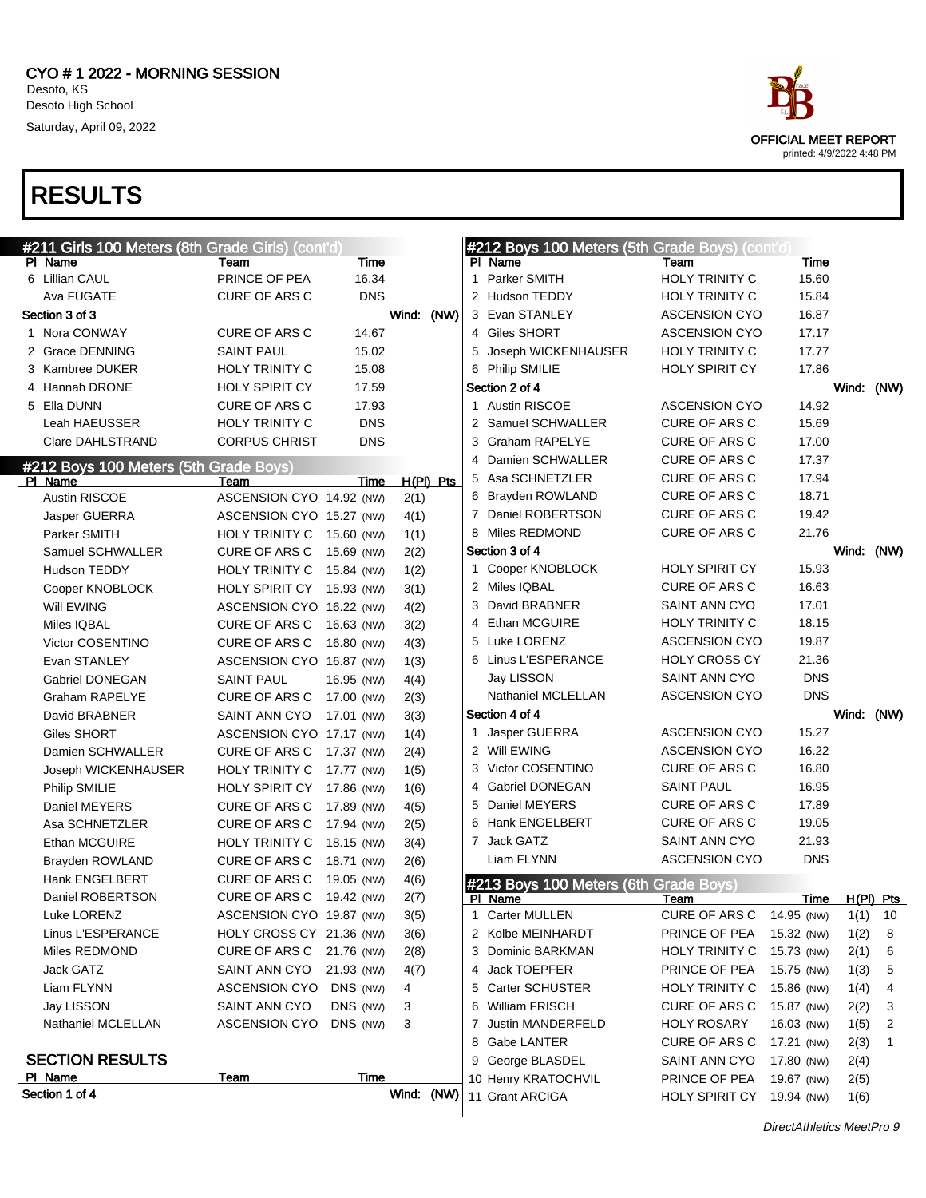CYO # 1 2022 - MORNING SESSION
Desoto, KS
Desoto High School
Saturday, April 09, 2022

OFFICIAL MEET REPORT
printed: 4/9/2022 4:48 PM

# RESULTS

## #211 Girls 100 Meters (8th Grade Girls) (cont'd)

| Pl | Name | Team | Time |
|---|---|---|---|
| 6 | Lillian CAUL | PRINCE OF PEA | 16.34 |
| | Ava FUGATE | CURE OF ARS C | DNS |

**Section 3 of 3** Wind: (NW)

| Pl | Name | Team | Time |
|---|---|---|---|
| 1 | Nora CONWAY | CURE OF ARS C | 14.67 |
| 2 | Grace DENNING | SAINT PAUL | 15.02 |
| 3 | Kambree DUKER | HOLY TRINITY C | 15.08 |
| 4 | Hannah DRONE | HOLY SPIRIT CY | 17.59 |
| 5 | Ella DUNN | CURE OF ARS C | 17.93 |
| | Leah HAEUSSER | HOLY TRINITY C | DNS |
| | Clare DAHLSTRAND | CORPUS CHRIST | DNS |

## #212 Boys 100 Meters (5th Grade Boys)

| Pl | Name | Team | Time | | H(Pl) | Pts |
|---|---|---|---|---|---|---|
| | Austin RISCOE | ASCENSION CYO | 14.92 | (NW) | 2(1) | |
| | Jasper GUERRA | ASCENSION CYO | 15.27 | (NW) | 4(1) | |
| | Parker SMITH | HOLY TRINITY C | 15.60 | (NW) | 1(1) | |
| | Samuel SCHWALLER | CURE OF ARS C | 15.69 | (NW) | 2(2) | |
| | Hudson TEDDY | HOLY TRINITY C | 15.84 | (NW) | 1(2) | |
| | Cooper KNOBLOCK | HOLY SPIRIT CY | 15.93 | (NW) | 3(1) | |
| | Will EWING | ASCENSION CYO | 16.22 | (NW) | 4(2) | |
| | Miles IQBAL | CURE OF ARS C | 16.63 | (NW) | 3(2) | |
| | Victor COSENTINO | CURE OF ARS C | 16.80 | (NW) | 4(3) | |
| | Evan STANLEY | ASCENSION CYO | 16.87 | (NW) | 1(3) | |
| | Gabriel DONEGAN | SAINT PAUL | 16.95 | (NW) | 4(4) | |
| | Graham RAPELYE | CURE OF ARS C | 17.00 | (NW) | 2(3) | |
| | David BRABNER | SAINT ANN CYO | 17.01 | (NW) | 3(3) | |
| | Giles SHORT | ASCENSION CYO | 17.17 | (NW) | 1(4) | |
| | Damien SCHWALLER | CURE OF ARS C | 17.37 | (NW) | 2(4) | |
| | Joseph WICKENHAUSER | HOLY TRINITY C | 17.77 | (NW) | 1(5) | |
| | Philip SMILIE | HOLY SPIRIT CY | 17.86 | (NW) | 1(6) | |
| | Daniel MEYERS | CURE OF ARS C | 17.89 | (NW) | 4(5) | |
| | Asa SCHNETZLER | CURE OF ARS C | 17.94 | (NW) | 2(5) | |
| | Ethan MCGUIRE | HOLY TRINITY C | 18.15 | (NW) | 3(4) | |
| | Brayden ROWLAND | CURE OF ARS C | 18.71 | (NW) | 2(6) | |
| | Hank ENGELBERT | CURE OF ARS C | 19.05 | (NW) | 4(6) | |
| | Daniel ROBERTSON | CURE OF ARS C | 19.42 | (NW) | 2(7) | |
| | Luke LORENZ | ASCENSION CYO | 19.87 | (NW) | 3(5) | |
| | Linus L'ESPERANCE | HOLY CROSS CY | 21.36 | (NW) | 3(6) | |
| | Miles REDMOND | CURE OF ARS C | 21.76 | (NW) | 2(8) | |
| | Jack GATZ | SAINT ANN CYO | 21.93 | (NW) | 4(7) | |
| | Liam FLYNN | ASCENSION CYO | DNS | (NW) | 4 | |
| | Jay LISSON | SAINT ANN CYO | DNS | (NW) | 3 | |
| | Nathaniel MCLELLAN | ASCENSION CYO | DNS | (NW) | 3 | |

### SECTION RESULTS

**Section 1 of 4** Wind: (NW)

| Pl | Name | Team | Time |
|---|---|---|---|
| 1 | Parker SMITH | HOLY TRINITY C | 15.60 |
| 2 | Hudson TEDDY | HOLY TRINITY C | 15.84 |
| 3 | Evan STANLEY | ASCENSION CYO | 16.87 |
| 4 | Giles SHORT | ASCENSION CYO | 17.17 |
| 5 | Joseph WICKENHAUSER | HOLY TRINITY C | 17.77 |
| 6 | Philip SMILIE | HOLY SPIRIT CY | 17.86 |

**Section 2 of 4** Wind: (NW)

| Pl | Name | Team | Time |
|---|---|---|---|
| 1 | Austin RISCOE | ASCENSION CYO | 14.92 |
| 2 | Samuel SCHWALLER | CURE OF ARS C | 15.69 |
| 3 | Graham RAPELYE | CURE OF ARS C | 17.00 |
| 4 | Damien SCHWALLER | CURE OF ARS C | 17.37 |
| 5 | Asa SCHNETZLER | CURE OF ARS C | 17.94 |
| 6 | Brayden ROWLAND | CURE OF ARS C | 18.71 |
| 7 | Daniel ROBERTSON | CURE OF ARS C | 19.42 |
| 8 | Miles REDMOND | CURE OF ARS C | 21.76 |

**Section 3 of 4** Wind: (NW)

| Pl | Name | Team | Time |
|---|---|---|---|
| 1 | Cooper KNOBLOCK | HOLY SPIRIT CY | 15.93 |
| 2 | Miles IQBAL | CURE OF ARS C | 16.63 |
| 3 | David BRABNER | SAINT ANN CYO | 17.01 |
| 4 | Ethan MCGUIRE | HOLY TRINITY C | 18.15 |
| 5 | Luke LORENZ | ASCENSION CYO | 19.87 |
| 6 | Linus L'ESPERANCE | HOLY CROSS CY | 21.36 |
| | Jay LISSON | SAINT ANN CYO | DNS |
| | Nathaniel MCLELLAN | ASCENSION CYO | DNS |

**Section 4 of 4** Wind: (NW)

| Pl | Name | Team | Time |
|---|---|---|---|
| 1 | Jasper GUERRA | ASCENSION CYO | 15.27 |
| 2 | Will EWING | ASCENSION CYO | 16.22 |
| 3 | Victor COSENTINO | CURE OF ARS C | 16.80 |
| 4 | Gabriel DONEGAN | SAINT PAUL | 16.95 |
| 5 | Daniel MEYERS | CURE OF ARS C | 17.89 |
| 6 | Hank ENGELBERT | CURE OF ARS C | 19.05 |
| 7 | Jack GATZ | SAINT ANN CYO | 21.93 |
| | Liam FLYNN | ASCENSION CYO | DNS |

## #213 Boys 100 Meters (6th Grade Boys)

| Pl | Name | Team | Time | | H(Pl) | Pts |
|---|---|---|---|---|---|---|
| 1 | Carter MULLEN | CURE OF ARS C | 14.95 | (NW) | 1(1) | 10 |
| 2 | Kolbe MEINHARDT | PRINCE OF PEA | 15.32 | (NW) | 1(2) | 8 |
| 3 | Dominic BARKMAN | HOLY TRINITY C | 15.73 | (NW) | 2(1) | 6 |
| 4 | Jack TOEPFER | PRINCE OF PEA | 15.75 | (NW) | 1(3) | 5 |
| 5 | Carter SCHUSTER | HOLY TRINITY C | 15.86 | (NW) | 1(4) | 4 |
| 6 | William FRISCH | CURE OF ARS C | 15.87 | (NW) | 2(2) | 3 |
| 7 | Justin MANDERFELD | HOLY ROSARY | 16.03 | (NW) | 1(5) | 2 |
| 8 | Gabe LANTER | CURE OF ARS C | 17.21 | (NW) | 2(3) | 1 |
| 9 | George BLASDEL | SAINT ANN CYO | 17.80 | (NW) | 2(4) | |
| 10 | Henry KRATOCHVIL | PRINCE OF PEA | 19.67 | (NW) | 2(5) | |
| 11 | Grant ARCIGA | HOLY SPIRIT CY | 19.94 | (NW) | 1(6) | |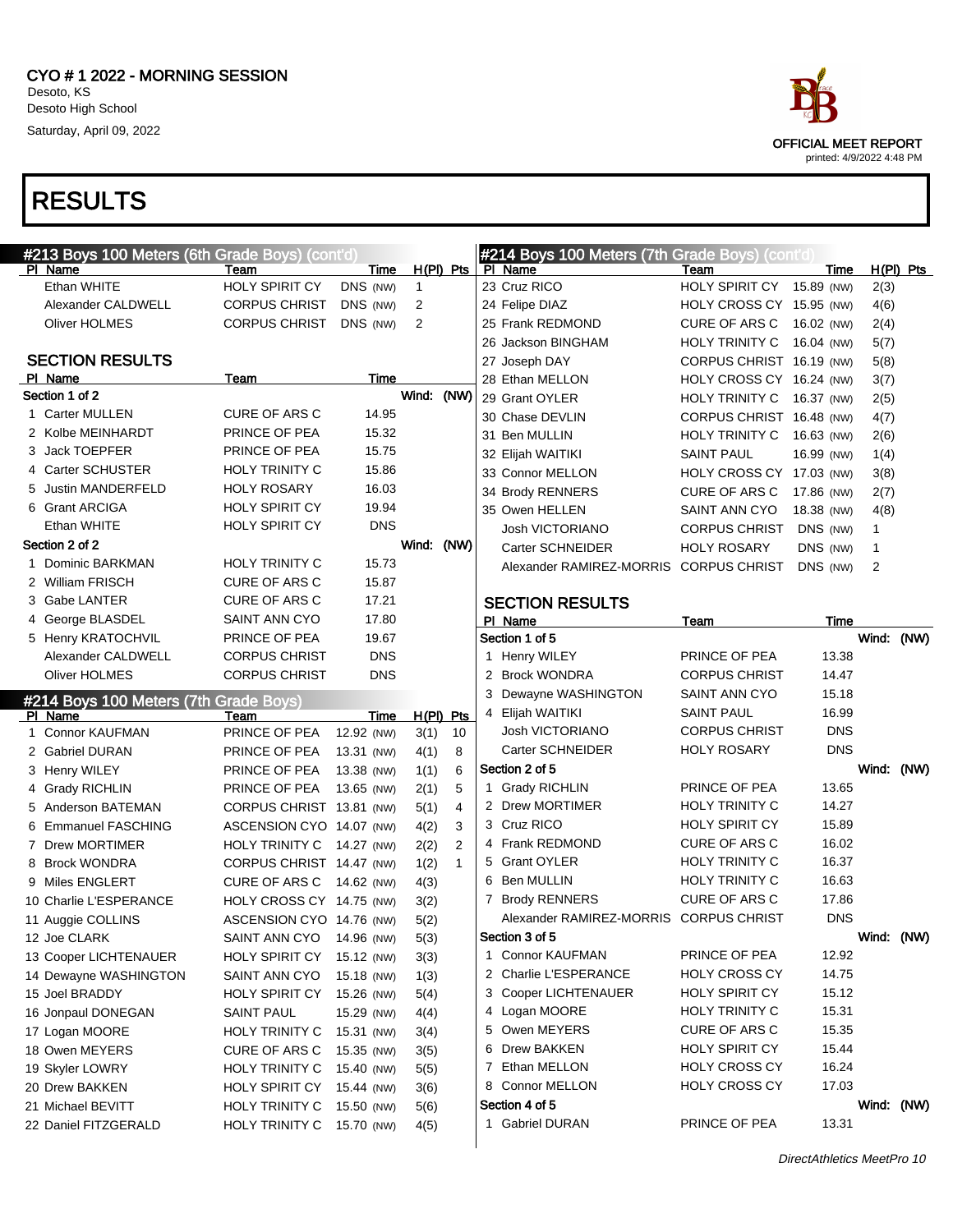# CYO # 1 2022 - MORNING SESSION

Desoto, KS
Desoto High School
Saturday, April 09, 2022

OFFICIAL MEET REPORT
printed: 4/9/2022 4:48 PM

# RESULTS

## #213 Boys 100 Meters (6th Grade Boys) (cont'd)

| Pl | Name | Team | Time | | H(Pl) | Pts |
|---|---|---|---|---|---|---|
| | Ethan WHITE | HOLY SPIRIT CY | DNS | (NW) | 1 | |
| | Alexander CALDWELL | CORPUS CHRIST | DNS | (NW) | 2 | |
| | Oliver HOLMES | CORPUS CHRIST | DNS | (NW) | 2 | |

### SECTION RESULTS

| Pl | Name | Team | Time |
|---|---|---|---|
| **Section 1 of 2** | | | Wind: (NW) |
| 1 | Carter MULLEN | CURE OF ARS C | 14.95 |
| 2 | Kolbe MEINHARDT | PRINCE OF PEA | 15.32 |
| 3 | Jack TOEPFER | PRINCE OF PEA | 15.75 |
| 4 | Carter SCHUSTER | HOLY TRINITY C | 15.86 |
| 5 | Justin MANDERFELD | HOLY ROSARY | 16.03 |
| 6 | Grant ARCIGA | HOLY SPIRIT CY | 19.94 |
| | Ethan WHITE | HOLY SPIRIT CY | DNS |
| **Section 2 of 2** | | | Wind: (NW) |
| 1 | Dominic BARKMAN | HOLY TRINITY C | 15.73 |
| 2 | William FRISCH | CURE OF ARS C | 15.87 |
| 3 | Gabe LANTER | CURE OF ARS C | 17.21 |
| 4 | George BLASDEL | SAINT ANN CYO | 17.80 |
| 5 | Henry KRATOCHVIL | PRINCE OF PEA | 19.67 |
| | Alexander CALDWELL | CORPUS CHRIST | DNS |
| | Oliver HOLMES | CORPUS CHRIST | DNS |

## #214 Boys 100 Meters (7th Grade Boys)

| Pl | Name | Team | Time | | H(Pl) | Pts |
|---|---|---|---|---|---|---|
| 1 | Connor KAUFMAN | PRINCE OF PEA | 12.92 | (NW) | 3(1) | 10 |
| 2 | Gabriel DURAN | PRINCE OF PEA | 13.31 | (NW) | 4(1) | 8 |
| 3 | Henry WILEY | PRINCE OF PEA | 13.38 | (NW) | 1(1) | 6 |
| 4 | Grady RICHLIN | PRINCE OF PEA | 13.65 | (NW) | 2(1) | 5 |
| 5 | Anderson BATEMAN | CORPUS CHRIST | 13.81 | (NW) | 5(1) | 4 |
| 6 | Emmanuel FASCHING | ASCENSION CYO | 14.07 | (NW) | 4(2) | 3 |
| 7 | Drew MORTIMER | HOLY TRINITY C | 14.27 | (NW) | 2(2) | 2 |
| 8 | Brock WONDRA | CORPUS CHRIST | 14.47 | (NW) | 1(2) | 1 |
| 9 | Miles ENGLERT | CURE OF ARS C | 14.62 | (NW) | 4(3) | |
| 10 | Charlie L'ESPERANCE | HOLY CROSS CY | 14.75 | (NW) | 3(2) | |
| 11 | Auggie COLLINS | ASCENSION CYO | 14.76 | (NW) | 5(2) | |
| 12 | Joe CLARK | SAINT ANN CYO | 14.96 | (NW) | 5(3) | |
| 13 | Cooper LICHTENAUER | HOLY SPIRIT CY | 15.12 | (NW) | 3(3) | |
| 14 | Dewayne WASHINGTON | SAINT ANN CYO | 15.18 | (NW) | 1(3) | |
| 15 | Joel BRADDY | HOLY SPIRIT CY | 15.26 | (NW) | 5(4) | |
| 16 | Jonpaul DONEGAN | SAINT PAUL | 15.29 | (NW) | 4(4) | |
| 17 | Logan MOORE | HOLY TRINITY C | 15.31 | (NW) | 3(4) | |
| 18 | Owen MEYERS | CURE OF ARS C | 15.35 | (NW) | 3(5) | |
| 19 | Skyler LOWRY | HOLY TRINITY C | 15.40 | (NW) | 5(5) | |
| 20 | Drew BAKKEN | HOLY SPIRIT CY | 15.44 | (NW) | 3(6) | |
| 21 | Michael BEVITT | HOLY TRINITY C | 15.50 | (NW) | 5(6) | |
| 22 | Daniel FITZGERALD | HOLY TRINITY C | 15.70 | (NW) | 4(5) | |
| 23 | Cruz RICO | HOLY SPIRIT CY | 15.89 | (NW) | 2(3) | |
| 24 | Felipe DIAZ | HOLY CROSS CY | 15.95 | (NW) | 4(6) | |
| 25 | Frank REDMOND | CURE OF ARS C | 16.02 | (NW) | 2(4) | |
| 26 | Jackson BINGHAM | HOLY TRINITY C | 16.04 | (NW) | 5(7) | |
| 27 | Joseph DAY | CORPUS CHRIST | 16.19 | (NW) | 5(8) | |
| 28 | Ethan MELLON | HOLY CROSS CY | 16.24 | (NW) | 3(7) | |
| 29 | Grant OYLER | HOLY TRINITY C | 16.37 | (NW) | 2(5) | |
| 30 | Chase DEVLIN | CORPUS CHRIST | 16.48 | (NW) | 4(7) | |
| 31 | Ben MULLIN | HOLY TRINITY C | 16.63 | (NW) | 2(6) | |
| 32 | Elijah WAITIKI | SAINT PAUL | 16.99 | (NW) | 1(4) | |
| 33 | Connor MELLON | HOLY CROSS CY | 17.03 | (NW) | 3(8) | |
| 34 | Brody RENNERS | CURE OF ARS C | 17.86 | (NW) | 2(7) | |
| 35 | Owen HELLEN | SAINT ANN CYO | 18.38 | (NW) | 4(8) | |
| | Josh VICTORIANO | CORPUS CHRIST | DNS | (NW) | 1 | |
| | Carter SCHNEIDER | HOLY ROSARY | DNS | (NW) | 1 | |
| | Alexander RAMIREZ-MORRIS | CORPUS CHRIST | DNS | (NW) | 2 | |

### SECTION RESULTS

| Pl | Name | Team | Time |
|---|---|---|---|
| **Section 1 of 5** | | | Wind: (NW) |
| 1 | Henry WILEY | PRINCE OF PEA | 13.38 |
| 2 | Brock WONDRA | CORPUS CHRIST | 14.47 |
| 3 | Dewayne WASHINGTON | SAINT ANN CYO | 15.18 |
| 4 | Elijah WAITIKI | SAINT PAUL | 16.99 |
| | Josh VICTORIANO | CORPUS CHRIST | DNS |
| | Carter SCHNEIDER | HOLY ROSARY | DNS |
| **Section 2 of 5** | | | Wind: (NW) |
| 1 | Grady RICHLIN | PRINCE OF PEA | 13.65 |
| 2 | Drew MORTIMER | HOLY TRINITY C | 14.27 |
| 3 | Cruz RICO | HOLY SPIRIT CY | 15.89 |
| 4 | Frank REDMOND | CURE OF ARS C | 16.02 |
| 5 | Grant OYLER | HOLY TRINITY C | 16.37 |
| 6 | Ben MULLIN | HOLY TRINITY C | 16.63 |
| 7 | Brody RENNERS | CURE OF ARS C | 17.86 |
| | Alexander RAMIREZ-MORRIS | CORPUS CHRIST | DNS |
| **Section 3 of 5** | | | Wind: (NW) |
| 1 | Connor KAUFMAN | PRINCE OF PEA | 12.92 |
| 2 | Charlie L'ESPERANCE | HOLY CROSS CY | 14.75 |
| 3 | Cooper LICHTENAUER | HOLY SPIRIT CY | 15.12 |
| 4 | Logan MOORE | HOLY TRINITY C | 15.31 |
| 5 | Owen MEYERS | CURE OF ARS C | 15.35 |
| 6 | Drew BAKKEN | HOLY SPIRIT CY | 15.44 |
| 7 | Ethan MELLON | HOLY CROSS CY | 16.24 |
| 8 | Connor MELLON | HOLY CROSS CY | 17.03 |
| **Section 4 of 5** | | | Wind: (NW) |
| 1 | Gabriel DURAN | PRINCE OF PEA | 13.31 |

DirectAthletics MeetPro 10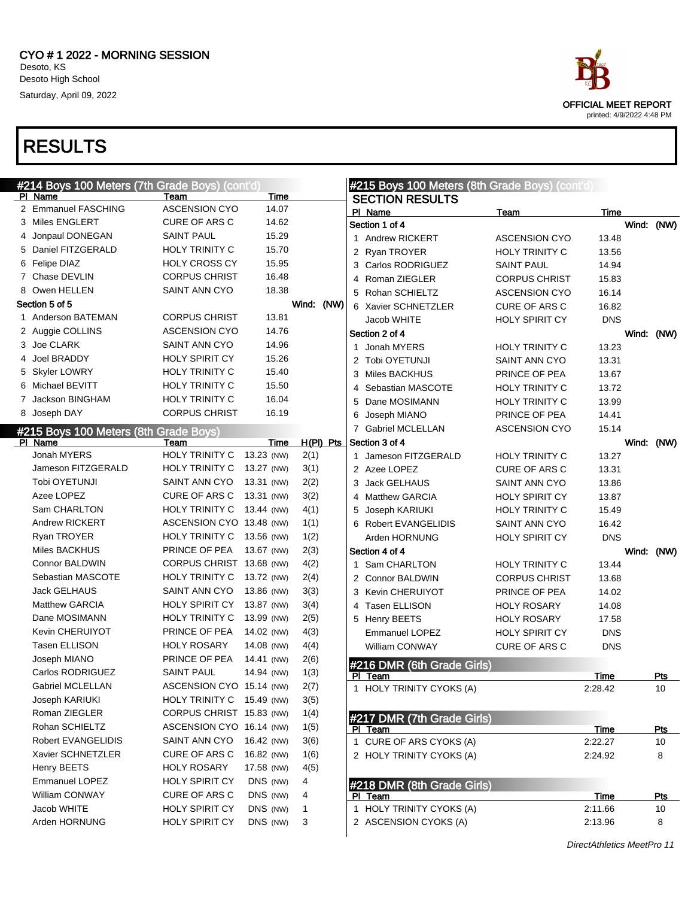CYO # 1 2022 - MORNING SESSION
Desoto, KS
Desoto High School
Saturday, April 09, 2022

OFFICIAL MEET REPORT
printed: 4/9/2022 4:48 PM

# RESULTS

## #214 Boys 100 Meters (7th Grade Boys) (cont'd)

| Pl | Name | Team | Time |
|---|---|---|---|
| 2 | Emmanuel FASCHING | ASCENSION CYO | 14.07 |
| 3 | Miles ENGLERT | CURE OF ARS C | 14.62 |
| 4 | Jonpaul DONEGAN | SAINT PAUL | 15.29 |
| 5 | Daniel FITZGERALD | HOLY TRINITY C | 15.70 |
| 6 | Felipe DIAZ | HOLY CROSS CY | 15.95 |
| 7 | Chase DEVLIN | CORPUS CHRIST | 16.48 |
| 8 | Owen HELLEN | SAINT ANN CYO | 18.38 |
| **Section 5 of 5** | | | Wind: (NW) |
| 1 | Anderson BATEMAN | CORPUS CHRIST | 13.81 |
| 2 | Auggie COLLINS | ASCENSION CYO | 14.76 |
| 3 | Joe CLARK | SAINT ANN CYO | 14.96 |
| 4 | Joel BRADDY | HOLY SPIRIT CY | 15.26 |
| 5 | Skyler LOWRY | HOLY TRINITY C | 15.40 |
| 6 | Michael BEVITT | HOLY TRINITY C | 15.50 |
| 7 | Jackson BINGHAM | HOLY TRINITY C | 16.04 |
| 8 | Joseph DAY | CORPUS CHRIST | 16.19 |

## #215 Boys 100 Meters (8th Grade Boys)

| Pl | Name | Team | Time | H(Pl) | Pts |
|---|---|---|---|---|---|
| | Jonah MYERS | HOLY TRINITY C | 13.23 (NW) | 2(1) | |
| | Jameson FITZGERALD | HOLY TRINITY C | 13.27 (NW) | 3(1) | |
| | Tobi OYETUNJI | SAINT ANN CYO | 13.31 (NW) | 2(2) | |
| | Azee LOPEZ | CURE OF ARS C | 13.31 (NW) | 3(2) | |
| | Sam CHARLTON | HOLY TRINITY C | 13.44 (NW) | 4(1) | |
| | Andrew RICKERT | ASCENSION CYO | 13.48 (NW) | 1(1) | |
| | Ryan TROYER | HOLY TRINITY C | 13.56 (NW) | 1(2) | |
| | Miles BACKHUS | PRINCE OF PEA | 13.67 (NW) | 2(3) | |
| | Connor BALDWIN | CORPUS CHRIST | 13.68 (NW) | 4(2) | |
| | Sebastian MASCOTE | HOLY TRINITY C | 13.72 (NW) | 2(4) | |
| | Jack GELHAUS | SAINT ANN CYO | 13.86 (NW) | 3(3) | |
| | Matthew GARCIA | HOLY SPIRIT CY | 13.87 (NW) | 3(4) | |
| | Dane MOSIMANN | HOLY TRINITY C | 13.99 (NW) | 2(5) | |
| | Kevin CHERUIYOT | PRINCE OF PEA | 14.02 (NW) | 4(3) | |
| | Tasen ELLISON | HOLY ROSARY | 14.08 (NW) | 4(4) | |
| | Joseph MIANO | PRINCE OF PEA | 14.41 (NW) | 2(6) | |
| | Carlos RODRIGUEZ | SAINT PAUL | 14.94 (NW) | 1(3) | |
| | Gabriel MCLELLAN | ASCENSION CYO | 15.14 (NW) | 2(7) | |
| | Joseph KARIUKI | HOLY TRINITY C | 15.49 (NW) | 3(5) | |
| | Roman ZIEGLER | CORPUS CHRIST | 15.83 (NW) | 1(4) | |
| | Rohan SCHIELTZ | ASCENSION CYO | 16.14 (NW) | 1(5) | |
| | Robert EVANGELIDIS | SAINT ANN CYO | 16.42 (NW) | 3(6) | |
| | Xavier SCHNETZLER | CURE OF ARS C | 16.82 (NW) | 1(6) | |
| | Henry BEETS | HOLY ROSARY | 17.58 (NW) | 4(5) | |
| | Emmanuel LOPEZ | HOLY SPIRIT CY | DNS (NW) | 4 | |
| | William CONWAY | CURE OF ARS C | DNS (NW) | 4 | |
| | Jacob WHITE | HOLY SPIRIT CY | DNS (NW) | 1 | |
| | Arden HORNUNG | HOLY SPIRIT CY | DNS (NW) | 3 | |

## #215 Boys 100 Meters (8th Grade Boys) (cont'd)

### SECTION RESULTS

| Pl | Name | Team | Time |
|---|---|---|---|
| **Section 1 of 4** | | | Wind: (NW) |
| 1 | Andrew RICKERT | ASCENSION CYO | 13.48 |
| 2 | Ryan TROYER | HOLY TRINITY C | 13.56 |
| 3 | Carlos RODRIGUEZ | SAINT PAUL | 14.94 |
| 4 | Roman ZIEGLER | CORPUS CHRIST | 15.83 |
| 5 | Rohan SCHIELTZ | ASCENSION CYO | 16.14 |
| 6 | Xavier SCHNETZLER | CURE OF ARS C | 16.82 |
| | Jacob WHITE | HOLY SPIRIT CY | DNS |
| **Section 2 of 4** | | | Wind: (NW) |
| 1 | Jonah MYERS | HOLY TRINITY C | 13.23 |
| 2 | Tobi OYETUNJI | SAINT ANN CYO | 13.31 |
| 3 | Miles BACKHUS | PRINCE OF PEA | 13.67 |
| 4 | Sebastian MASCOTE | HOLY TRINITY C | 13.72 |
| 5 | Dane MOSIMANN | HOLY TRINITY C | 13.99 |
| 6 | Joseph MIANO | PRINCE OF PEA | 14.41 |
| 7 | Gabriel MCLELLAN | ASCENSION CYO | 15.14 |
| **Section 3 of 4** | | | Wind: (NW) |
| 1 | Jameson FITZGERALD | HOLY TRINITY C | 13.27 |
| 2 | Azee LOPEZ | CURE OF ARS C | 13.31 |
| 3 | Jack GELHAUS | SAINT ANN CYO | 13.86 |
| 4 | Matthew GARCIA | HOLY SPIRIT CY | 13.87 |
| 5 | Joseph KARIUKI | HOLY TRINITY C | 15.49 |
| 6 | Robert EVANGELIDIS | SAINT ANN CYO | 16.42 |
| | Arden HORNUNG | HOLY SPIRIT CY | DNS |
| **Section 4 of 4** | | | Wind: (NW) |
| 1 | Sam CHARLTON | HOLY TRINITY C | 13.44 |
| 2 | Connor BALDWIN | CORPUS CHRIST | 13.68 |
| 3 | Kevin CHERUIYOT | PRINCE OF PEA | 14.02 |
| 4 | Tasen ELLISON | HOLY ROSARY | 14.08 |
| 5 | Henry BEETS | HOLY ROSARY | 17.58 |
| | Emmanuel LOPEZ | HOLY SPIRIT CY | DNS |
| | William CONWAY | CURE OF ARS C | DNS |

## #216 DMR (6th Grade Girls)

| Pl | Team | Time | Pts |
|---|---|---|---|
| 1 | HOLY TRINITY CYOKS (A) | 2:28.42 | 10 |

## #217 DMR (7th Grade Girls)

| Pl | Team | Time | Pts |
|---|---|---|---|
| 1 | CURE OF ARS CYOKS (A) | 2:22.27 | 10 |
| 2 | HOLY TRINITY CYOKS (A) | 2:24.92 | 8 |

## #218 DMR (8th Grade Girls)

| Pl | Team | Time | Pts |
|---|---|---|---|
| 1 | HOLY TRINITY CYOKS (A) | 2:11.66 | 10 |
| 2 | ASCENSION CYOKS (A) | 2:13.96 | 8 |

DirectAthletics MeetPro 11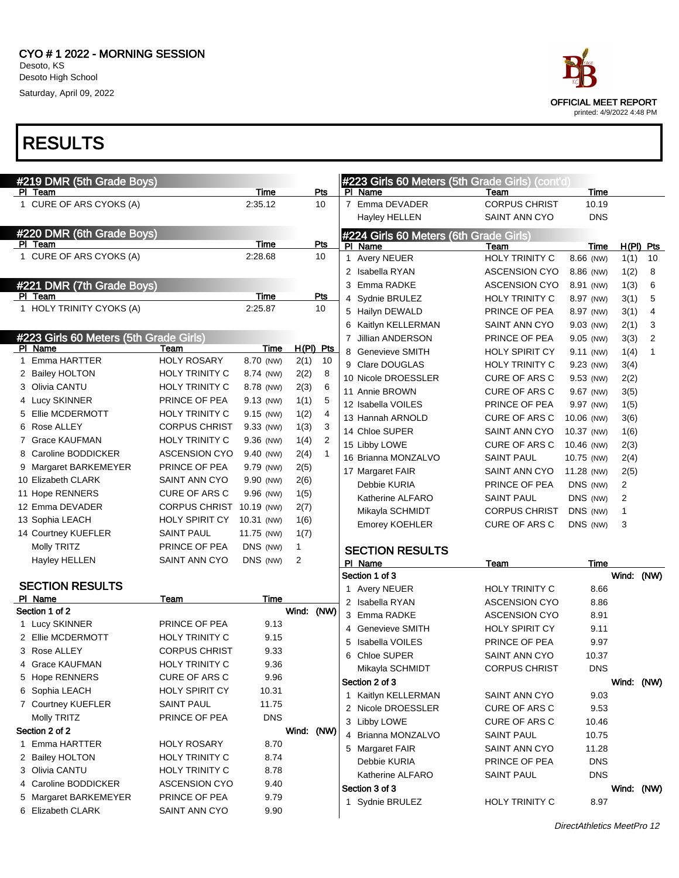# CYO # 1 2022 - MORNING SESSION

Desoto, KS
Desoto High School
Saturday, April 09, 2022

OFFICIAL MEET REPORT
printed: 4/9/2022 4:48 PM

# RESULTS

## #219 DMR (5th Grade Boys)

| Pl | Team | Time | Pts |
|---|---|---|---|
| 1 | CURE OF ARS CYOKS (A) | 2:35.12 | 10 |

## #220 DMR (6th Grade Boys)

| Pl | Team | Time | Pts |
|---|---|---|---|
| 1 | CURE OF ARS CYOKS (A) | 2:28.68 | 10 |

## #221 DMR (7th Grade Boys)

| Pl | Team | Time | Pts |
|---|---|---|---|
| 1 | HOLY TRINITY CYOKS (A) | 2:25.87 | 10 |

## #223 Girls 60 Meters (5th Grade Girls)

| Pl | Name | Team | Time | H(Pl) | Pts |
|---|---|---|---|---|---|
| 1 | Emma HARTTER | HOLY ROSARY | 8.70 (NW) | 2(1) | 10 |
| 2 | Bailey HOLTON | HOLY TRINITY C | 8.74 (NW) | 2(2) | 8 |
| 3 | Olivia CANTU | HOLY TRINITY C | 8.78 (NW) | 2(3) | 6 |
| 4 | Lucy SKINNER | PRINCE OF PEA | 9.13 (NW) | 1(1) | 5 |
| 5 | Ellie MCDERMOTT | HOLY TRINITY C | 9.15 (NW) | 1(2) | 4 |
| 6 | Rose ALLEY | CORPUS CHRIST | 9.33 (NW) | 1(3) | 3 |
| 7 | Grace KAUFMAN | HOLY TRINITY C | 9.36 (NW) | 1(4) | 2 |
| 8 | Caroline BODDICKER | ASCENSION CYO | 9.40 (NW) | 2(4) | 1 |
| 9 | Margaret BARKEMEYER | PRINCE OF PEA | 9.79 (NW) | 2(5) | |
| 10 | Elizabeth CLARK | SAINT ANN CYO | 9.90 (NW) | 2(6) | |
| 11 | Hope RENNERS | CURE OF ARS C | 9.96 (NW) | 1(5) | |
| 12 | Emma DEVADER | CORPUS CHRIST | 10.19 (NW) | 2(7) | |
| 13 | Sophia LEACH | HOLY SPIRIT CY | 10.31 (NW) | 1(6) | |
| 14 | Courtney KUEFLER | SAINT PAUL | 11.75 (NW) | 1(7) | |
| | Molly TRITZ | PRINCE OF PEA | DNS (NW) | 1 | |
| | Hayley HELLEN | SAINT ANN CYO | DNS (NW) | 2 | |

### SECTION RESULTS

| Pl | Name | Team | Time |
|---|---|---|---|
| **Section 1 of 2** | | | **Wind: (NW)** |
| 1 | Lucy SKINNER | PRINCE OF PEA | 9.13 |
| 2 | Ellie MCDERMOTT | HOLY TRINITY C | 9.15 |
| 3 | Rose ALLEY | CORPUS CHRIST | 9.33 |
| 4 | Grace KAUFMAN | HOLY TRINITY C | 9.36 |
| 5 | Hope RENNERS | CURE OF ARS C | 9.96 |
| 6 | Sophia LEACH | HOLY SPIRIT CY | 10.31 |
| 7 | Courtney KUEFLER | SAINT PAUL | 11.75 |
| | Molly TRITZ | PRINCE OF PEA | DNS |
| **Section 2 of 2** | | | **Wind: (NW)** |
| 1 | Emma HARTTER | HOLY ROSARY | 8.70 |
| 2 | Bailey HOLTON | HOLY TRINITY C | 8.74 |
| 3 | Olivia CANTU | HOLY TRINITY C | 8.78 |
| 4 | Caroline BODDICKER | ASCENSION CYO | 9.40 |
| 5 | Margaret BARKEMEYER | PRINCE OF PEA | 9.79 |
| 6 | Elizabeth CLARK | SAINT ANN CYO | 9.90 |
| 7 | Emma DEVADER | CORPUS CHRIST | 10.19 |
| | Hayley HELLEN | SAINT ANN CYO | DNS |

## #224 Girls 60 Meters (6th Grade Girls)

| Pl | Name | Team | Time | H(Pl) | Pts |
|---|---|---|---|---|---|
| 1 | Avery NEUER | HOLY TRINITY C | 8.66 (NW) | 1(1) | 10 |
| 2 | Isabella RYAN | ASCENSION CYO | 8.86 (NW) | 1(2) | 8 |
| 3 | Emma RADKE | ASCENSION CYO | 8.91 (NW) | 1(3) | 6 |
| 4 | Sydnie BRULEZ | HOLY TRINITY C | 8.97 (NW) | 3(1) | 5 |
| 5 | Hailyn DEWALD | PRINCE OF PEA | 8.97 (NW) | 3(1) | 4 |
| 6 | Kaitlyn KELLERMAN | SAINT ANN CYO | 9.03 (NW) | 2(1) | 3 |
| 7 | Jillian ANDERSON | PRINCE OF PEA | 9.05 (NW) | 3(3) | 2 |
| 8 | Genevieve SMITH | HOLY SPIRIT CY | 9.11 (NW) | 1(4) | 1 |
| 9 | Clare DOUGLAS | HOLY TRINITY C | 9.23 (NW) | 3(4) | |
| 10 | Nicole DROESSLER | CURE OF ARS C | 9.53 (NW) | 2(2) | |
| 11 | Annie BROWN | CURE OF ARS C | 9.67 (NW) | 3(5) | |
| 12 | Isabella VOILES | PRINCE OF PEA | 9.97 (NW) | 1(5) | |
| 13 | Hannah ARNOLD | CURE OF ARS C | 10.06 (NW) | 3(6) | |
| 14 | Chloe SUPER | SAINT ANN CYO | 10.37 (NW) | 1(6) | |
| 15 | Libby LOWE | CURE OF ARS C | 10.46 (NW) | 2(3) | |
| 16 | Brianna MONZALVO | SAINT PAUL | 10.75 (NW) | 2(4) | |
| 17 | Margaret FAIR | SAINT ANN CYO | 11.28 (NW) | 2(5) | |
| | Debbie KURIA | PRINCE OF PEA | DNS (NW) | 2 | |
| | Katherine ALFARO | SAINT PAUL | DNS (NW) | 2 | |
| | Mikayla SCHMIDT | CORPUS CHRIST | DNS (NW) | 1 | |
| | Emorey KOEHLER | CURE OF ARS C | DNS (NW) | 3 | |

### SECTION RESULTS

| Pl | Name | Team | Time |
|---|---|---|---|
| **Section 1 of 3** | | | **Wind: (NW)** |
| 1 | Avery NEUER | HOLY TRINITY C | 8.66 |
| 2 | Isabella RYAN | ASCENSION CYO | 8.86 |
| 3 | Emma RADKE | ASCENSION CYO | 8.91 |
| 4 | Genevieve SMITH | HOLY SPIRIT CY | 9.11 |
| 5 | Isabella VOILES | PRINCE OF PEA | 9.97 |
| 6 | Chloe SUPER | SAINT ANN CYO | 10.37 |
| | Mikayla SCHMIDT | CORPUS CHRIST | DNS |
| **Section 2 of 3** | | | **Wind: (NW)** |
| 1 | Kaitlyn KELLERMAN | SAINT ANN CYO | 9.03 |
| 2 | Nicole DROESSLER | CURE OF ARS C | 9.53 |
| 3 | Libby LOWE | CURE OF ARS C | 10.46 |
| 4 | Brianna MONZALVO | SAINT PAUL | 10.75 |
| 5 | Margaret FAIR | SAINT ANN CYO | 11.28 |
| | Debbie KURIA | PRINCE OF PEA | DNS |
| | Katherine ALFARO | SAINT PAUL | DNS |
| **Section 3 of 3** | | | **Wind: (NW)** |
| 1 | Sydnie BRULEZ | HOLY TRINITY C | 8.97 |

DirectAthletics MeetPro 12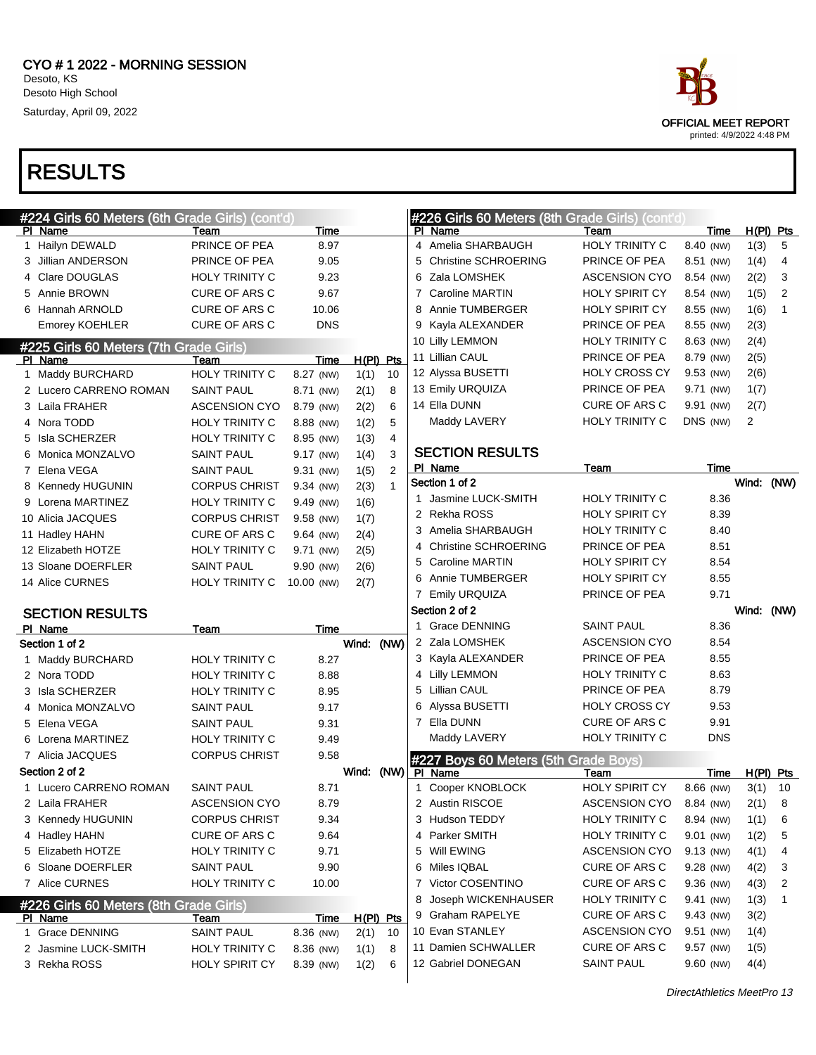# CYO # 1 2022 - MORNING SESSION

Desoto, KS
Desoto High School
Saturday, April 09, 2022

OFFICIAL MEET REPORT
printed: 4/9/2022 4:48 PM

# RESULTS

## #224 Girls 60 Meters (6th Grade Girls) (cont'd)

| Pl | Name | Team | Time |
|---|---|---|---|
| 1 | Hailyn DEWALD | PRINCE OF PEA | 8.97 |
| 3 | Jillian ANDERSON | PRINCE OF PEA | 9.05 |
| 4 | Clare DOUGLAS | HOLY TRINITY C | 9.23 |
| 5 | Annie BROWN | CURE OF ARS C | 9.67 |
| 6 | Hannah ARNOLD | CURE OF ARS C | 10.06 |
| | Emorey KOEHLER | CURE OF ARS C | DNS |

## #225 Girls 60 Meters (7th Grade Girls)

| Pl | Name | Team | Time | | H(Pl) | Pts |
|---|---|---|---|---|---|---|
| 1 | Maddy BURCHARD | HOLY TRINITY C | 8.27 | (NW) | 1(1) | 10 |
| 2 | Lucero CARRENO ROMAN | SAINT PAUL | 8.71 | (NW) | 2(1) | 8 |
| 3 | Laila FRAHER | ASCENSION CYO | 8.79 | (NW) | 2(2) | 6 |
| 4 | Nora TODD | HOLY TRINITY C | 8.88 | (NW) | 1(2) | 5 |
| 5 | Isla SCHERZER | HOLY TRINITY C | 8.95 | (NW) | 1(3) | 4 |
| 6 | Monica MONZALVO | SAINT PAUL | 9.17 | (NW) | 1(4) | 3 |
| 7 | Elena VEGA | SAINT PAUL | 9.31 | (NW) | 1(5) | 2 |
| 8 | Kennedy HUGUNIN | CORPUS CHRIST | 9.34 | (NW) | 2(3) | 1 |
| 9 | Lorena MARTINEZ | HOLY TRINITY C | 9.49 | (NW) | 1(6) | |
| 10 | Alicia JACQUES | CORPUS CHRIST | 9.58 | (NW) | 1(7) | |
| 11 | Hadley HAHN | CURE OF ARS C | 9.64 | (NW) | 2(4) | |
| 12 | Elizabeth HOTZE | HOLY TRINITY C | 9.71 | (NW) | 2(5) | |
| 13 | Sloane DOERFLER | SAINT PAUL | 9.90 | (NW) | 2(6) | |
| 14 | Alice CURNES | HOLY TRINITY C | 10.00 | (NW) | 2(7) | |

### SECTION RESULTS

| Pl | Name | Team | Time |
|---|---|---|---|
| **Section 1 of 2** | | | Wind: (NW) |
| 1 | Maddy BURCHARD | HOLY TRINITY C | 8.27 |
| 2 | Nora TODD | HOLY TRINITY C | 8.88 |
| 3 | Isla SCHERZER | HOLY TRINITY C | 8.95 |
| 4 | Monica MONZALVO | SAINT PAUL | 9.17 |
| 5 | Elena VEGA | SAINT PAUL | 9.31 |
| 6 | Lorena MARTINEZ | HOLY TRINITY C | 9.49 |
| 7 | Alicia JACQUES | CORPUS CHRIST | 9.58 |
| **Section 2 of 2** | | | Wind: (NW) |
| 1 | Lucero CARRENO ROMAN | SAINT PAUL | 8.71 |
| 2 | Laila FRAHER | ASCENSION CYO | 8.79 |
| 3 | Kennedy HUGUNIN | CORPUS CHRIST | 9.34 |
| 4 | Hadley HAHN | CURE OF ARS C | 9.64 |
| 5 | Elizabeth HOTZE | HOLY TRINITY C | 9.71 |
| 6 | Sloane DOERFLER | SAINT PAUL | 9.90 |
| 7 | Alice CURNES | HOLY TRINITY C | 10.00 |

## #226 Girls 60 Meters (8th Grade Girls)

| Pl | Name | Team | Time | | H(Pl) | Pts |
|---|---|---|---|---|---|---|
| 1 | Grace DENNING | SAINT PAUL | 8.36 | (NW) | 2(1) | 10 |
| 2 | Jasmine LUCK-SMITH | HOLY TRINITY C | 8.36 | (NW) | 1(1) | 8 |
| 3 | Rekha ROSS | HOLY SPIRIT CY | 8.39 | (NW) | 1(2) | 6 |
| 4 | Amelia SHARBAUGH | HOLY TRINITY C | 8.40 | (NW) | 1(3) | 5 |
| 5 | Christine SCHROERING | PRINCE OF PEA | 8.51 | (NW) | 1(4) | 4 |
| 6 | Zala LOMSHEK | ASCENSION CYO | 8.54 | (NW) | 2(2) | 3 |
| 7 | Caroline MARTIN | HOLY SPIRIT CY | 8.54 | (NW) | 1(5) | 2 |
| 8 | Annie TUMBERGER | HOLY SPIRIT CY | 8.55 | (NW) | 1(6) | 1 |
| 9 | Kayla ALEXANDER | PRINCE OF PEA | 8.55 | (NW) | 2(3) | |
| 10 | Lilly LEMMON | HOLY TRINITY C | 8.63 | (NW) | 2(4) | |
| 11 | Lillian CAUL | PRINCE OF PEA | 8.79 | (NW) | 2(5) | |
| 12 | Alyssa BUSETTI | HOLY CROSS CY | 9.53 | (NW) | 2(6) | |
| 13 | Emily URQUIZA | PRINCE OF PEA | 9.71 | (NW) | 1(7) | |
| 14 | Ella DUNN | CURE OF ARS C | 9.91 | (NW) | 2(7) | |
| | Maddy LAVERY | HOLY TRINITY C | DNS | (NW) | 2 | |

### SECTION RESULTS

| Pl | Name | Team | Time |
|---|---|---|---|
| **Section 1 of 2** | | | Wind: (NW) |
| 1 | Jasmine LUCK-SMITH | HOLY TRINITY C | 8.36 |
| 2 | Rekha ROSS | HOLY SPIRIT CY | 8.39 |
| 3 | Amelia SHARBAUGH | HOLY TRINITY C | 8.40 |
| 4 | Christine SCHROERING | PRINCE OF PEA | 8.51 |
| 5 | Caroline MARTIN | HOLY SPIRIT CY | 8.54 |
| 6 | Annie TUMBERGER | HOLY SPIRIT CY | 8.55 |
| 7 | Emily URQUIZA | PRINCE OF PEA | 9.71 |
| **Section 2 of 2** | | | Wind: (NW) |
| 1 | Grace DENNING | SAINT PAUL | 8.36 |
| 2 | Zala LOMSHEK | ASCENSION CYO | 8.54 |
| 3 | Kayla ALEXANDER | PRINCE OF PEA | 8.55 |
| 4 | Lilly LEMMON | HOLY TRINITY C | 8.63 |
| 5 | Lillian CAUL | PRINCE OF PEA | 8.79 |
| 6 | Alyssa BUSETTI | HOLY CROSS CY | 9.53 |
| 7 | Ella DUNN | CURE OF ARS C | 9.91 |
| | Maddy LAVERY | HOLY TRINITY C | DNS |

## #227 Boys 60 Meters (5th Grade Boys)

| Pl | Name | Team | Time | | H(Pl) | Pts |
|---|---|---|---|---|---|---|
| 1 | Cooper KNOBLOCK | HOLY SPIRIT CY | 8.66 | (NW) | 3(1) | 10 |
| 2 | Austin RISCOE | ASCENSION CYO | 8.84 | (NW) | 2(1) | 8 |
| 3 | Hudson TEDDY | HOLY TRINITY C | 8.94 | (NW) | 1(1) | 6 |
| 4 | Parker SMITH | HOLY TRINITY C | 9.01 | (NW) | 1(2) | 5 |
| 5 | Will EWING | ASCENSION CYO | 9.13 | (NW) | 4(1) | 4 |
| 6 | Miles IQBAL | CURE OF ARS C | 9.28 | (NW) | 4(2) | 3 |
| 7 | Victor COSENTINO | CURE OF ARS C | 9.36 | (NW) | 4(3) | 2 |
| 8 | Joseph WICKENHAUSER | HOLY TRINITY C | 9.41 | (NW) | 1(3) | 1 |
| 9 | Graham RAPELYE | CURE OF ARS C | 9.43 | (NW) | 3(2) | |
| 10 | Evan STANLEY | ASCENSION CYO | 9.51 | (NW) | 1(4) | |
| 11 | Damien SCHWALLER | CURE OF ARS C | 9.57 | (NW) | 1(5) | |
| 12 | Gabriel DONEGAN | SAINT PAUL | 9.60 | (NW) | 4(4) | |

DirectAthletics MeetPro 13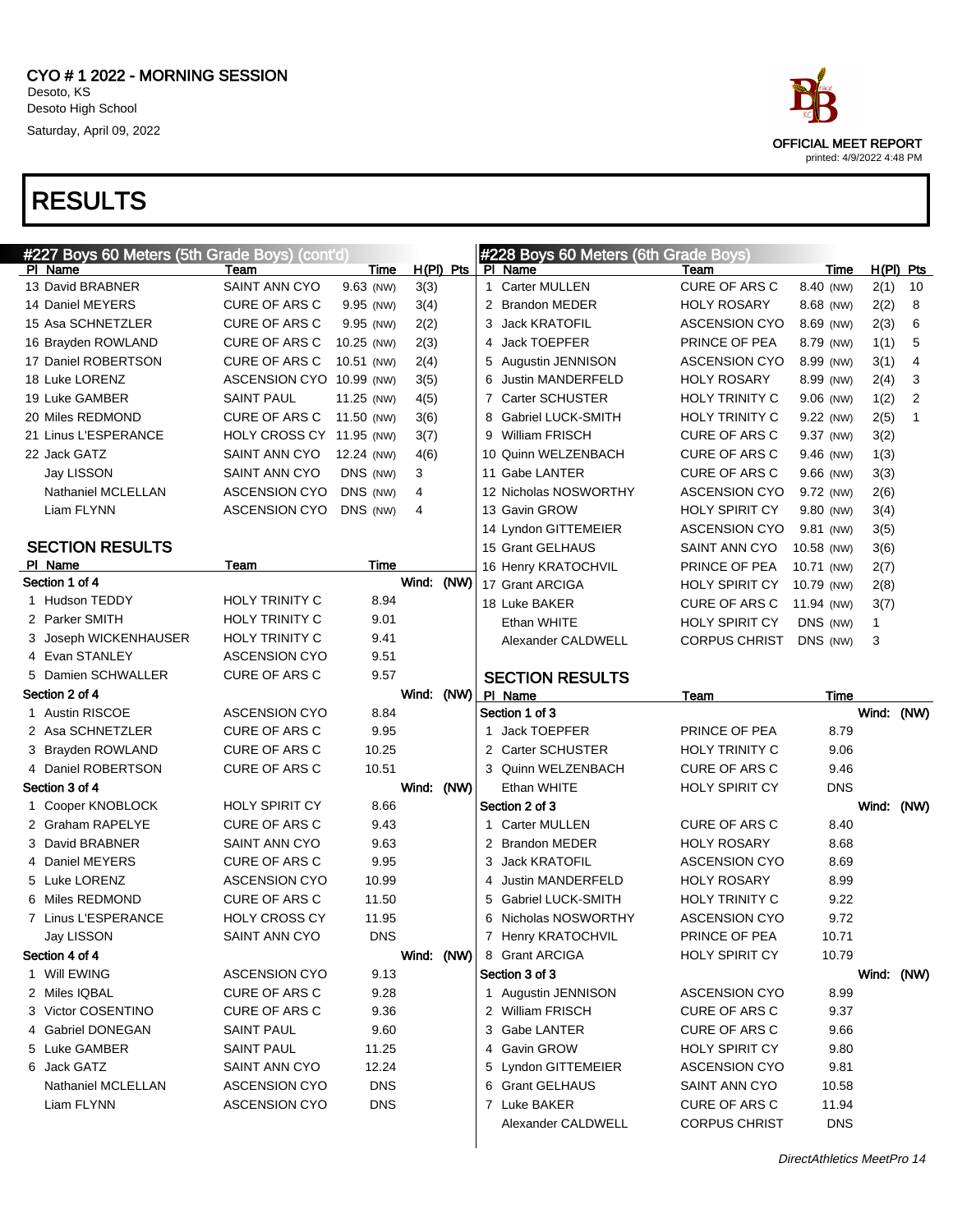# CYO # 1 2022 - MORNING SESSION

Desoto, KS
Desoto High School
Saturday, April 09, 2022

OFFICIAL MEET REPORT
printed: 4/9/2022 4:48 PM

# RESULTS

## #227 Boys 60 Meters (5th Grade Boys) (cont'd)

| Pl | Name | Team | Time | | H(Pl) | Pts |
|---|---|---|---|---|---|---|
| 13 | David BRABNER | SAINT ANN CYO | 9.63 | (NW) | 3(3) | |
| 14 | Daniel MEYERS | CURE OF ARS C | 9.95 | (NW) | 3(4) | |
| 15 | Asa SCHNETZLER | CURE OF ARS C | 9.95 | (NW) | 2(2) | |
| 16 | Brayden ROWLAND | CURE OF ARS C | 10.25 | (NW) | 2(3) | |
| 17 | Daniel ROBERTSON | CURE OF ARS C | 10.51 | (NW) | 2(4) | |
| 18 | Luke LORENZ | ASCENSION CYO | 10.99 | (NW) | 3(5) | |
| 19 | Luke GAMBER | SAINT PAUL | 11.25 | (NW) | 4(5) | |
| 20 | Miles REDMOND | CURE OF ARS C | 11.50 | (NW) | 3(6) | |
| 21 | Linus L'ESPERANCE | HOLY CROSS CY | 11.95 | (NW) | 3(7) | |
| 22 | Jack GATZ | SAINT ANN CYO | 12.24 | (NW) | 4(6) | |
| | Jay LISSON | SAINT ANN CYO | DNS | (NW) | 3 | |
| | Nathaniel MCLELLAN | ASCENSION CYO | DNS | (NW) | 4 | |
| | Liam FLYNN | ASCENSION CYO | DNS | (NW) | 4 | |

### SECTION RESULTS

| Pl | Name | Team | Time |
|---|---|---|---|
| **Section 1 of 4** | | | **Wind: (NW)** |
| 1 | Hudson TEDDY | HOLY TRINITY C | 8.94 |
| 2 | Parker SMITH | HOLY TRINITY C | 9.01 |
| 3 | Joseph WICKENHAUSER | HOLY TRINITY C | 9.41 |
| 4 | Evan STANLEY | ASCENSION CYO | 9.51 |
| 5 | Damien SCHWALLER | CURE OF ARS C | 9.57 |
| **Section 2 of 4** | | | **Wind: (NW)** |
| 1 | Austin RISCOE | ASCENSION CYO | 8.84 |
| 2 | Asa SCHNETZLER | CURE OF ARS C | 9.95 |
| 3 | Brayden ROWLAND | CURE OF ARS C | 10.25 |
| 4 | Daniel ROBERTSON | CURE OF ARS C | 10.51 |
| **Section 3 of 4** | | | **Wind: (NW)** |
| 1 | Cooper KNOBLOCK | HOLY SPIRIT CY | 8.66 |
| 2 | Graham RAPELYE | CURE OF ARS C | 9.43 |
| 3 | David BRABNER | SAINT ANN CYO | 9.63 |
| 4 | Daniel MEYERS | CURE OF ARS C | 9.95 |
| 5 | Luke LORENZ | ASCENSION CYO | 10.99 |
| 6 | Miles REDMOND | CURE OF ARS C | 11.50 |
| 7 | Linus L'ESPERANCE | HOLY CROSS CY | 11.95 |
| | Jay LISSON | SAINT ANN CYO | DNS |
| **Section 4 of 4** | | | **Wind: (NW)** |
| 1 | Will EWING | ASCENSION CYO | 9.13 |
| 2 | Miles IQBAL | CURE OF ARS C | 9.28 |
| 3 | Victor COSENTINO | CURE OF ARS C | 9.36 |
| 4 | Gabriel DONEGAN | SAINT PAUL | 9.60 |
| 5 | Luke GAMBER | SAINT PAUL | 11.25 |
| 6 | Jack GATZ | SAINT ANN CYO | 12.24 |
| | Nathaniel MCLELLAN | ASCENSION CYO | DNS |
| | Liam FLYNN | ASCENSION CYO | DNS |

## #228 Boys 60 Meters (6th Grade Boys)

| Pl | Name | Team | Time | | H(Pl) | Pts |
|---|---|---|---|---|---|---|
| 1 | Carter MULLEN | CURE OF ARS C | 8.40 | (NW) | 2(1) | 10 |
| 2 | Brandon MEDER | HOLY ROSARY | 8.68 | (NW) | 2(2) | 8 |
| 3 | Jack KRATOFIL | ASCENSION CYO | 8.69 | (NW) | 2(3) | 6 |
| 4 | Jack TOEPFER | PRINCE OF PEA | 8.79 | (NW) | 1(1) | 5 |
| 5 | Augustin JENNISON | ASCENSION CYO | 8.99 | (NW) | 3(1) | 4 |
| 6 | Justin MANDERFELD | HOLY ROSARY | 8.99 | (NW) | 2(4) | 3 |
| 7 | Carter SCHUSTER | HOLY TRINITY C | 9.06 | (NW) | 1(2) | 2 |
| 8 | Gabriel LUCK-SMITH | HOLY TRINITY C | 9.22 | (NW) | 2(5) | 1 |
| 9 | William FRISCH | CURE OF ARS C | 9.37 | (NW) | 3(2) | |
| 10 | Quinn WELZENBACH | CURE OF ARS C | 9.46 | (NW) | 1(3) | |
| 11 | Gabe LANTER | CURE OF ARS C | 9.66 | (NW) | 3(3) | |
| 12 | Nicholas NOSWORTHY | ASCENSION CYO | 9.72 | (NW) | 2(6) | |
| 13 | Gavin GROW | HOLY SPIRIT CY | 9.80 | (NW) | 3(4) | |
| 14 | Lyndon GITTEMEIER | ASCENSION CYO | 9.81 | (NW) | 3(5) | |
| 15 | Grant GELHAUS | SAINT ANN CYO | 10.58 | (NW) | 3(6) | |
| 16 | Henry KRATOCHVIL | PRINCE OF PEA | 10.71 | (NW) | 2(7) | |
| 17 | Grant ARCIGA | HOLY SPIRIT CY | 10.79 | (NW) | 2(8) | |
| 18 | Luke BAKER | CURE OF ARS C | 11.94 | (NW) | 3(7) | |
| | Ethan WHITE | HOLY SPIRIT CY | DNS | (NW) | 1 | |
| | Alexander CALDWELL | CORPUS CHRIST | DNS | (NW) | 3 | |

### SECTION RESULTS

| Pl | Name | Team | Time |
|---|---|---|---|
| **Section 1 of 3** | | | **Wind: (NW)** |
| 1 | Jack TOEPFER | PRINCE OF PEA | 8.79 |
| 2 | Carter SCHUSTER | HOLY TRINITY C | 9.06 |
| 3 | Quinn WELZENBACH | CURE OF ARS C | 9.46 |
| | Ethan WHITE | HOLY SPIRIT CY | DNS |
| **Section 2 of 3** | | | **Wind: (NW)** |
| 1 | Carter MULLEN | CURE OF ARS C | 8.40 |
| 2 | Brandon MEDER | HOLY ROSARY | 8.68 |
| 3 | Jack KRATOFIL | ASCENSION CYO | 8.69 |
| 4 | Justin MANDERFELD | HOLY ROSARY | 8.99 |
| 5 | Gabriel LUCK-SMITH | HOLY TRINITY C | 9.22 |
| 6 | Nicholas NOSWORTHY | ASCENSION CYO | 9.72 |
| 7 | Henry KRATOCHVIL | PRINCE OF PEA | 10.71 |
| 8 | Grant ARCIGA | HOLY SPIRIT CY | 10.79 |
| **Section 3 of 3** | | | **Wind: (NW)** |
| 1 | Augustin JENNISON | ASCENSION CYO | 8.99 |
| 2 | William FRISCH | CURE OF ARS C | 9.37 |
| 3 | Gabe LANTER | CURE OF ARS C | 9.66 |
| 4 | Gavin GROW | HOLY SPIRIT CY | 9.80 |
| 5 | Lyndon GITTEMEIER | ASCENSION CYO | 9.81 |
| 6 | Grant GELHAUS | SAINT ANN CYO | 10.58 |
| 7 | Luke BAKER | CURE OF ARS C | 11.94 |
| | Alexander CALDWELL | CORPUS CHRIST | DNS |

*DirectAthletics MeetPro 14*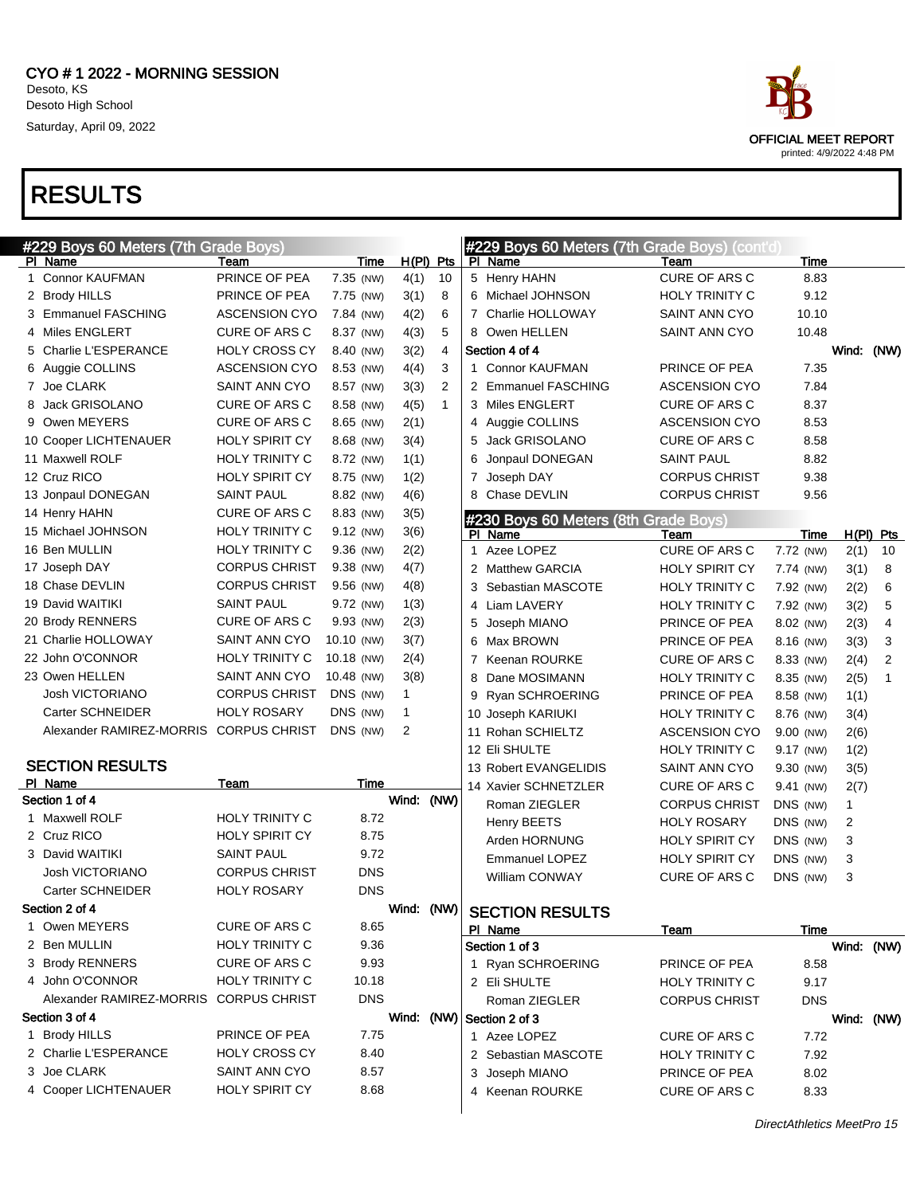CYO # 1 2022 - MORNING SESSION
Desoto, KS
Desoto High School
Saturday, April 09, 2022

OFFICIAL MEET REPORT
printed: 4/9/2022 4:48 PM

# RESULTS

## #229 Boys 60 Meters (7th Grade Boys)

| Pl | Name | Team | Time | | H(Pl) | Pts |
|---|---|---|---|---|---|---|
| 1 | Connor KAUFMAN | PRINCE OF PEA | 7.35 | (NW) | 4(1) | 10 |
| 2 | Brody HILLS | PRINCE OF PEA | 7.75 | (NW) | 3(1) | 8 |
| 3 | Emmanuel FASCHING | ASCENSION CYO | 7.84 | (NW) | 4(2) | 6 |
| 4 | Miles ENGLERT | CURE OF ARS C | 8.37 | (NW) | 4(3) | 5 |
| 5 | Charlie L'ESPERANCE | HOLY CROSS CY | 8.40 | (NW) | 3(2) | 4 |
| 6 | Auggie COLLINS | ASCENSION CYO | 8.53 | (NW) | 4(4) | 3 |
| 7 | Joe CLARK | SAINT ANN CYO | 8.57 | (NW) | 3(3) | 2 |
| 8 | Jack GRISOLANO | CURE OF ARS C | 8.58 | (NW) | 4(5) | 1 |
| 9 | Owen MEYERS | CURE OF ARS C | 8.65 | (NW) | 2(1) | |
| 10 | Cooper LICHTENAUER | HOLY SPIRIT CY | 8.68 | (NW) | 3(4) | |
| 11 | Maxwell ROLF | HOLY TRINITY C | 8.72 | (NW) | 1(1) | |
| 12 | Cruz RICO | HOLY SPIRIT CY | 8.75 | (NW) | 1(2) | |
| 13 | Jonpaul DONEGAN | SAINT PAUL | 8.82 | (NW) | 4(6) | |
| 14 | Henry HAHN | CURE OF ARS C | 8.83 | (NW) | 3(5) | |
| 15 | Michael JOHNSON | HOLY TRINITY C | 9.12 | (NW) | 3(6) | |
| 16 | Ben MULLIN | HOLY TRINITY C | 9.36 | (NW) | 2(2) | |
| 17 | Joseph DAY | CORPUS CHRIST | 9.38 | (NW) | 4(7) | |
| 18 | Chase DEVLIN | CORPUS CHRIST | 9.56 | (NW) | 4(8) | |
| 19 | David WAITIKI | SAINT PAUL | 9.72 | (NW) | 1(3) | |
| 20 | Brody RENNERS | CURE OF ARS C | 9.93 | (NW) | 2(3) | |
| 21 | Charlie HOLLOWAY | SAINT ANN CYO | 10.10 | (NW) | 3(7) | |
| 22 | John O'CONNOR | HOLY TRINITY C | 10.18 | (NW) | 2(4) | |
| 23 | Owen HELLEN | SAINT ANN CYO | 10.48 | (NW) | 3(8) | |
| | Josh VICTORIANO | CORPUS CHRIST | DNS | (NW) | 1 | |
| | Carter SCHNEIDER | HOLY ROSARY | DNS | (NW) | 1 | |
| | Alexander RAMIREZ-MORRIS | CORPUS CHRIST | DNS | (NW) | 2 | |

### SECTION RESULTS

| Pl | Name | Team | Time |
|---|---|---|---|
| **Section 1 of 4** | | | Wind: (NW) |
| 1 | Maxwell ROLF | HOLY TRINITY C | 8.72 |
| 2 | Cruz RICO | HOLY SPIRIT CY | 8.75 |
| 3 | David WAITIKI | SAINT PAUL | 9.72 |
| | Josh VICTORIANO | CORPUS CHRIST | DNS |
| | Carter SCHNEIDER | HOLY ROSARY | DNS |
| **Section 2 of 4** | | | Wind: (NW) |
| 1 | Owen MEYERS | CURE OF ARS C | 8.65 |
| 2 | Ben MULLIN | HOLY TRINITY C | 9.36 |
| 3 | Brody RENNERS | CURE OF ARS C | 9.93 |
| 4 | John O'CONNOR | HOLY TRINITY C | 10.18 |
| | Alexander RAMIREZ-MORRIS | CORPUS CHRIST | DNS |
| **Section 3 of 4** | | | Wind: (NW) |
| 1 | Brody HILLS | PRINCE OF PEA | 7.75 |
| 2 | Charlie L'ESPERANCE | HOLY CROSS CY | 8.40 |
| 3 | Joe CLARK | SAINT ANN CYO | 8.57 |
| 4 | Cooper LICHTENAUER | HOLY SPIRIT CY | 8.68 |
| 5 | Henry HAHN | CURE OF ARS C | 8.83 |
| 6 | Michael JOHNSON | HOLY TRINITY C | 9.12 |
| 7 | Charlie HOLLOWAY | SAINT ANN CYO | 10.10 |
| 8 | Owen HELLEN | SAINT ANN CYO | 10.48 |
| **Section 4 of 4** | | | Wind: (NW) |
| 1 | Connor KAUFMAN | PRINCE OF PEA | 7.35 |
| 2 | Emmanuel FASCHING | ASCENSION CYO | 7.84 |
| 3 | Miles ENGLERT | CURE OF ARS C | 8.37 |
| 4 | Auggie COLLINS | ASCENSION CYO | 8.53 |
| 5 | Jack GRISOLANO | CURE OF ARS C | 8.58 |
| 6 | Jonpaul DONEGAN | SAINT PAUL | 8.82 |
| 7 | Joseph DAY | CORPUS CHRIST | 9.38 |
| 8 | Chase DEVLIN | CORPUS CHRIST | 9.56 |

## #230 Boys 60 Meters (8th Grade Boys)

| Pl | Name | Team | Time | | H(Pl) | Pts |
|---|---|---|---|---|---|---|
| 1 | Azee LOPEZ | CURE OF ARS C | 7.72 | (NW) | 2(1) | 10 |
| 2 | Matthew GARCIA | HOLY SPIRIT CY | 7.74 | (NW) | 3(1) | 8 |
| 3 | Sebastian MASCOTE | HOLY TRINITY C | 7.92 | (NW) | 2(2) | 6 |
| 4 | Liam LAVERY | HOLY TRINITY C | 7.92 | (NW) | 3(2) | 5 |
| 5 | Joseph MIANO | PRINCE OF PEA | 8.02 | (NW) | 2(3) | 4 |
| 6 | Max BROWN | PRINCE OF PEA | 8.16 | (NW) | 3(3) | 3 |
| 7 | Keenan ROURKE | CURE OF ARS C | 8.33 | (NW) | 2(4) | 2 |
| 8 | Dane MOSIMANN | HOLY TRINITY C | 8.35 | (NW) | 2(5) | 1 |
| 9 | Ryan SCHROERING | PRINCE OF PEA | 8.58 | (NW) | 1(1) | |
| 10 | Joseph KARIUKI | HOLY TRINITY C | 8.76 | (NW) | 3(4) | |
| 11 | Rohan SCHIELTZ | ASCENSION CYO | 9.00 | (NW) | 2(6) | |
| 12 | Eli SHULTE | HOLY TRINITY C | 9.17 | (NW) | 1(2) | |
| 13 | Robert EVANGELIDIS | SAINT ANN CYO | 9.30 | (NW) | 3(5) | |
| 14 | Xavier SCHNETZLER | CURE OF ARS C | 9.41 | (NW) | 2(7) | |
| | Roman ZIEGLER | CORPUS CHRIST | DNS | (NW) | 1 | |
| | Henry BEETS | HOLY ROSARY | DNS | (NW) | 2 | |
| | Arden HORNUNG | HOLY SPIRIT CY | DNS | (NW) | 3 | |
| | Emmanuel LOPEZ | HOLY SPIRIT CY | DNS | (NW) | 3 | |
| | William CONWAY | CURE OF ARS C | DNS | (NW) | 3 | |

### SECTION RESULTS

| Pl | Name | Team | Time |
|---|---|---|---|
| **Section 1 of 3** | | | Wind: (NW) |
| 1 | Ryan SCHROERING | PRINCE OF PEA | 8.58 |
| 2 | Eli SHULTE | HOLY TRINITY C | 9.17 |
| | Roman ZIEGLER | CORPUS CHRIST | DNS |
| **Section 2 of 3** | | | Wind: (NW) |
| 1 | Azee LOPEZ | CURE OF ARS C | 7.72 |
| 2 | Sebastian MASCOTE | HOLY TRINITY C | 7.92 |
| 3 | Joseph MIANO | PRINCE OF PEA | 8.02 |
| 4 | Keenan ROURKE | CURE OF ARS C | 8.33 |

*DirectAthletics MeetPro 15*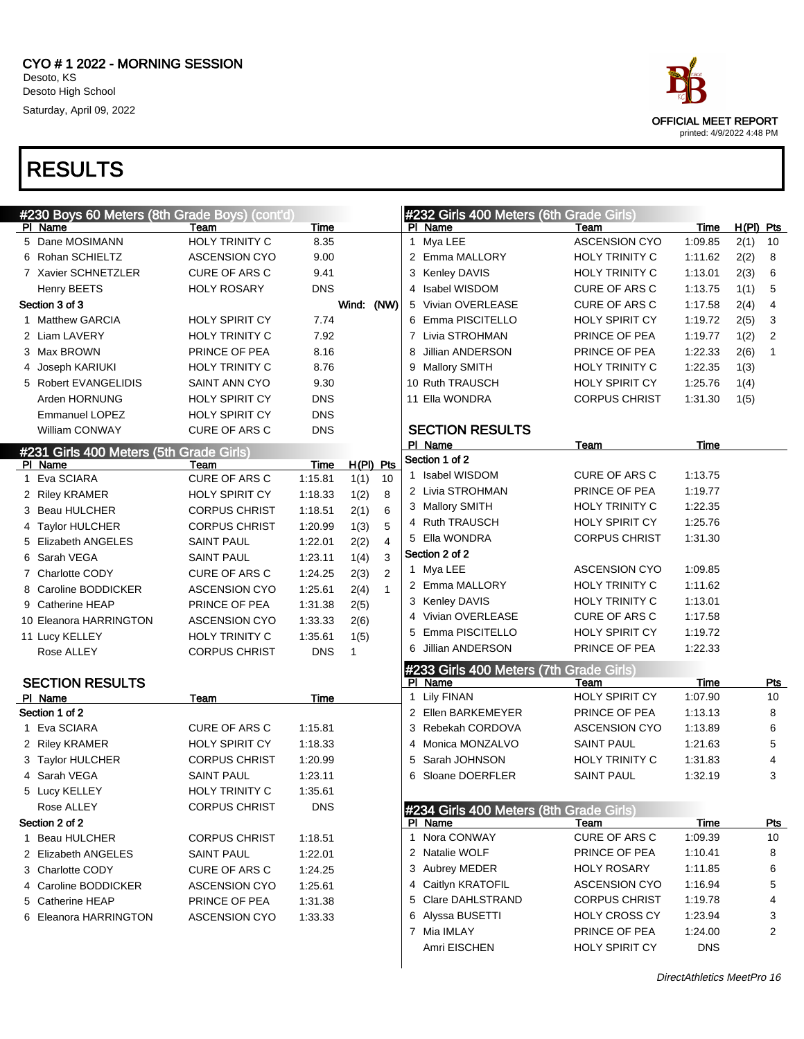CYO # 1 2022 - MORNING SESSION
Desoto, KS
Desoto High School
Saturday, April 09, 2022

OFFICIAL MEET REPORT
printed: 4/9/2022 4:48 PM

# RESULTS

## #230 Boys 60 Meters (8th Grade Boys) (cont'd)

| Pl | Name | Team | Time |
|---|---|---|---|
| 5 | Dane MOSIMANN | HOLY TRINITY C | 8.35 |
| 6 | Rohan SCHIELTZ | ASCENSION CYO | 9.00 |
| 7 | Xavier SCHNETZLER | CURE OF ARS C | 9.41 |
| | Henry BEETS | HOLY ROSARY | DNS |

Section 3 of 3 — Wind: (NW)

| Pl | Name | Team | Time |
|---|---|---|---|
| 1 | Matthew GARCIA | HOLY SPIRIT CY | 7.74 |
| 2 | Liam LAVERY | HOLY TRINITY C | 7.92 |
| 3 | Max BROWN | PRINCE OF PEA | 8.16 |
| 4 | Joseph KARIUKI | HOLY TRINITY C | 8.76 |
| 5 | Robert EVANGELIDIS | SAINT ANN CYO | 9.30 |
| | Arden HORNUNG | HOLY SPIRIT CY | DNS |
| | Emmanuel LOPEZ | HOLY SPIRIT CY | DNS |
| | William CONWAY | CURE OF ARS C | DNS |

## #231 Girls 400 Meters (5th Grade Girls)

| Pl | Name | Team | Time | H(Pl) | Pts |
|---|---|---|---|---|---|
| 1 | Eva SCIARA | CURE OF ARS C | 1:15.81 | 1(1) | 10 |
| 2 | Riley KRAMER | HOLY SPIRIT CY | 1:18.33 | 1(2) | 8 |
| 3 | Beau HULCHER | CORPUS CHRIST | 1:18.51 | 2(1) | 6 |
| 4 | Taylor HULCHER | CORPUS CHRIST | 1:20.99 | 1(3) | 5 |
| 5 | Elizabeth ANGELES | SAINT PAUL | 1:22.01 | 2(2) | 4 |
| 6 | Sarah VEGA | SAINT PAUL | 1:23.11 | 1(4) | 3 |
| 7 | Charlotte CODY | CURE OF ARS C | 1:24.25 | 2(3) | 2 |
| 8 | Caroline BODDICKER | ASCENSION CYO | 1:25.61 | 2(4) | 1 |
| 9 | Catherine HEAP | PRINCE OF PEA | 1:31.38 | 2(5) | |
| 10 | Eleanora HARRINGTON | ASCENSION CYO | 1:33.33 | 2(6) | |
| 11 | Lucy KELLEY | HOLY TRINITY C | 1:35.61 | 1(5) | |
| | Rose ALLEY | CORPUS CHRIST | DNS | 1 | |

### SECTION RESULTS

Section 1 of 2

| Pl | Name | Team | Time |
|---|---|---|---|
| 1 | Eva SCIARA | CURE OF ARS C | 1:15.81 |
| 2 | Riley KRAMER | HOLY SPIRIT CY | 1:18.33 |
| 3 | Taylor HULCHER | CORPUS CHRIST | 1:20.99 |
| 4 | Sarah VEGA | SAINT PAUL | 1:23.11 |
| 5 | Lucy KELLEY | HOLY TRINITY C | 1:35.61 |
| | Rose ALLEY | CORPUS CHRIST | DNS |

Section 2 of 2

| Pl | Name | Team | Time |
|---|---|---|---|
| 1 | Beau HULCHER | CORPUS CHRIST | 1:18.51 |
| 2 | Elizabeth ANGELES | SAINT PAUL | 1:22.01 |
| 3 | Charlotte CODY | CURE OF ARS C | 1:24.25 |
| 4 | Caroline BODDICKER | ASCENSION CYO | 1:25.61 |
| 5 | Catherine HEAP | PRINCE OF PEA | 1:31.38 |
| 6 | Eleanora HARRINGTON | ASCENSION CYO | 1:33.33 |

## #232 Girls 400 Meters (6th Grade Girls)

| Pl | Name | Team | Time | H(Pl) | Pts |
|---|---|---|---|---|---|
| 1 | Mya LEE | ASCENSION CYO | 1:09.85 | 2(1) | 10 |
| 2 | Emma MALLORY | HOLY TRINITY C | 1:11.62 | 2(2) | 8 |
| 3 | Kenley DAVIS | HOLY TRINITY C | 1:13.01 | 2(3) | 6 |
| 4 | Isabel WISDOM | CURE OF ARS C | 1:13.75 | 1(1) | 5 |
| 5 | Vivian OVERLEASE | CURE OF ARS C | 1:17.58 | 2(4) | 4 |
| 6 | Emma PISCITELLO | HOLY SPIRIT CY | 1:19.72 | 2(5) | 3 |
| 7 | Livia STROHMAN | PRINCE OF PEA | 1:19.77 | 1(2) | 2 |
| 8 | Jillian ANDERSON | PRINCE OF PEA | 1:22.33 | 2(6) | 1 |
| 9 | Mallory SMITH | HOLY TRINITY C | 1:22.35 | 1(3) | |
| 10 | Ruth TRAUSCH | HOLY SPIRIT CY | 1:25.76 | 1(4) | |
| 11 | Ella WONDRA | CORPUS CHRIST | 1:31.30 | 1(5) | |

### SECTION RESULTS

Section 1 of 2

| Pl | Name | Team | Time |
|---|---|---|---|
| 1 | Isabel WISDOM | CURE OF ARS C | 1:13.75 |
| 2 | Livia STROHMAN | PRINCE OF PEA | 1:19.77 |
| 3 | Mallory SMITH | HOLY TRINITY C | 1:22.35 |
| 4 | Ruth TRAUSCH | HOLY SPIRIT CY | 1:25.76 |
| 5 | Ella WONDRA | CORPUS CHRIST | 1:31.30 |

Section 2 of 2

| Pl | Name | Team | Time |
|---|---|---|---|
| 1 | Mya LEE | ASCENSION CYO | 1:09.85 |
| 2 | Emma MALLORY | HOLY TRINITY C | 1:11.62 |
| 3 | Kenley DAVIS | HOLY TRINITY C | 1:13.01 |
| 4 | Vivian OVERLEASE | CURE OF ARS C | 1:17.58 |
| 5 | Emma PISCITELLO | HOLY SPIRIT CY | 1:19.72 |
| 6 | Jillian ANDERSON | PRINCE OF PEA | 1:22.33 |

## #233 Girls 400 Meters (7th Grade Girls)

| Pl | Name | Team | Time | Pts |
|---|---|---|---|---|
| 1 | Lily FINAN | HOLY SPIRIT CY | 1:07.90 | 10 |
| 2 | Ellen BARKEMEYER | PRINCE OF PEA | 1:13.13 | 8 |
| 3 | Rebekah CORDOVA | ASCENSION CYO | 1:13.89 | 6 |
| 4 | Monica MONZALVO | SAINT PAUL | 1:21.63 | 5 |
| 5 | Sarah JOHNSON | HOLY TRINITY C | 1:31.83 | 4 |
| 6 | Sloane DOERFLER | SAINT PAUL | 1:32.19 | 3 |

## #234 Girls 400 Meters (8th Grade Girls)

| Pl | Name | Team | Time | Pts |
|---|---|---|---|---|
| 1 | Nora CONWAY | CURE OF ARS C | 1:09.39 | 10 |
| 2 | Natalie WOLF | PRINCE OF PEA | 1:10.41 | 8 |
| 3 | Aubrey MEDER | HOLY ROSARY | 1:11.85 | 6 |
| 4 | Caitlyn KRATOFIL | ASCENSION CYO | 1:16.94 | 5 |
| 5 | Clare DAHLSTRAND | CORPUS CHRIST | 1:19.78 | 4 |
| 6 | Alyssa BUSETTI | HOLY CROSS CY | 1:23.94 | 3 |
| 7 | Mia IMLAY | PRINCE OF PEA | 1:24.00 | 2 |
| | Amri EISCHEN | HOLY SPIRIT CY | DNS | |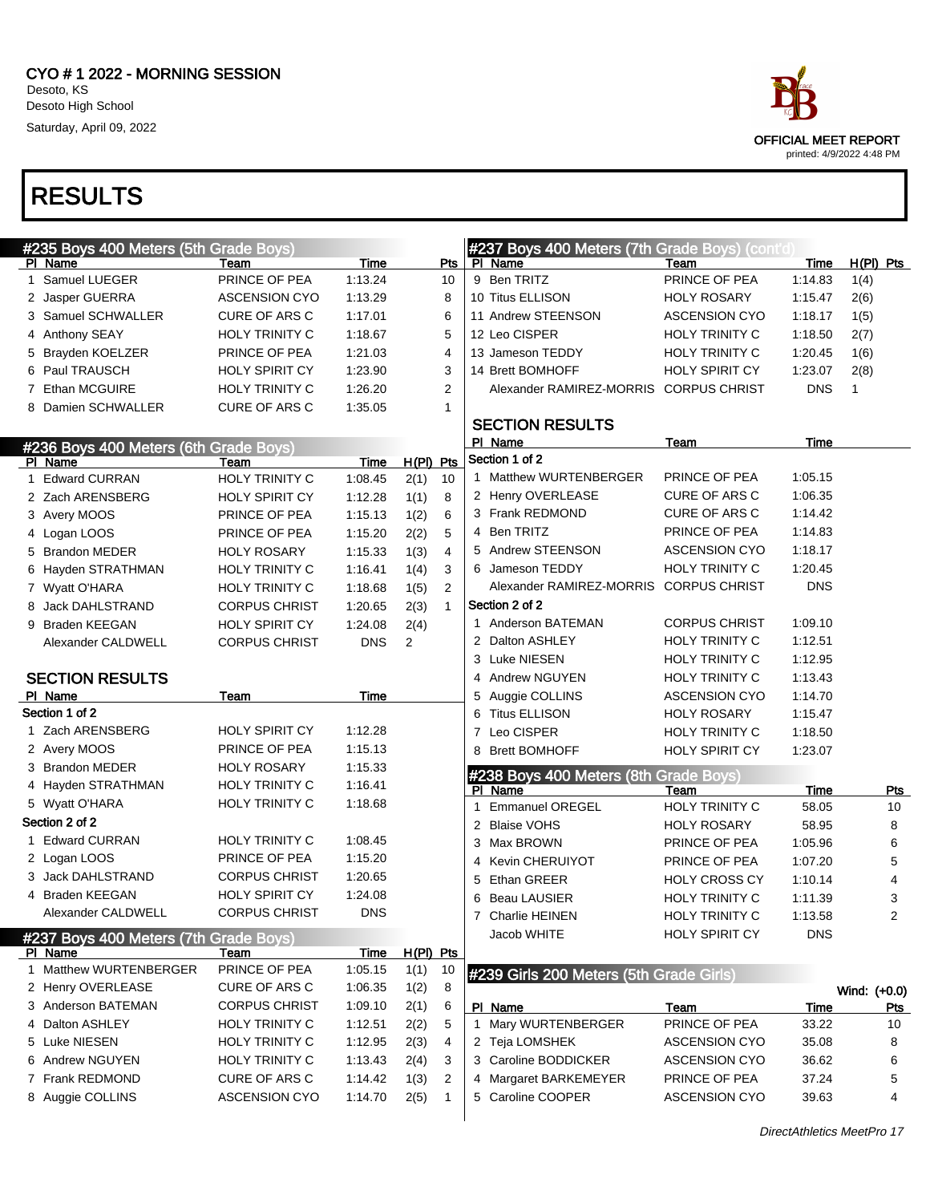# CYO # 1 2022 - MORNING SESSION

Desoto, KS
Desoto High School
Saturday, April 09, 2022

OFFICIAL MEET REPORT
printed: 4/9/2022 4:48 PM

# RESULTS

## #235 Boys 400 Meters (5th Grade Boys)

| Pl | Name | Team | Time | Pts |
|---|---|---|---|---|
| 1 | Samuel LUEGER | PRINCE OF PEA | 1:13.24 | 10 |
| 2 | Jasper GUERRA | ASCENSION CYO | 1:13.29 | 8 |
| 3 | Samuel SCHWALLER | CURE OF ARS C | 1:17.01 | 6 |
| 4 | Anthony SEAY | HOLY TRINITY C | 1:18.67 | 5 |
| 5 | Brayden KOELZER | PRINCE OF PEA | 1:21.03 | 4 |
| 6 | Paul TRAUSCH | HOLY SPIRIT CY | 1:23.90 | 3 |
| 7 | Ethan MCGUIRE | HOLY TRINITY C | 1:26.20 | 2 |
| 8 | Damien SCHWALLER | CURE OF ARS C | 1:35.05 | 1 |

## #236 Boys 400 Meters (6th Grade Boys)

| Pl | Name | Team | Time | H(Pl) | Pts |
|---|---|---|---|---|---|
| 1 | Edward CURRAN | HOLY TRINITY C | 1:08.45 | 2(1) | 10 |
| 2 | Zach ARENSBERG | HOLY SPIRIT CY | 1:12.28 | 1(1) | 8 |
| 3 | Avery MOOS | PRINCE OF PEA | 1:15.13 | 1(2) | 6 |
| 4 | Logan LOOS | PRINCE OF PEA | 1:15.20 | 2(2) | 5 |
| 5 | Brandon MEDER | HOLY ROSARY | 1:15.33 | 1(3) | 4 |
| 6 | Hayden STRATHMAN | HOLY TRINITY C | 1:16.41 | 1(4) | 3 |
| 7 | Wyatt O'HARA | HOLY TRINITY C | 1:18.68 | 1(5) | 2 |
| 8 | Jack DAHLSTRAND | CORPUS CHRIST | 1:20.65 | 2(3) | 1 |
| 9 | Braden KEEGAN | HOLY SPIRIT CY | 1:24.08 | 2(4) | |
| | Alexander CALDWELL | CORPUS CHRIST | DNS | 2 | |

### SECTION RESULTS

| Pl | Name | Team | Time |
|---|---|---|---|
| **Section 1 of 2** | | | |
| 1 | Zach ARENSBERG | HOLY SPIRIT CY | 1:12.28 |
| 2 | Avery MOOS | PRINCE OF PEA | 1:15.13 |
| 3 | Brandon MEDER | HOLY ROSARY | 1:15.33 |
| 4 | Hayden STRATHMAN | HOLY TRINITY C | 1:16.41 |
| 5 | Wyatt O'HARA | HOLY TRINITY C | 1:18.68 |
| **Section 2 of 2** | | | |
| 1 | Edward CURRAN | HOLY TRINITY C | 1:08.45 |
| 2 | Logan LOOS | PRINCE OF PEA | 1:15.20 |
| 3 | Jack DAHLSTRAND | CORPUS CHRIST | 1:20.65 |
| 4 | Braden KEEGAN | HOLY SPIRIT CY | 1:24.08 |
| | Alexander CALDWELL | CORPUS CHRIST | DNS |

## #237 Boys 400 Meters (7th Grade Boys)

| Pl | Name | Team | Time | H(Pl) | Pts |
|---|---|---|---|---|---|
| 1 | Matthew WURTENBERGER | PRINCE OF PEA | 1:05.15 | 1(1) | 10 |
| 2 | Henry OVERLEASE | CURE OF ARS C | 1:06.35 | 1(2) | 8 |
| 3 | Anderson BATEMAN | CORPUS CHRIST | 1:09.10 | 2(1) | 6 |
| 4 | Dalton ASHLEY | HOLY TRINITY C | 1:12.51 | 2(2) | 5 |
| 5 | Luke NIESEN | HOLY TRINITY C | 1:12.95 | 2(3) | 4 |
| 6 | Andrew NGUYEN | HOLY TRINITY C | 1:13.43 | 2(4) | 3 |
| 7 | Frank REDMOND | CURE OF ARS C | 1:14.42 | 1(3) | 2 |
| 8 | Auggie COLLINS | ASCENSION CYO | 1:14.70 | 2(5) | 1 |
| 9 | Ben TRITZ | PRINCE OF PEA | 1:14.83 | 1(4) | |
| 10 | Titus ELLISON | HOLY ROSARY | 1:15.47 | 2(6) | |
| 11 | Andrew STEENSON | ASCENSION CYO | 1:18.17 | 1(5) | |
| 12 | Leo CISPER | HOLY TRINITY C | 1:18.50 | 2(7) | |
| 13 | Jameson TEDDY | HOLY TRINITY C | 1:20.45 | 1(6) | |
| 14 | Brett BOMHOFF | HOLY SPIRIT CY | 1:23.07 | 2(8) | |
| | Alexander RAMIREZ-MORRIS | CORPUS CHRIST | DNS | 1 | |

### SECTION RESULTS

| Pl | Name | Team | Time |
|---|---|---|---|
| **Section 1 of 2** | | | |
| 1 | Matthew WURTENBERGER | PRINCE OF PEA | 1:05.15 |
| 2 | Henry OVERLEASE | CURE OF ARS C | 1:06.35 |
| 3 | Frank REDMOND | CURE OF ARS C | 1:14.42 |
| 4 | Ben TRITZ | PRINCE OF PEA | 1:14.83 |
| 5 | Andrew STEENSON | ASCENSION CYO | 1:18.17 |
| 6 | Jameson TEDDY | HOLY TRINITY C | 1:20.45 |
| | Alexander RAMIREZ-MORRIS | CORPUS CHRIST | DNS |
| **Section 2 of 2** | | | |
| 1 | Anderson BATEMAN | CORPUS CHRIST | 1:09.10 |
| 2 | Dalton ASHLEY | HOLY TRINITY C | 1:12.51 |
| 3 | Luke NIESEN | HOLY TRINITY C | 1:12.95 |
| 4 | Andrew NGUYEN | HOLY TRINITY C | 1:13.43 |
| 5 | Auggie COLLINS | ASCENSION CYO | 1:14.70 |
| 6 | Titus ELLISON | HOLY ROSARY | 1:15.47 |
| 7 | Leo CISPER | HOLY TRINITY C | 1:18.50 |
| 8 | Brett BOMHOFF | HOLY SPIRIT CY | 1:23.07 |

## #238 Boys 400 Meters (8th Grade Boys)

| Pl | Name | Team | Time | Pts |
|---|---|---|---|---|
| 1 | Emmanuel OREGEL | HOLY TRINITY C | 58.05 | 10 |
| 2 | Blaise VOHS | HOLY ROSARY | 58.95 | 8 |
| 3 | Max BROWN | PRINCE OF PEA | 1:05.96 | 6 |
| 4 | Kevin CHERUIYOT | PRINCE OF PEA | 1:07.20 | 5 |
| 5 | Ethan GREER | HOLY CROSS CY | 1:10.14 | 4 |
| 6 | Beau LAUSIER | HOLY TRINITY C | 1:11.39 | 3 |
| 7 | Charlie HEINEN | HOLY TRINITY C | 1:13.58 | 2 |
| | Jacob WHITE | HOLY SPIRIT CY | DNS | |

## #239 Girls 200 Meters (5th Grade Girls)

Wind: (+0.0)

| Pl | Name | Team | Time | Pts |
|---|---|---|---|---|
| 1 | Mary WURTENBERGER | PRINCE OF PEA | 33.22 | 10 |
| 2 | Teja LOMSHEK | ASCENSION CYO | 35.08 | 8 |
| 3 | Caroline BODDICKER | ASCENSION CYO | 36.62 | 6 |
| 4 | Margaret BARKEMEYER | PRINCE OF PEA | 37.24 | 5 |
| 5 | Caroline COOPER | ASCENSION CYO | 39.63 | 4 |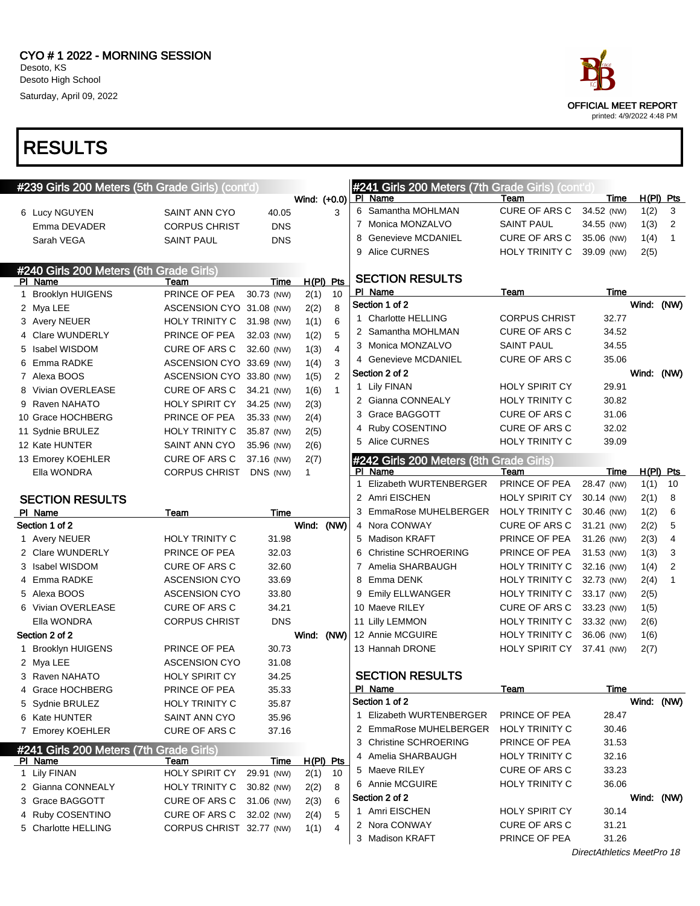# CYO # 1 2022 - MORNING SESSION

Desoto, KS
Desoto High School
Saturday, April 09, 2022

OFFICIAL MEET REPORT
printed: 4/9/2022 4:48 PM

# RESULTS

## #239 Girls 200 Meters (5th Grade Girls) (cont'd)

Wind: (+0.0)

| Pl | Name | Team | Time | H(Pl) | Pts |
|---|---|---|---|---|---|
| 6 | Lucy NGUYEN | SAINT ANN CYO | 40.05 | | 3 |
| | Emma DEVADER | CORPUS CHRIST | DNS | | |
| | Sarah VEGA | SAINT PAUL | DNS | | |

## #240 Girls 200 Meters (6th Grade Girls)

| Pl | Name | Team | Time | H(Pl) | Pts |
|---|---|---|---|---|---|
| 1 | Brooklyn HUIGENS | PRINCE OF PEA | 30.73 (NW) | 2(1) | 10 |
| 2 | Mya LEE | ASCENSION CYO | 31.08 (NW) | 2(2) | 8 |
| 3 | Avery NEUER | HOLY TRINITY C | 31.98 (NW) | 1(1) | 6 |
| 4 | Clare WUNDERLY | PRINCE OF PEA | 32.03 (NW) | 1(2) | 5 |
| 5 | Isabel WISDOM | CURE OF ARS C | 32.60 (NW) | 1(3) | 4 |
| 6 | Emma RADKE | ASCENSION CYO | 33.69 (NW) | 1(4) | 3 |
| 7 | Alexa BOOS | ASCENSION CYO | 33.80 (NW) | 1(5) | 2 |
| 8 | Vivian OVERLEASE | CURE OF ARS C | 34.21 (NW) | 1(6) | 1 |
| 9 | Raven NAHATO | HOLY SPIRIT CY | 34.25 (NW) | 2(3) | |
| 10 | Grace HOCHBERG | PRINCE OF PEA | 35.33 (NW) | 2(4) | |
| 11 | Sydnie BRULEZ | HOLY TRINITY C | 35.87 (NW) | 2(5) | |
| 12 | Kate HUNTER | SAINT ANN CYO | 35.96 (NW) | 2(6) | |
| 13 | Emorey KOEHLER | CURE OF ARS C | 37.16 (NW) | 2(7) | |
| | Ella WONDRA | CORPUS CHRIST | DNS (NW) | 1 | |

### SECTION RESULTS

| Pl | Name | Team | Time |
|---|---|---|---|
| **Section 1 of 2** | | | Wind: (NW) |
| 1 | Avery NEUER | HOLY TRINITY C | 31.98 |
| 2 | Clare WUNDERLY | PRINCE OF PEA | 32.03 |
| 3 | Isabel WISDOM | CURE OF ARS C | 32.60 |
| 4 | Emma RADKE | ASCENSION CYO | 33.69 |
| 5 | Alexa BOOS | ASCENSION CYO | 33.80 |
| 6 | Vivian OVERLEASE | CURE OF ARS C | 34.21 |
| | Ella WONDRA | CORPUS CHRIST | DNS |
| **Section 2 of 2** | | | Wind: (NW) |
| 1 | Brooklyn HUIGENS | PRINCE OF PEA | 30.73 |
| 2 | Mya LEE | ASCENSION CYO | 31.08 |
| 3 | Raven NAHATO | HOLY SPIRIT CY | 34.25 |
| 4 | Grace HOCHBERG | PRINCE OF PEA | 35.33 |
| 5 | Sydnie BRULEZ | HOLY TRINITY C | 35.87 |
| 6 | Kate HUNTER | SAINT ANN CYO | 35.96 |
| 7 | Emorey KOEHLER | CURE OF ARS C | 37.16 |

## #241 Girls 200 Meters (7th Grade Girls)

| Pl | Name | Team | Time | H(Pl) | Pts |
|---|---|---|---|---|---|
| 1 | Lily FINAN | HOLY SPIRIT CY | 29.91 (NW) | 2(1) | 10 |
| 2 | Gianna CONNEALY | HOLY TRINITY C | 30.82 (NW) | 2(2) | 8 |
| 3 | Grace BAGGOTT | CURE OF ARS C | 31.06 (NW) | 2(3) | 6 |
| 4 | Ruby COSENTINO | CURE OF ARS C | 32.02 (NW) | 2(4) | 5 |
| 5 | Charlotte HELLING | CORPUS CHRIST | 32.77 (NW) | 1(1) | 4 |
| 6 | Samantha MOHLMAN | CURE OF ARS C | 34.52 (NW) | 1(2) | 3 |
| 7 | Monica MONZALVO | SAINT PAUL | 34.55 (NW) | 1(3) | 2 |
| 8 | Genevieve MCDANIEL | CURE OF ARS C | 35.06 (NW) | 1(4) | 1 |
| 9 | Alice CURNES | HOLY TRINITY C | 39.09 (NW) | 2(5) | |

### SECTION RESULTS

| Pl | Name | Team | Time |
|---|---|---|---|
| **Section 1 of 2** | | | Wind: (NW) |
| 1 | Charlotte HELLING | CORPUS CHRIST | 32.77 |
| 2 | Samantha MOHLMAN | CURE OF ARS C | 34.52 |
| 3 | Monica MONZALVO | SAINT PAUL | 34.55 |
| 4 | Genevieve MCDANIEL | CURE OF ARS C | 35.06 |
| **Section 2 of 2** | | | Wind: (NW) |
| 1 | Lily FINAN | HOLY SPIRIT CY | 29.91 |
| 2 | Gianna CONNEALY | HOLY TRINITY C | 30.82 |
| 3 | Grace BAGGOTT | CURE OF ARS C | 31.06 |
| 4 | Ruby COSENTINO | CURE OF ARS C | 32.02 |
| 5 | Alice CURNES | HOLY TRINITY C | 39.09 |

## #242 Girls 200 Meters (8th Grade Girls)

| Pl | Name | Team | Time | H(Pl) | Pts |
|---|---|---|---|---|---|
| 1 | Elizabeth WURTENBERGER | PRINCE OF PEA | 28.47 (NW) | 1(1) | 10 |
| 2 | Amri EISCHEN | HOLY SPIRIT CY | 30.14 (NW) | 2(1) | 8 |
| 3 | EmmaRose MUHELBERGER | HOLY TRINITY C | 30.46 (NW) | 1(2) | 6 |
| 4 | Nora CONWAY | CURE OF ARS C | 31.21 (NW) | 2(2) | 5 |
| 5 | Madison KRAFT | PRINCE OF PEA | 31.26 (NW) | 2(3) | 4 |
| 6 | Christine SCHROERING | PRINCE OF PEA | 31.53 (NW) | 1(3) | 3 |
| 7 | Amelia SHARBAUGH | HOLY TRINITY C | 32.16 (NW) | 1(4) | 2 |
| 8 | Emma DENK | HOLY TRINITY C | 32.73 (NW) | 2(4) | 1 |
| 9 | Emily ELLWANGER | HOLY TRINITY C | 33.17 (NW) | 2(5) | |
| 10 | Maeve RILEY | CURE OF ARS C | 33.23 (NW) | 1(5) | |
| 11 | Lilly LEMMON | HOLY TRINITY C | 33.32 (NW) | 2(6) | |
| 12 | Annie MCGUIRE | HOLY TRINITY C | 36.06 (NW) | 1(6) | |
| 13 | Hannah DRONE | HOLY SPIRIT CY | 37.41 (NW) | 2(7) | |

### SECTION RESULTS

| Pl | Name | Team | Time |
|---|---|---|---|
| **Section 1 of 2** | | | Wind: (NW) |
| 1 | Elizabeth WURTENBERGER | PRINCE OF PEA | 28.47 |
| 2 | EmmaRose MUHELBERGER | HOLY TRINITY C | 30.46 |
| 3 | Christine SCHROERING | PRINCE OF PEA | 31.53 |
| 4 | Amelia SHARBAUGH | HOLY TRINITY C | 32.16 |
| 5 | Maeve RILEY | CURE OF ARS C | 33.23 |
| 6 | Annie MCGUIRE | HOLY TRINITY C | 36.06 |
| **Section 2 of 2** | | | Wind: (NW) |
| 1 | Amri EISCHEN | HOLY SPIRIT CY | 30.14 |
| 2 | Nora CONWAY | CURE OF ARS C | 31.21 |
| 3 | Madison KRAFT | PRINCE OF PEA | 31.26 |

DirectAthletics MeetPro 18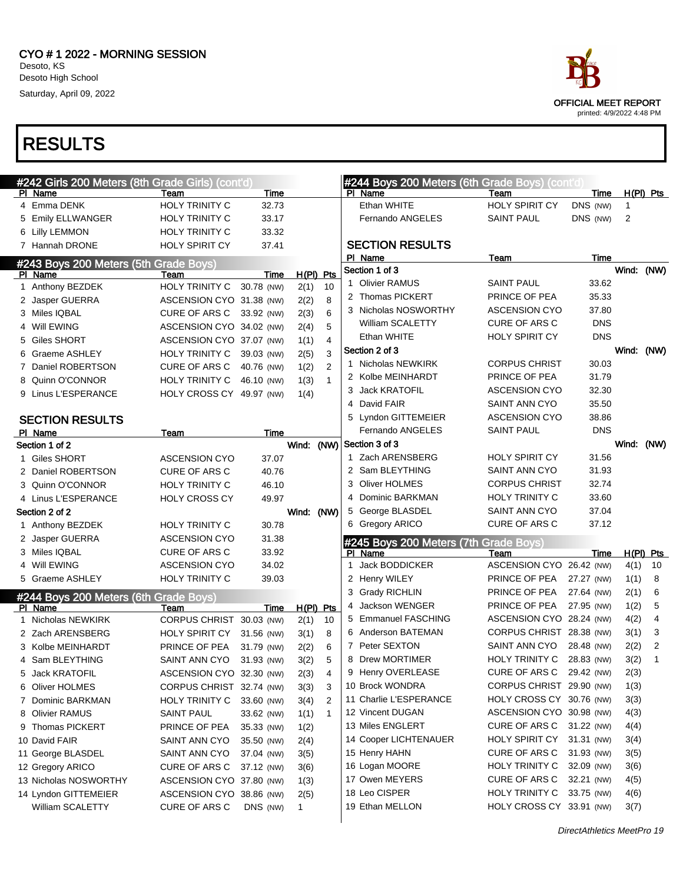# CYO # 1 2022 - MORNING SESSION

Desoto, KS
Desoto High School
Saturday, April 09, 2022

OFFICIAL MEET REPORT
printed: 4/9/2022 4:48 PM

# RESULTS

## #242 Girls 200 Meters (8th Grade Girls) (cont'd)

| Pl | Name | Team | Time |
|---|---|---|---|
| 4 | Emma DENK | HOLY TRINITY C | 32.73 |
| 5 | Emily ELLWANGER | HOLY TRINITY C | 33.17 |
| 6 | Lilly LEMMON | HOLY TRINITY C | 33.32 |
| 7 | Hannah DRONE | HOLY SPIRIT CY | 37.41 |

## #243 Boys 200 Meters (5th Grade Boys)

| Pl | Name | Team | Time | | H(Pl) | Pts |
|---|---|---|---|---|---|---|
| 1 | Anthony BEZDEK | HOLY TRINITY C | 30.78 | (NW) | 2(1) | 10 |
| 2 | Jasper GUERRA | ASCENSION CYO | 31.38 | (NW) | 2(2) | 8 |
| 3 | Miles IQBAL | CURE OF ARS C | 33.92 | (NW) | 2(3) | 6 |
| 4 | Will EWING | ASCENSION CYO | 34.02 | (NW) | 2(4) | 5 |
| 5 | Giles SHORT | ASCENSION CYO | 37.07 | (NW) | 1(1) | 4 |
| 6 | Graeme ASHLEY | HOLY TRINITY C | 39.03 | (NW) | 2(5) | 3 |
| 7 | Daniel ROBERTSON | CURE OF ARS C | 40.76 | (NW) | 1(2) | 2 |
| 8 | Quinn O'CONNOR | HOLY TRINITY C | 46.10 | (NW) | 1(3) | 1 |
| 9 | Linus L'ESPERANCE | HOLY CROSS CY | 49.97 | (NW) | 1(4) | |

### SECTION RESULTS

| Pl | Name | Team | Time |
|---|---|---|---|
| **Section 1 of 2** | | | Wind: (NW) |
| 1 | Giles SHORT | ASCENSION CYO | 37.07 |
| 2 | Daniel ROBERTSON | CURE OF ARS C | 40.76 |
| 3 | Quinn O'CONNOR | HOLY TRINITY C | 46.10 |
| 4 | Linus L'ESPERANCE | HOLY CROSS CY | 49.97 |
| **Section 2 of 2** | | | Wind: (NW) |
| 1 | Anthony BEZDEK | HOLY TRINITY C | 30.78 |
| 2 | Jasper GUERRA | ASCENSION CYO | 31.38 |
| 3 | Miles IQBAL | CURE OF ARS C | 33.92 |
| 4 | Will EWING | ASCENSION CYO | 34.02 |
| 5 | Graeme ASHLEY | HOLY TRINITY C | 39.03 |

## #244 Boys 200 Meters (6th Grade Boys)

| Pl | Name | Team | Time | | H(Pl) | Pts |
|---|---|---|---|---|---|---|
| 1 | Nicholas NEWKIRK | CORPUS CHRIST | 30.03 | (NW) | 2(1) | 10 |
| 2 | Zach ARENSBERG | HOLY SPIRIT CY | 31.56 | (NW) | 3(1) | 8 |
| 3 | Kolbe MEINHARDT | PRINCE OF PEA | 31.79 | (NW) | 2(2) | 6 |
| 4 | Sam BLEYTHING | SAINT ANN CYO | 31.93 | (NW) | 3(2) | 5 |
| 5 | Jack KRATOFIL | ASCENSION CYO | 32.30 | (NW) | 2(3) | 4 |
| 6 | Oliver HOLMES | CORPUS CHRIST | 32.74 | (NW) | 3(3) | 3 |
| 7 | Dominic BARKMAN | HOLY TRINITY C | 33.60 | (NW) | 3(4) | 2 |
| 8 | Olivier RAMUS | SAINT PAUL | 33.62 | (NW) | 1(1) | 1 |
| 9 | Thomas PICKERT | PRINCE OF PEA | 35.33 | (NW) | 1(2) | |
| 10 | David FAIR | SAINT ANN CYO | 35.50 | (NW) | 2(4) | |
| 11 | George BLASDEL | SAINT ANN CYO | 37.04 | (NW) | 3(5) | |
| 12 | Gregory ARICO | CURE OF ARS C | 37.12 | (NW) | 3(6) | |
| 13 | Nicholas NOSWORTHY | ASCENSION CYO | 37.80 | (NW) | 1(3) | |
| 14 | Lyndon GITTEMEIER | ASCENSION CYO | 38.86 | (NW) | 2(5) | |
| | William SCALETTY | CURE OF ARS C | DNS | (NW) | 1 | |
| | Ethan WHITE | HOLY SPIRIT CY | DNS | (NW) | 1 | |
| | Fernando ANGELES | SAINT PAUL | DNS | (NW) | 2 | |

### SECTION RESULTS

| Pl | Name | Team | Time |
|---|---|---|---|
| **Section 1 of 3** | | | Wind: (NW) |
| 1 | Olivier RAMUS | SAINT PAUL | 33.62 |
| 2 | Thomas PICKERT | PRINCE OF PEA | 35.33 |
| 3 | Nicholas NOSWORTHY | ASCENSION CYO | 37.80 |
| | William SCALETTY | CURE OF ARS C | DNS |
| | Ethan WHITE | HOLY SPIRIT CY | DNS |
| **Section 2 of 3** | | | Wind: (NW) |
| 1 | Nicholas NEWKIRK | CORPUS CHRIST | 30.03 |
| 2 | Kolbe MEINHARDT | PRINCE OF PEA | 31.79 |
| 3 | Jack KRATOFIL | ASCENSION CYO | 32.30 |
| 4 | David FAIR | SAINT ANN CYO | 35.50 |
| 5 | Lyndon GITTEMEIER | ASCENSION CYO | 38.86 |
| | Fernando ANGELES | SAINT PAUL | DNS |
| **Section 3 of 3** | | | Wind: (NW) |
| 1 | Zach ARENSBERG | HOLY SPIRIT CY | 31.56 |
| 2 | Sam BLEYTHING | SAINT ANN CYO | 31.93 |
| 3 | Oliver HOLMES | CORPUS CHRIST | 32.74 |
| 4 | Dominic BARKMAN | HOLY TRINITY C | 33.60 |
| 5 | George BLASDEL | SAINT ANN CYO | 37.04 |
| 6 | Gregory ARICO | CURE OF ARS C | 37.12 |

## #245 Boys 200 Meters (7th Grade Boys)

| Pl | Name | Team | Time | | H(Pl) | Pts |
|---|---|---|---|---|---|---|
| 1 | Jack BODDICKER | ASCENSION CYO | 26.42 | (NW) | 4(1) | 10 |
| 2 | Henry WILEY | PRINCE OF PEA | 27.27 | (NW) | 1(1) | 8 |
| 3 | Grady RICHLIN | PRINCE OF PEA | 27.64 | (NW) | 2(1) | 6 |
| 4 | Jackson WENGER | PRINCE OF PEA | 27.95 | (NW) | 1(2) | 5 |
| 5 | Emmanuel FASCHING | ASCENSION CYO | 28.24 | (NW) | 4(2) | 4 |
| 6 | Anderson BATEMAN | CORPUS CHRIST | 28.38 | (NW) | 3(1) | 3 |
| 7 | Peter SEXTON | SAINT ANN CYO | 28.48 | (NW) | 2(2) | 2 |
| 8 | Drew MORTIMER | HOLY TRINITY C | 28.83 | (NW) | 3(2) | 1 |
| 9 | Henry OVERLEASE | CURE OF ARS C | 29.42 | (NW) | 2(3) | |
| 10 | Brock WONDRA | CORPUS CHRIST | 29.90 | (NW) | 1(3) | |
| 11 | Charlie L'ESPERANCE | HOLY CROSS CY | 30.76 | (NW) | 3(3) | |
| 12 | Vincent DUGAN | ASCENSION CYO | 30.98 | (NW) | 4(3) | |
| 13 | Miles ENGLERT | CURE OF ARS C | 31.22 | (NW) | 4(4) | |
| 14 | Cooper LICHTENAUER | HOLY SPIRIT CY | 31.31 | (NW) | 3(4) | |
| 15 | Henry HAHN | CURE OF ARS C | 31.93 | (NW) | 3(5) | |
| 16 | Logan MOORE | HOLY TRINITY C | 32.09 | (NW) | 3(6) | |
| 17 | Owen MEYERS | CURE OF ARS C | 32.21 | (NW) | 4(5) | |
| 18 | Leo CISPER | HOLY TRINITY C | 33.75 | (NW) | 4(6) | |
| 19 | Ethan MELLON | HOLY CROSS CY | 33.91 | (NW) | 3(7) | |

DirectAthletics MeetPro 19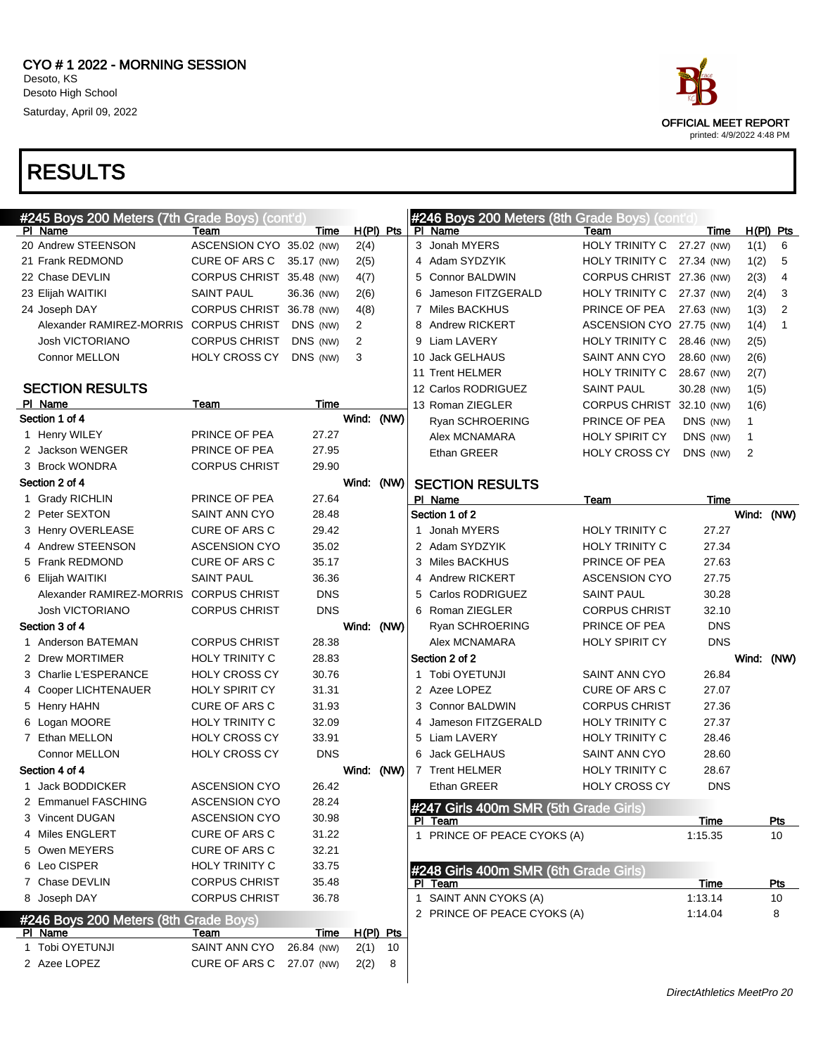CYO # 1 2022 - MORNING SESSION
Desoto, KS
Desoto High School
Saturday, April 09, 2022

OFFICIAL MEET REPORT
printed: 4/9/2022 4:48 PM

# RESULTS

## #245 Boys 200 Meters (7th Grade Boys) (cont'd)

| Pl | Name | Team | Time | | H(Pl) | Pts |
|---|---|---|---|---|---|---|
| 20 | Andrew STEENSON | ASCENSION CYO | 35.02 | (NW) | 2(4) | |
| 21 | Frank REDMOND | CURE OF ARS C | 35.17 | (NW) | 2(5) | |
| 22 | Chase DEVLIN | CORPUS CHRIST | 35.48 | (NW) | 4(7) | |
| 23 | Elijah WAITIKI | SAINT PAUL | 36.36 | (NW) | 2(6) | |
| 24 | Joseph DAY | CORPUS CHRIST | 36.78 | (NW) | 4(8) | |
| | Alexander RAMIREZ-MORRIS | CORPUS CHRIST | DNS | (NW) | 2 | |
| | Josh VICTORIANO | CORPUS CHRIST | DNS | (NW) | 2 | |
| | Connor MELLON | HOLY CROSS CY | DNS | (NW) | 3 | |

### SECTION RESULTS

| Pl | Name | Team | Time |
|---|---|---|---|
| **Section 1 of 4** | | | Wind: (NW) |
| 1 | Henry WILEY | PRINCE OF PEA | 27.27 |
| 2 | Jackson WENGER | PRINCE OF PEA | 27.95 |
| 3 | Brock WONDRA | CORPUS CHRIST | 29.90 |
| **Section 2 of 4** | | | Wind: (NW) |
| 1 | Grady RICHLIN | PRINCE OF PEA | 27.64 |
| 2 | Peter SEXTON | SAINT ANN CYO | 28.48 |
| 3 | Henry OVERLEASE | CURE OF ARS C | 29.42 |
| 4 | Andrew STEENSON | ASCENSION CYO | 35.02 |
| 5 | Frank REDMOND | CURE OF ARS C | 35.17 |
| 6 | Elijah WAITIKI | SAINT PAUL | 36.36 |
| | Alexander RAMIREZ-MORRIS | CORPUS CHRIST | DNS |
| | Josh VICTORIANO | CORPUS CHRIST | DNS |
| **Section 3 of 4** | | | Wind: (NW) |
| 1 | Anderson BATEMAN | CORPUS CHRIST | 28.38 |
| 2 | Drew MORTIMER | HOLY TRINITY C | 28.83 |
| 3 | Charlie L'ESPERANCE | HOLY CROSS CY | 30.76 |
| 4 | Cooper LICHTENAUER | HOLY SPIRIT CY | 31.31 |
| 5 | Henry HAHN | CURE OF ARS C | 31.93 |
| 6 | Logan MOORE | HOLY TRINITY C | 32.09 |
| 7 | Ethan MELLON | HOLY CROSS CY | 33.91 |
| | Connor MELLON | HOLY CROSS CY | DNS |
| **Section 4 of 4** | | | Wind: (NW) |
| 1 | Jack BODDICKER | ASCENSION CYO | 26.42 |
| 2 | Emmanuel FASCHING | ASCENSION CYO | 28.24 |
| 3 | Vincent DUGAN | ASCENSION CYO | 30.98 |
| 4 | Miles ENGLERT | CURE OF ARS C | 31.22 |
| 5 | Owen MEYERS | CURE OF ARS C | 32.21 |
| 6 | Leo CISPER | HOLY TRINITY C | 33.75 |
| 7 | Chase DEVLIN | CORPUS CHRIST | 35.48 |
| 8 | Joseph DAY | CORPUS CHRIST | 36.78 |

## #246 Boys 200 Meters (8th Grade Boys)

| Pl | Name | Team | Time | | H(Pl) | Pts |
|---|---|---|---|---|---|---|
| 1 | Tobi OYETUNJI | SAINT ANN CYO | 26.84 | (NW) | 2(1) | 10 |
| 2 | Azee LOPEZ | CURE OF ARS C | 27.07 | (NW) | 2(2) | 8 |
| 3 | Jonah MYERS | HOLY TRINITY C | 27.27 | (NW) | 1(1) | 6 |
| 4 | Adam SYDZYIK | HOLY TRINITY C | 27.34 | (NW) | 1(2) | 5 |
| 5 | Connor BALDWIN | CORPUS CHRIST | 27.36 | (NW) | 2(3) | 4 |
| 6 | Jameson FITZGERALD | HOLY TRINITY C | 27.37 | (NW) | 2(4) | 3 |
| 7 | Miles BACKHUS | PRINCE OF PEA | 27.63 | (NW) | 1(3) | 2 |
| 8 | Andrew RICKERT | ASCENSION CYO | 27.75 | (NW) | 1(4) | 1 |
| 9 | Liam LAVERY | HOLY TRINITY C | 28.46 | (NW) | 2(5) | |
| 10 | Jack GELHAUS | SAINT ANN CYO | 28.60 | (NW) | 2(6) | |
| 11 | Trent HELMER | HOLY TRINITY C | 28.67 | (NW) | 2(7) | |
| 12 | Carlos RODRIGUEZ | SAINT PAUL | 30.28 | (NW) | 1(5) | |
| 13 | Roman ZIEGLER | CORPUS CHRIST | 32.10 | (NW) | 1(6) | |
| | Ryan SCHROERING | PRINCE OF PEA | DNS | (NW) | 1 | |
| | Alex MCNAMARA | HOLY SPIRIT CY | DNS | (NW) | 1 | |
| | Ethan GREER | HOLY CROSS CY | DNS | (NW) | 2 | |

### SECTION RESULTS

| Pl | Name | Team | Time |
|---|---|---|---|
| **Section 1 of 2** | | | Wind: (NW) |
| 1 | Jonah MYERS | HOLY TRINITY C | 27.27 |
| 2 | Adam SYDZYIK | HOLY TRINITY C | 27.34 |
| 3 | Miles BACKHUS | PRINCE OF PEA | 27.63 |
| 4 | Andrew RICKERT | ASCENSION CYO | 27.75 |
| 5 | Carlos RODRIGUEZ | SAINT PAUL | 30.28 |
| 6 | Roman ZIEGLER | CORPUS CHRIST | 32.10 |
| | Ryan SCHROERING | PRINCE OF PEA | DNS |
| | Alex MCNAMARA | HOLY SPIRIT CY | DNS |
| **Section 2 of 2** | | | Wind: (NW) |
| 1 | Tobi OYETUNJI | SAINT ANN CYO | 26.84 |
| 2 | Azee LOPEZ | CURE OF ARS C | 27.07 |
| 3 | Connor BALDWIN | CORPUS CHRIST | 27.36 |
| 4 | Jameson FITZGERALD | HOLY TRINITY C | 27.37 |
| 5 | Liam LAVERY | HOLY TRINITY C | 28.46 |
| 6 | Jack GELHAUS | SAINT ANN CYO | 28.60 |
| 7 | Trent HELMER | HOLY TRINITY C | 28.67 |
| | Ethan GREER | HOLY CROSS CY | DNS |

## #247 Girls 400m SMR (5th Grade Girls)

| Pl | Team | Time | Pts |
|---|---|---|---|
| 1 | PRINCE OF PEACE CYOKS (A) | 1:15.35 | 10 |

## #248 Girls 400m SMR (6th Grade Girls)

| Pl | Team | Time | Pts |
|---|---|---|---|
| 1 | SAINT ANN CYOKS (A) | 1:13.14 | 10 |
| 2 | PRINCE OF PEACE CYOKS (A) | 1:14.04 | 8 |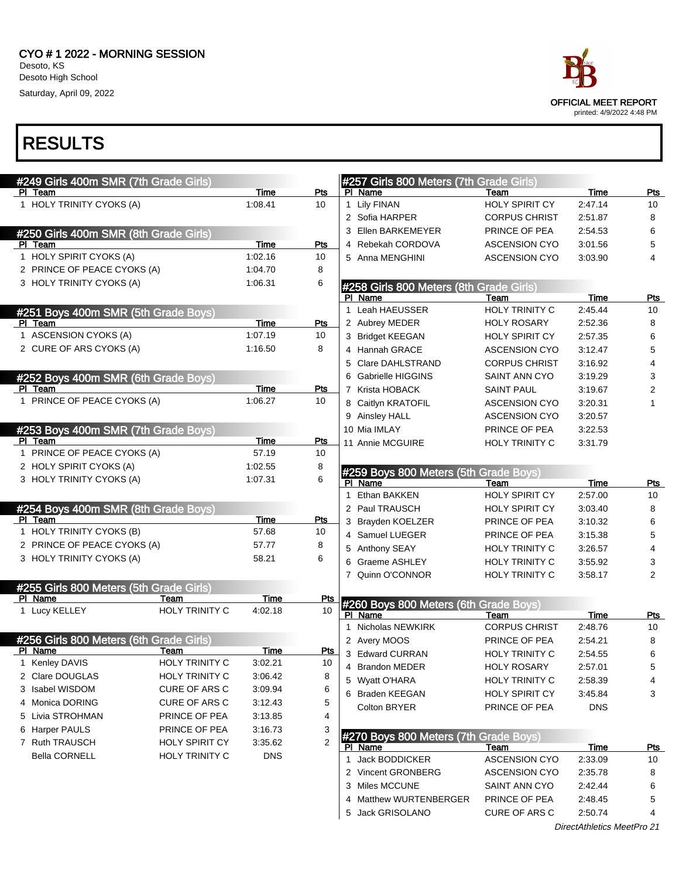CYO # 1 2022 - MORNING SESSION
Desoto, KS
Desoto High School
Saturday, April 09, 2022

OFFICIAL MEET REPORT
printed: 4/9/2022 4:48 PM

# RESULTS

## #249 Girls 400m SMR (7th Grade Girls)

| Pl | Team | Time | Pts |
|---|---|---|---|
| 1 | HOLY TRINITY CYOKS (A) | 1:08.41 | 10 |

## #250 Girls 400m SMR (8th Grade Girls)

| Pl | Team | Time | Pts |
|---|---|---|---|
| 1 | HOLY SPIRIT CYOKS (A) | 1:02.16 | 10 |
| 2 | PRINCE OF PEACE CYOKS (A) | 1:04.70 | 8 |
| 3 | HOLY TRINITY CYOKS (A) | 1:06.31 | 6 |

## #251 Boys 400m SMR (5th Grade Boys)

| Pl | Team | Time | Pts |
|---|---|---|---|
| 1 | ASCENSION CYOKS (A) | 1:07.19 | 10 |
| 2 | CURE OF ARS CYOKS (A) | 1:16.50 | 8 |

## #252 Boys 400m SMR (6th Grade Boys)

| Pl | Team | Time | Pts |
|---|---|---|---|
| 1 | PRINCE OF PEACE CYOKS (A) | 1:06.27 | 10 |

## #253 Boys 400m SMR (7th Grade Boys)

| Pl | Team | Time | Pts |
|---|---|---|---|
| 1 | PRINCE OF PEACE CYOKS (A) | 57.19 | 10 |
| 2 | HOLY SPIRIT CYOKS (A) | 1:02.55 | 8 |
| 3 | HOLY TRINITY CYOKS (A) | 1:07.31 | 6 |

## #254 Boys 400m SMR (8th Grade Boys)

| Pl | Team | Time | Pts |
|---|---|---|---|
| 1 | HOLY TRINITY CYOKS (B) | 57.68 | 10 |
| 2 | PRINCE OF PEACE CYOKS (A) | 57.77 | 8 |
| 3 | HOLY TRINITY CYOKS (A) | 58.21 | 6 |

## #255 Girls 800 Meters (5th Grade Girls)

| Pl | Name | Team | Time | Pts |
|---|---|---|---|---|
| 1 | Lucy KELLEY | HOLY TRINITY C | 4:02.18 | 10 |

## #256 Girls 800 Meters (6th Grade Girls)

| Pl | Name | Team | Time | Pts |
|---|---|---|---|---|
| 1 | Kenley DAVIS | HOLY TRINITY C | 3:02.21 | 10 |
| 2 | Clare DOUGLAS | HOLY TRINITY C | 3:06.42 | 8 |
| 3 | Isabel WISDOM | CURE OF ARS C | 3:09.94 | 6 |
| 4 | Monica DORING | CURE OF ARS C | 3:12.43 | 5 |
| 5 | Livia STROHMAN | PRINCE OF PEA | 3:13.85 | 4 |
| 6 | Harper PAULS | PRINCE OF PEA | 3:16.73 | 3 |
| 7 | Ruth TRAUSCH | HOLY SPIRIT CY | 3:35.62 | 2 |
| | Bella CORNELL | HOLY TRINITY C | DNS | |

## #257 Girls 800 Meters (7th Grade Girls)

| Pl | Name | Team | Time | Pts |
|---|---|---|---|---|
| 1 | Lily FINAN | HOLY SPIRIT CY | 2:47.14 | 10 |
| 2 | Sofia HARPER | CORPUS CHRIST | 2:51.87 | 8 |
| 3 | Ellen BARKEMEYER | PRINCE OF PEA | 2:54.53 | 6 |
| 4 | Rebekah CORDOVA | ASCENSION CYO | 3:01.56 | 5 |
| 5 | Anna MENGHINI | ASCENSION CYO | 3:03.90 | 4 |

## #258 Girls 800 Meters (8th Grade Girls)

| Pl | Name | Team | Time | Pts |
|---|---|---|---|---|
| 1 | Leah HAEUSSER | HOLY TRINITY C | 2:45.44 | 10 |
| 2 | Aubrey MEDER | HOLY ROSARY | 2:52.36 | 8 |
| 3 | Bridget KEEGAN | HOLY SPIRIT CY | 2:57.35 | 6 |
| 4 | Hannah GRACE | ASCENSION CYO | 3:12.47 | 5 |
| 5 | Clare DAHLSTRAND | CORPUS CHRIST | 3:16.92 | 4 |
| 6 | Gabrielle HIGGINS | SAINT ANN CYO | 3:19.29 | 3 |
| 7 | Krista HOBACK | SAINT PAUL | 3:19.67 | 2 |
| 8 | Caitlyn KRATOFIL | ASCENSION CYO | 3:20.31 | 1 |
| 9 | Ainsley HALL | ASCENSION CYO | 3:20.57 | |
| 10 | Mia IMLAY | PRINCE OF PEA | 3:22.53 | |
| 11 | Annie MCGUIRE | HOLY TRINITY C | 3:31.79 | |

## #259 Boys 800 Meters (5th Grade Boys)

| Pl | Name | Team | Time | Pts |
|---|---|---|---|---|
| 1 | Ethan BAKKEN | HOLY SPIRIT CY | 2:57.00 | 10 |
| 2 | Paul TRAUSCH | HOLY SPIRIT CY | 3:03.40 | 8 |
| 3 | Brayden KOELZER | PRINCE OF PEA | 3:10.32 | 6 |
| 4 | Samuel LUEGER | PRINCE OF PEA | 3:15.38 | 5 |
| 5 | Anthony SEAY | HOLY TRINITY C | 3:26.57 | 4 |
| 6 | Graeme ASHLEY | HOLY TRINITY C | 3:55.92 | 3 |
| 7 | Quinn O'CONNOR | HOLY TRINITY C | 3:58.17 | 2 |

## #260 Boys 800 Meters (6th Grade Boys)

| Pl | Name | Team | Time | Pts |
|---|---|---|---|---|
| 1 | Nicholas NEWKIRK | CORPUS CHRIST | 2:48.76 | 10 |
| 2 | Avery MOOS | PRINCE OF PEA | 2:54.21 | 8 |
| 3 | Edward CURRAN | HOLY TRINITY C | 2:54.55 | 6 |
| 4 | Brandon MEDER | HOLY ROSARY | 2:57.01 | 5 |
| 5 | Wyatt O'HARA | HOLY TRINITY C | 2:58.39 | 4 |
| 6 | Braden KEEGAN | HOLY SPIRIT CY | 3:45.84 | 3 |
| | Colton BRYER | PRINCE OF PEA | DNS | |

## #270 Boys 800 Meters (7th Grade Boys)

| Pl | Name | Team | Time | Pts |
|---|---|---|---|---|
| 1 | Jack BODDICKER | ASCENSION CYO | 2:33.09 | 10 |
| 2 | Vincent GRONBERG | ASCENSION CYO | 2:35.78 | 8 |
| 3 | Miles MCCUNE | SAINT ANN CYO | 2:42.44 | 6 |
| 4 | Matthew WURTENBERGER | PRINCE OF PEA | 2:48.45 | 5 |
| 5 | Jack GRISOLANO | CURE OF ARS C | 2:50.74 | 4 |

*DirectAthletics MeetPro 21*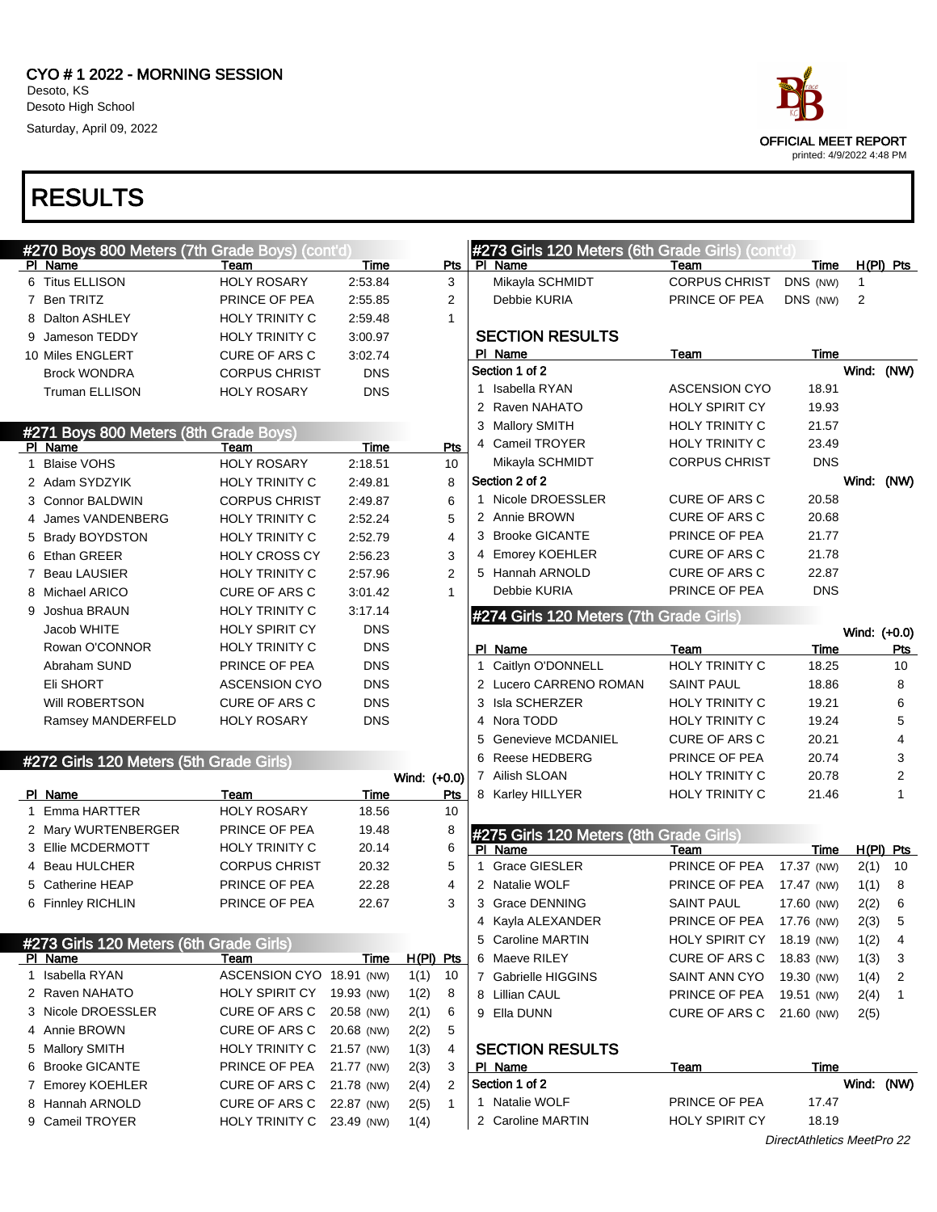CYO # 1 2022 - MORNING SESSION
Desoto, KS
Desoto High School
Saturday, April 09, 2022

OFFICIAL MEET REPORT
printed: 4/9/2022 4:48 PM

# RESULTS

## #270 Boys 800 Meters (7th Grade Boys) (cont'd)

| Pl | Name | Team | Time | Pts |
|---|---|---|---|---|
| 6 | Titus ELLISON | HOLY ROSARY | 2:53.84 | 3 |
| 7 | Ben TRITZ | PRINCE OF PEA | 2:55.85 | 2 |
| 8 | Dalton ASHLEY | HOLY TRINITY C | 2:59.48 | 1 |
| 9 | Jameson TEDDY | HOLY TRINITY C | 3:00.97 | |
| 10 | Miles ENGLERT | CURE OF ARS C | 3:02.74 | |
| | Brock WONDRA | CORPUS CHRIST | DNS | |
| | Truman ELLISON | HOLY ROSARY | DNS | |

## #271 Boys 800 Meters (8th Grade Boys)

| Pl | Name | Team | Time | Pts |
|---|---|---|---|---|
| 1 | Blaise VOHS | HOLY ROSARY | 2:18.51 | 10 |
| 2 | Adam SYDZYIK | HOLY TRINITY C | 2:49.81 | 8 |
| 3 | Connor BALDWIN | CORPUS CHRIST | 2:49.87 | 6 |
| 4 | James VANDENBERG | HOLY TRINITY C | 2:52.24 | 5 |
| 5 | Brady BOYDSTON | HOLY TRINITY C | 2:52.79 | 4 |
| 6 | Ethan GREER | HOLY CROSS CY | 2:56.23 | 3 |
| 7 | Beau LAUSIER | HOLY TRINITY C | 2:57.96 | 2 |
| 8 | Michael ARICO | CURE OF ARS C | 3:01.42 | 1 |
| 9 | Joshua BRAUN | HOLY TRINITY C | 3:17.14 | |
| | Jacob WHITE | HOLY SPIRIT CY | DNS | |
| | Rowan O'CONNOR | HOLY TRINITY C | DNS | |
| | Abraham SUND | PRINCE OF PEA | DNS | |
| | Eli SHORT | ASCENSION CYO | DNS | |
| | Will ROBERTSON | CURE OF ARS C | DNS | |
| | Ramsey MANDERFELD | HOLY ROSARY | DNS | |

## #272 Girls 120 Meters (5th Grade Girls)

Wind: (+0.0)

| Pl | Name | Team | Time | Pts |
|---|---|---|---|---|
| 1 | Emma HARTTER | HOLY ROSARY | 18.56 | 10 |
| 2 | Mary WURTENBERGER | PRINCE OF PEA | 19.48 | 8 |
| 3 | Ellie MCDERMOTT | HOLY TRINITY C | 20.14 | 6 |
| 4 | Beau HULCHER | CORPUS CHRIST | 20.32 | 5 |
| 5 | Catherine HEAP | PRINCE OF PEA | 22.28 | 4 |
| 6 | Finnley RICHLIN | PRINCE OF PEA | 22.67 | 3 |

## #273 Girls 120 Meters (6th Grade Girls)

| Pl | Name | Team | Time | H(Pl) | Pts |
|---|---|---|---|---|---|
| 1 | Isabella RYAN | ASCENSION CYO | 18.91 (NW) | 1(1) | 10 |
| 2 | Raven NAHATO | HOLY SPIRIT CY | 19.93 (NW) | 1(2) | 8 |
| 3 | Nicole DROESSLER | CURE OF ARS C | 20.58 (NW) | 2(1) | 6 |
| 4 | Annie BROWN | CURE OF ARS C | 20.68 (NW) | 2(2) | 5 |
| 5 | Mallory SMITH | HOLY TRINITY C | 21.57 (NW) | 1(3) | 4 |
| 6 | Brooke GICANTE | PRINCE OF PEA | 21.77 (NW) | 2(3) | 3 |
| 7 | Emorey KOEHLER | CURE OF ARS C | 21.78 (NW) | 2(4) | 2 |
| 8 | Hannah ARNOLD | CURE OF ARS C | 22.87 (NW) | 2(5) | 1 |
| 9 | Cameil TROYER | HOLY TRINITY C | 23.49 (NW) | 1(4) | |
| | Mikayla SCHMIDT | CORPUS CHRIST | DNS (NW) | 1 | |
| | Debbie KURIA | PRINCE OF PEA | DNS (NW) | 2 | |

### SECTION RESULTS

| Pl | Name | Team | Time |
|---|---|---|---|
| **Section 1 of 2** | | | Wind: (NW) |
| 1 | Isabella RYAN | ASCENSION CYO | 18.91 |
| 2 | Raven NAHATO | HOLY SPIRIT CY | 19.93 |
| 3 | Mallory SMITH | HOLY TRINITY C | 21.57 |
| 4 | Cameil TROYER | HOLY TRINITY C | 23.49 |
| | Mikayla SCHMIDT | CORPUS CHRIST | DNS |
| **Section 2 of 2** | | | Wind: (NW) |
| 1 | Nicole DROESSLER | CURE OF ARS C | 20.58 |
| 2 | Annie BROWN | CURE OF ARS C | 20.68 |
| 3 | Brooke GICANTE | PRINCE OF PEA | 21.77 |
| 4 | Emorey KOEHLER | CURE OF ARS C | 21.78 |
| 5 | Hannah ARNOLD | CURE OF ARS C | 22.87 |
| | Debbie KURIA | PRINCE OF PEA | DNS |

## #274 Girls 120 Meters (7th Grade Girls)

Wind: (+0.0)

| Pl | Name | Team | Time | Pts |
|---|---|---|---|---|
| 1 | Caitlyn O'DONNELL | HOLY TRINITY C | 18.25 | 10 |
| 2 | Lucero CARRENO ROMAN | SAINT PAUL | 18.86 | 8 |
| 3 | Isla SCHERZER | HOLY TRINITY C | 19.21 | 6 |
| 4 | Nora TODD | HOLY TRINITY C | 19.24 | 5 |
| 5 | Genevieve MCDANIEL | CURE OF ARS C | 20.21 | 4 |
| 6 | Reese HEDBERG | PRINCE OF PEA | 20.74 | 3 |
| 7 | Ailish SLOAN | HOLY TRINITY C | 20.78 | 2 |
| 8 | Karley HILLYER | HOLY TRINITY C | 21.46 | 1 |

## #275 Girls 120 Meters (8th Grade Girls)

| Pl | Name | Team | Time | H(Pl) | Pts |
|---|---|---|---|---|---|
| 1 | Grace GIESLER | PRINCE OF PEA | 17.37 (NW) | 2(1) | 10 |
| 2 | Natalie WOLF | PRINCE OF PEA | 17.47 (NW) | 1(1) | 8 |
| 3 | Grace DENNING | SAINT PAUL | 17.60 (NW) | 2(2) | 6 |
| 4 | Kayla ALEXANDER | PRINCE OF PEA | 17.76 (NW) | 2(3) | 5 |
| 5 | Caroline MARTIN | HOLY SPIRIT CY | 18.19 (NW) | 1(2) | 4 |
| 6 | Maeve RILEY | CURE OF ARS C | 18.83 (NW) | 1(3) | 3 |
| 7 | Gabrielle HIGGINS | SAINT ANN CYO | 19.30 (NW) | 1(4) | 2 |
| 8 | Lillian CAUL | PRINCE OF PEA | 19.51 (NW) | 2(4) | 1 |
| 9 | Ella DUNN | CURE OF ARS C | 21.60 (NW) | 2(5) | |

### SECTION RESULTS

| Pl | Name | Team | Time |
|---|---|---|---|
| **Section 1 of 2** | | | Wind: (NW) |
| 1 | Natalie WOLF | PRINCE OF PEA | 17.47 |
| 2 | Caroline MARTIN | HOLY SPIRIT CY | 18.19 |

DirectAthletics MeetPro 22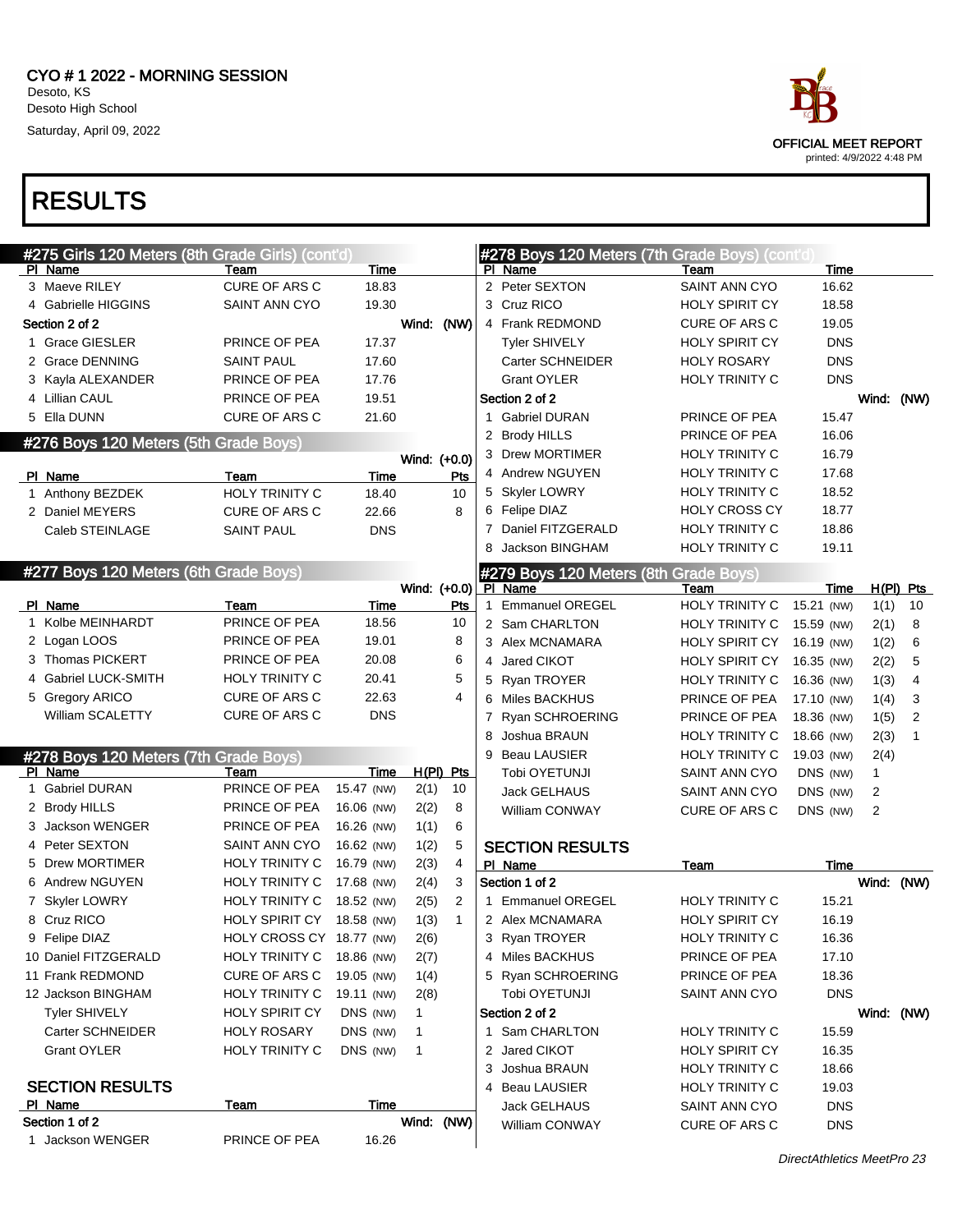# RESULTS

## #275 Girls 120 Meters (8th Grade Girls) (cont'd)

| Pl | Name | Team | Time |
|---|---|---|---|
| 3 | Maeve RILEY | CURE OF ARS C | 18.83 |
| 4 | Gabrielle HIGGINS | SAINT ANN CYO | 19.30 |

Section 2 of 2 — Wind: (NW)

| Pl | Name | Team | Time |
|---|---|---|---|
| 1 | Grace GIESLER | PRINCE OF PEA | 17.37 |
| 2 | Grace DENNING | SAINT PAUL | 17.60 |
| 3 | Kayla ALEXANDER | PRINCE OF PEA | 17.76 |
| 4 | Lillian CAUL | PRINCE OF PEA | 19.51 |
| 5 | Ella DUNN | CURE OF ARS C | 21.60 |

## #276 Boys 120 Meters (5th Grade Boys)

Wind: (+0.0)

| Pl | Name | Team | Time | Pts |
|---|---|---|---|---|
| 1 | Anthony BEZDEK | HOLY TRINITY C | 18.40 | 10 |
| 2 | Daniel MEYERS | CURE OF ARS C | 22.66 | 8 |
| | Caleb STEINLAGE | SAINT PAUL | DNS | |

## #277 Boys 120 Meters (6th Grade Boys)

Wind: (+0.0)

| Pl | Name | Team | Time | Pts |
|---|---|---|---|---|
| 1 | Kolbe MEINHARDT | PRINCE OF PEA | 18.56 | 10 |
| 2 | Logan LOOS | PRINCE OF PEA | 19.01 | 8 |
| 3 | Thomas PICKERT | PRINCE OF PEA | 20.08 | 6 |
| 4 | Gabriel LUCK-SMITH | HOLY TRINITY C | 20.41 | 5 |
| 5 | Gregory ARICO | CURE OF ARS C | 22.63 | 4 |
| | William SCALETTY | CURE OF ARS C | DNS | |

## #278 Boys 120 Meters (7th Grade Boys)

| Pl | Name | Team | Time | H(Pl) | Pts |
|---|---|---|---|---|---|
| 1 | Gabriel DURAN | PRINCE OF PEA | 15.47 (NW) | 2(1) | 10 |
| 2 | Brody HILLS | PRINCE OF PEA | 16.06 (NW) | 2(2) | 8 |
| 3 | Jackson WENGER | PRINCE OF PEA | 16.26 (NW) | 1(1) | 6 |
| 4 | Peter SEXTON | SAINT ANN CYO | 16.62 (NW) | 1(2) | 5 |
| 5 | Drew MORTIMER | HOLY TRINITY C | 16.79 (NW) | 2(3) | 4 |
| 6 | Andrew NGUYEN | HOLY TRINITY C | 17.68 (NW) | 2(4) | 3 |
| 7 | Skyler LOWRY | HOLY TRINITY C | 18.52 (NW) | 2(5) | 2 |
| 8 | Cruz RICO | HOLY SPIRIT CY | 18.58 (NW) | 1(3) | 1 |
| 9 | Felipe DIAZ | HOLY CROSS CY | 18.77 (NW) | 2(6) | |
| 10 | Daniel FITZGERALD | HOLY TRINITY C | 18.86 (NW) | 2(7) | |
| 11 | Frank REDMOND | CURE OF ARS C | 19.05 (NW) | 1(4) | |
| 12 | Jackson BINGHAM | HOLY TRINITY C | 19.11 (NW) | 2(8) | |
| | Tyler SHIVELY | HOLY SPIRIT CY | DNS (NW) | 1 | |
| | Carter SCHNEIDER | HOLY ROSARY | DNS (NW) | 1 | |
| | Grant OYLER | HOLY TRINITY C | DNS (NW) | 1 | |

### SECTION RESULTS

Section 1 of 2 — Wind: (NW)

| Pl | Name | Team | Time |
|---|---|---|---|
| 1 | Jackson WENGER | PRINCE OF PEA | 16.26 |
| 2 | Peter SEXTON | SAINT ANN CYO | 16.62 |
| 3 | Cruz RICO | HOLY SPIRIT CY | 18.58 |
| 4 | Frank REDMOND | CURE OF ARS C | 19.05 |
| | Tyler SHIVELY | HOLY SPIRIT CY | DNS |
| | Carter SCHNEIDER | HOLY ROSARY | DNS |
| | Grant OYLER | HOLY TRINITY C | DNS |

Section 2 of 2 — Wind: (NW)

| Pl | Name | Team | Time |
|---|---|---|---|
| 1 | Gabriel DURAN | PRINCE OF PEA | 15.47 |
| 2 | Brody HILLS | PRINCE OF PEA | 16.06 |
| 3 | Drew MORTIMER | HOLY TRINITY C | 16.79 |
| 4 | Andrew NGUYEN | HOLY TRINITY C | 17.68 |
| 5 | Skyler LOWRY | HOLY TRINITY C | 18.52 |
| 6 | Felipe DIAZ | HOLY CROSS CY | 18.77 |
| 7 | Daniel FITZGERALD | HOLY TRINITY C | 18.86 |
| 8 | Jackson BINGHAM | HOLY TRINITY C | 19.11 |

## #279 Boys 120 Meters (8th Grade Boys)

| Pl | Name | Team | Time | H(Pl) | Pts |
|---|---|---|---|---|---|
| 1 | Emmanuel OREGEL | HOLY TRINITY C | 15.21 (NW) | 1(1) | 10 |
| 2 | Sam CHARLTON | HOLY TRINITY C | 15.59 (NW) | 2(1) | 8 |
| 3 | Alex MCNAMARA | HOLY SPIRIT CY | 16.19 (NW) | 1(2) | 6 |
| 4 | Jared CIKOT | HOLY SPIRIT CY | 16.35 (NW) | 2(2) | 5 |
| 5 | Ryan TROYER | HOLY TRINITY C | 16.36 (NW) | 1(3) | 4 |
| 6 | Miles BACKHUS | PRINCE OF PEA | 17.10 (NW) | 1(4) | 3 |
| 7 | Ryan SCHROERING | PRINCE OF PEA | 18.36 (NW) | 1(5) | 2 |
| 8 | Joshua BRAUN | HOLY TRINITY C | 18.66 (NW) | 2(3) | 1 |
| 9 | Beau LAUSIER | HOLY TRINITY C | 19.03 (NW) | 2(4) | |
| | Tobi OYETUNJI | SAINT ANN CYO | DNS (NW) | 1 | |
| | Jack GELHAUS | SAINT ANN CYO | DNS (NW) | 2 | |
| | William CONWAY | CURE OF ARS C | DNS (NW) | 2 | |

### SECTION RESULTS

Section 1 of 2 — Wind: (NW)

| Pl | Name | Team | Time |
|---|---|---|---|
| 1 | Emmanuel OREGEL | HOLY TRINITY C | 15.21 |
| 2 | Alex MCNAMARA | HOLY SPIRIT CY | 16.19 |
| 3 | Ryan TROYER | HOLY TRINITY C | 16.36 |
| 4 | Miles BACKHUS | PRINCE OF PEA | 17.10 |
| 5 | Ryan SCHROERING | PRINCE OF PEA | 18.36 |
| | Tobi OYETUNJI | SAINT ANN CYO | DNS |

Section 2 of 2 — Wind: (NW)

| Pl | Name | Team | Time |
|---|---|---|---|
| 1 | Sam CHARLTON | HOLY TRINITY C | 15.59 |
| 2 | Jared CIKOT | HOLY SPIRIT CY | 16.35 |
| 3 | Joshua BRAUN | HOLY TRINITY C | 18.66 |
| 4 | Beau LAUSIER | HOLY TRINITY C | 19.03 |
| | Jack GELHAUS | SAINT ANN CYO | DNS |
| | William CONWAY | CURE OF ARS C | DNS |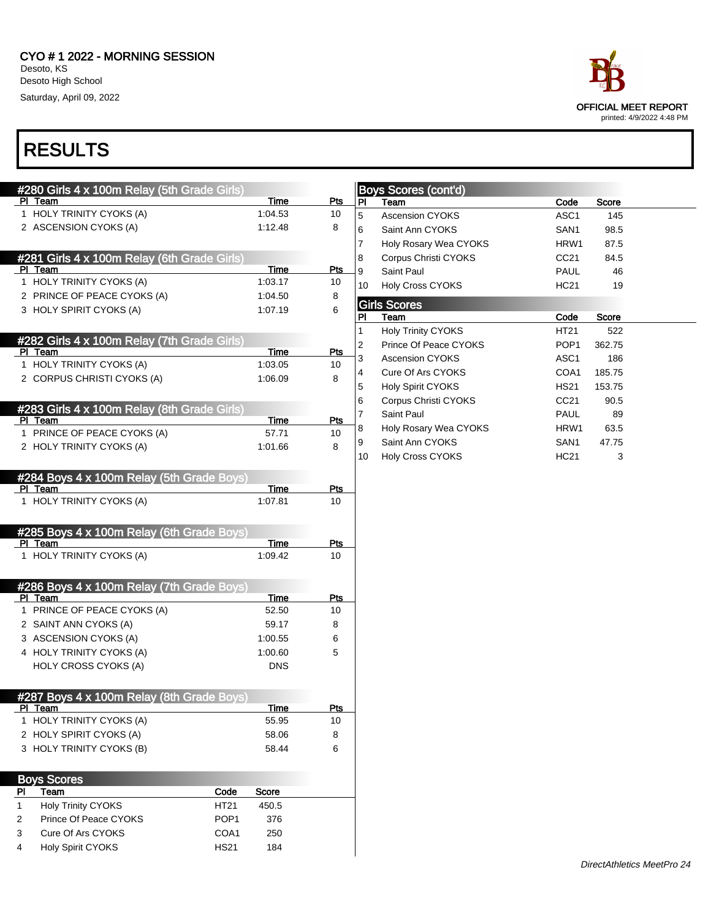CYO # 1 2022 - MORNING SESSION
Desoto, KS
Desoto High School
Saturday, April 09, 2022

OFFICIAL MEET REPORT
printed: 4/9/2022 4:48 PM

# RESULTS

## #280 Girls 4 x 100m Relay (5th Grade Girls)

| Pl | Team | Time | Pts |
|---|---|---|---|
| 1 | HOLY TRINITY CYOKS (A) | 1:04.53 | 10 |
| 2 | ASCENSION CYOKS (A) | 1:12.48 | 8 |

## #281 Girls 4 x 100m Relay (6th Grade Girls)

| Pl | Team | Time | Pts |
|---|---|---|---|
| 1 | HOLY TRINITY CYOKS (A) | 1:03.17 | 10 |
| 2 | PRINCE OF PEACE CYOKS (A) | 1:04.50 | 8 |
| 3 | HOLY SPIRIT CYOKS (A) | 1:07.19 | 6 |

## #282 Girls 4 x 100m Relay (7th Grade Girls)

| Pl | Team | Time | Pts |
|---|---|---|---|
| 1 | HOLY TRINITY CYOKS (A) | 1:03.05 | 10 |
| 2 | CORPUS CHRISTI CYOKS (A) | 1:06.09 | 8 |

## #283 Girls 4 x 100m Relay (8th Grade Girls)

| Pl | Team | Time | Pts |
|---|---|---|---|
| 1 | PRINCE OF PEACE CYOKS (A) | 57.71 | 10 |
| 2 | HOLY TRINITY CYOKS (A) | 1:01.66 | 8 |

## #284 Boys 4 x 100m Relay (5th Grade Boys)

| Pl | Team | Time | Pts |
|---|---|---|---|
| 1 | HOLY TRINITY CYOKS (A) | 1:07.81 | 10 |

## #285 Boys 4 x 100m Relay (6th Grade Boys)

| Pl | Team | Time | Pts |
|---|---|---|---|
| 1 | HOLY TRINITY CYOKS (A) | 1:09.42 | 10 |

## #286 Boys 4 x 100m Relay (7th Grade Boys)

| Pl | Team | Time | Pts |
|---|---|---|---|
| 1 | PRINCE OF PEACE CYOKS (A) | 52.50 | 10 |
| 2 | SAINT ANN CYOKS (A) | 59.17 | 8 |
| 3 | ASCENSION CYOKS (A) | 1:00.55 | 6 |
| 4 | HOLY TRINITY CYOKS (A) | 1:00.60 | 5 |
| | HOLY CROSS CYOKS (A) | DNS | |

## #287 Boys 4 x 100m Relay (8th Grade Boys)

| Pl | Team | Time | Pts |
|---|---|---|---|
| 1 | HOLY TRINITY CYOKS (A) | 55.95 | 10 |
| 2 | HOLY SPIRIT CYOKS (A) | 58.06 | 8 |
| 3 | HOLY TRINITY CYOKS (B) | 58.44 | 6 |

## Boys Scores

| Pl | Team | Code | Score |
|---|---|---|---|
| 1 | Holy Trinity CYOKS | HT21 | 450.5 |
| 2 | Prince Of Peace CYOKS | POP1 | 376 |
| 3 | Cure Of Ars CYOKS | COA1 | 250 |
| 4 | Holy Spirit CYOKS | HS21 | 184 |
| 5 | Ascension CYOKS | ASC1 | 145 |
| 6 | Saint Ann CYOKS | SAN1 | 98.5 |
| 7 | Holy Rosary Wea CYOKS | HRW1 | 87.5 |
| 8 | Corpus Christi CYOKS | CC21 | 84.5 |
| 9 | Saint Paul | PAUL | 46 |
| 10 | Holy Cross CYOKS | HC21 | 19 |

## Girls Scores

| Pl | Team | Code | Score |
|---|---|---|---|
| 1 | Holy Trinity CYOKS | HT21 | 522 |
| 2 | Prince Of Peace CYOKS | POP1 | 362.75 |
| 3 | Ascension CYOKS | ASC1 | 186 |
| 4 | Cure Of Ars CYOKS | COA1 | 185.75 |
| 5 | Holy Spirit CYOKS | HS21 | 153.75 |
| 6 | Corpus Christi CYOKS | CC21 | 90.5 |
| 7 | Saint Paul | PAUL | 89 |
| 8 | Holy Rosary Wea CYOKS | HRW1 | 63.5 |
| 9 | Saint Ann CYOKS | SAN1 | 47.75 |
| 10 | Holy Cross CYOKS | HC21 | 3 |